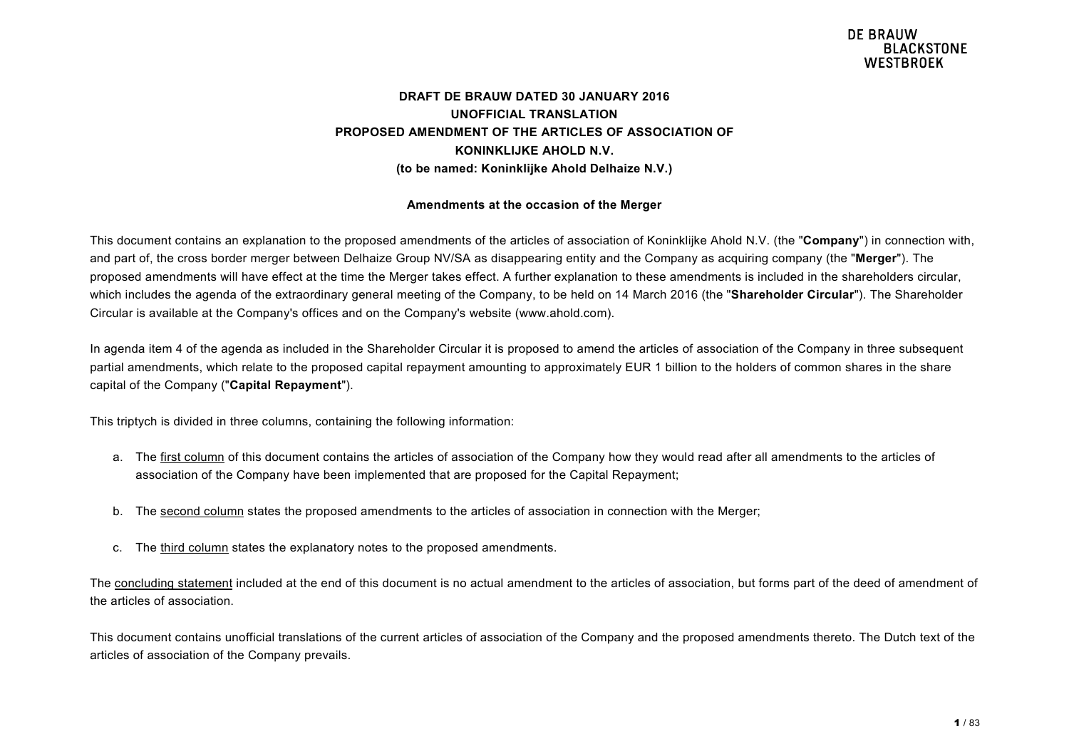**DRAFT DE BRAUW DATED 30 JANUARY 2016**

**UNOFFICIAL TRANSLATION**

**PROPOSED AMENDMENT OF THE ARTICLES OF ASSOCIATION OF**

**KONINKLIJKE AHOLD N.V.**

**(to be named: Koninklijke Ahold Delhaize N.V.)**

**Amendments at the occasion of the Merger**

This document contains an explanation to the proposed amendments of the articles of association of Koninklijke Ahold N.V. (the "**Company**") in connection with, and part of, the cross border merger between Delhaize Group NV/SA as disappearing entity and the Company as acquiring company (the "**Merger**"). The proposed amendments will have effect at the time the Merger takes effect. A further explanation to these amendments is included in the shareholders circular, which includes the agenda of the extraordinary general meeting of the Company, to be held on 14 March 2016 (the "**Shareholder Circular**"). The Shareholder Circular is available at the Company's offices and on the Company's website (www.ahold.com).

In agenda item 4 of the agenda as included in the Shareholder Circular it is proposed to amend the articles of association of the Company in three subsequent partial amendments, which relate to the proposed capital repayment amounting to approximately EUR 1 billion to the holders of common shares in the share capital of the Company ("**Capital Repayment**").

This triptych is divided in three columns, containing the following information:

a. The first column of this document contains the articles of association of the Company how they would read after all amendments to the articles of association of the Company have been implemented that are proposed for the Capital Repayment;

b. The second column states the proposed amendments to the articles of association in connection with the Merger;

c. The third column states the explanatory notes to the proposed amendments.

The concluding statement included at the end of this document is no actual amendment to the articles of association, but forms part of the deed of amendment of the articles of association.

This document contains unofficial translations of the current articles of association of the Company and the proposed amendments thereto. The Dutch text of the articles of association of the Company prevails.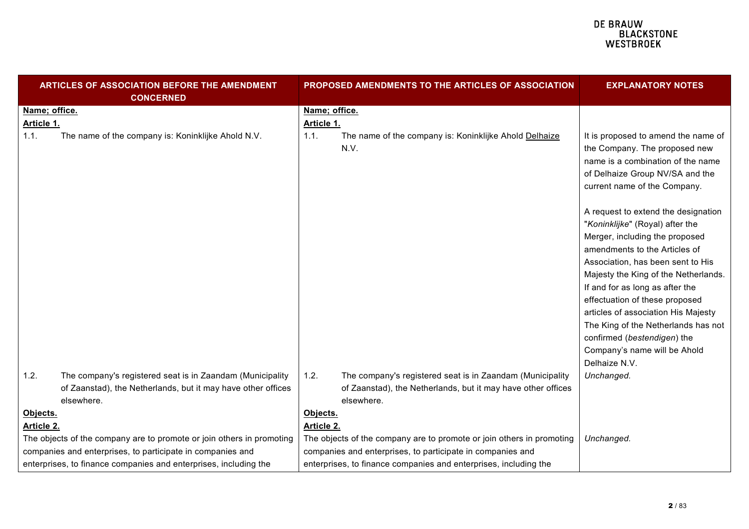| ARTICLES OF ASSOCIATION BEFORE THE AMENDMENT CONCERNED | PROPOSED AMENDMENTS TO THE ARTICLES OF ASSOCIATION | EXPLANATORY NOTES |
|---|---|---|
| **Name; office.** | **Name; office.** | |
| **Article 1.** | **Article 1.** | |
| 1.1. The name of the company is: Koninklijke Ahold N.V. | 1.1. The name of the company is: Koninklijke Ahold Delhaize N.V. | It is proposed to amend the name of the Company. The proposed new name is a combination of the name of Delhaize Group NV/SA and the current name of the Company. A request to extend the designation "*Koninklijke*" (Royal) after the Merger, including the proposed amendments to the Articles of Association, has been sent to His Majesty the King of the Netherlands. If and for as long as after the effectuation of these proposed articles of association His Majesty The King of the Netherlands has not confirmed (*bestendigen*) the Company's name will be Ahold Delhaize N.V. |
| 1.2. The company's registered seat is in Zaandam (Municipality of Zaanstad), the Netherlands, but it may have other offices elsewhere. | 1.2. The company's registered seat is in Zaandam (Municipality of Zaanstad), the Netherlands, but it may have other offices elsewhere. | *Unchanged.* |
| **Objects.** | **Objects.** | |
| **Article 2.** | **Article 2.** | |
| The objects of the company are to promote or join others in promoting companies and enterprises, to participate in companies and enterprises, to finance companies and enterprises, including the | The objects of the company are to promote or join others in promoting companies and enterprises, to participate in companies and enterprises, to finance companies and enterprises, including the | *Unchanged.* |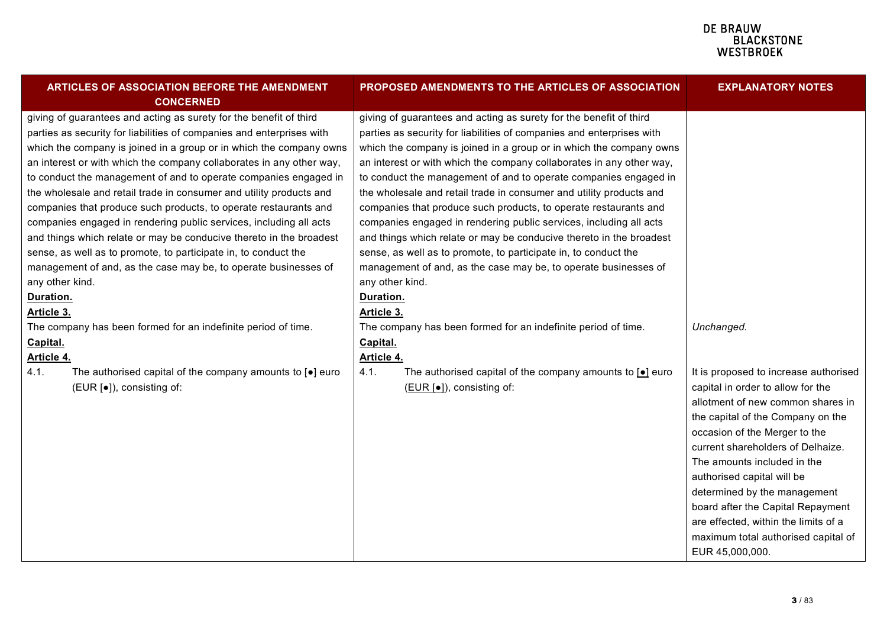| ARTICLES OF ASSOCIATION BEFORE THE AMENDMENT CONCERNED | PROPOSED AMENDMENTS TO THE ARTICLES OF ASSOCIATION | EXPLANATORY NOTES |
| --- | --- | --- |
| giving of guarantees and acting as surety for the benefit of third parties as security for liabilities of companies and enterprises with which the company is joined in a group or in which the company owns an interest or with which the company collaborates in any other way, to conduct the management of and to operate companies engaged in the wholesale and retail trade in consumer and utility products and companies that produce such products, to operate restaurants and companies engaged in rendering public services, including all acts and things which relate or may be conducive thereto in the broadest sense, as well as to promote, to participate in, to conduct the management of and, as the case may be, to operate businesses of any other kind. | giving of guarantees and acting as surety for the benefit of third parties as security for liabilities of companies and enterprises with which the company is joined in a group or in which the company owns an interest or with which the company collaborates in any other way, to conduct the management of and to operate companies engaged in the wholesale and retail trade in consumer and utility products and companies that produce such products, to operate restaurants and companies engaged in rendering public services, including all acts and things which relate or may be conducive thereto in the broadest sense, as well as to promote, to participate in, to conduct the management of and, as the case may be, to operate businesses of any other kind. | |
| **<u>Duration.</u>** | **<u>Duration.</u>** | |
| **<u>Article 3.</u>** | **<u>Article 3.</u>** | |
| The company has been formed for an indefinite period of time. | The company has been formed for an indefinite period of time. | *Unchanged.* |
| **<u>Capital.</u>** | **<u>Capital.</u>** | |
| **<u>Article 4.</u>** | **<u>Article 4.</u>** | |
| 4.1. The authorised capital of the company amounts to [●] euro (EUR [●]), consisting of: | 4.1. The authorised capital of the company amounts to <u>[●]</u> euro (<u>EUR [●]</u>), consisting of: | It is proposed to increase authorised capital in order to allow for the allotment of new common shares in the capital of the Company on the occasion of the Merger to the current shareholders of Delhaize. The amounts included in the authorised capital will be determined by the management board after the Capital Repayment are effected, within the limits of a maximum total authorised capital of EUR 45,000,000. |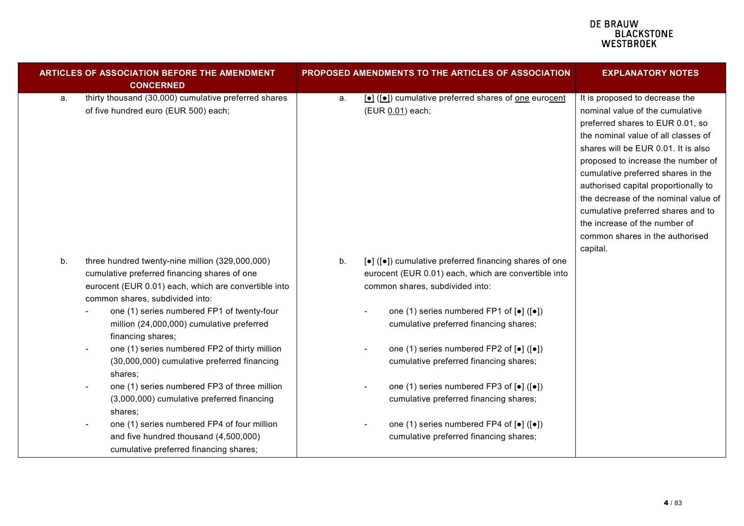| ARTICLES OF ASSOCIATION BEFORE THE AMENDMENT CONCERNED | PROPOSED AMENDMENTS TO THE ARTICLES OF ASSOCIATION | EXPLANATORY NOTES |
|---|---|---|
| a. thirty thousand (30,000) cumulative preferred shares of five hundred euro (EUR 500) each; | a. [●] ([●]) cumulative preferred shares of one eurocent (EUR 0.01) each; | It is proposed to decrease the nominal value of the cumulative preferred shares to EUR 0.01, so the nominal value of all classes of shares will be EUR 0.01. It is also proposed to increase the number of cumulative preferred shares in the authorised capital proportionally to the decrease of the nominal value of cumulative preferred shares and to the increase of the number of common shares in the authorised capital. |
| b. three hundred twenty-nine million (329,000,000) cumulative preferred financing shares of one eurocent (EUR 0.01) each, which are convertible into common shares, subdivided into:<br>- one (1) series numbered FP1 of twenty-four million (24,000,000) cumulative preferred financing shares;<br>- one (1) series numbered FP2 of thirty million (30,000,000) cumulative preferred financing shares;<br>- one (1) series numbered FP3 of three million (3,000,000) cumulative preferred financing shares;<br>- one (1) series numbered FP4 of four million and five hundred thousand (4,500,000) cumulative preferred financing shares; | b. [●] ([●]) cumulative preferred financing shares of one eurocent (EUR 0.01) each, which are convertible into common shares, subdivided into:<br>- one (1) series numbered FP1 of [●] ([●]) cumulative preferred financing shares;<br>- one (1) series numbered FP2 of [●] ([●]) cumulative preferred financing shares;<br>- one (1) series numbered FP3 of [●] ([●]) cumulative preferred financing shares;<br>- one (1) series numbered FP4 of [●] ([●]) cumulative preferred financing shares; | |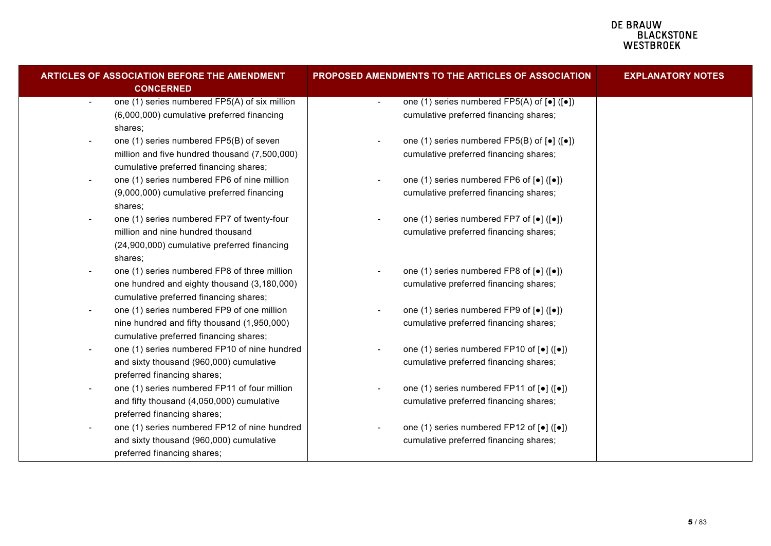| ARTICLES OF ASSOCIATION BEFORE THE AMENDMENT CONCERNED | PROPOSED AMENDMENTS TO THE ARTICLES OF ASSOCIATION | EXPLANATORY NOTES |
| --- | --- | --- |
| - one (1) series numbered FP5(A) of six million (6,000,000) cumulative preferred financing shares; | - one (1) series numbered FP5(A) of [•] ([•]) cumulative preferred financing shares; | |
| - one (1) series numbered FP5(B) of seven million and five hundred thousand (7,500,000) cumulative preferred financing shares; | - one (1) series numbered FP5(B) of [•] ([•]) cumulative preferred financing shares; | |
| - one (1) series numbered FP6 of nine million (9,000,000) cumulative preferred financing shares; | - one (1) series numbered FP6 of [•] ([•]) cumulative preferred financing shares; | |
| - one (1) series numbered FP7 of twenty-four million and nine hundred thousand (24,900,000) cumulative preferred financing shares; | - one (1) series numbered FP7 of [•] ([•]) cumulative preferred financing shares; | |
| - one (1) series numbered FP8 of three million one hundred and eighty thousand (3,180,000) cumulative preferred financing shares; | - one (1) series numbered FP8 of [•] ([•]) cumulative preferred financing shares; | |
| - one (1) series numbered FP9 of one million nine hundred and fifty thousand (1,950,000) cumulative preferred financing shares; | - one (1) series numbered FP9 of [•] ([•]) cumulative preferred financing shares; | |
| - one (1) series numbered FP10 of nine hundred and sixty thousand (960,000) cumulative preferred financing shares; | - one (1) series numbered FP10 of [•] ([•]) cumulative preferred financing shares; | |
| - one (1) series numbered FP11 of four million and fifty thousand (4,050,000) cumulative preferred financing shares; | - one (1) series numbered FP11 of [•] ([•]) cumulative preferred financing shares; | |
| - one (1) series numbered FP12 of nine hundred and sixty thousand (960,000) cumulative preferred financing shares; | - one (1) series numbered FP12 of [•] ([•]) cumulative preferred financing shares; | |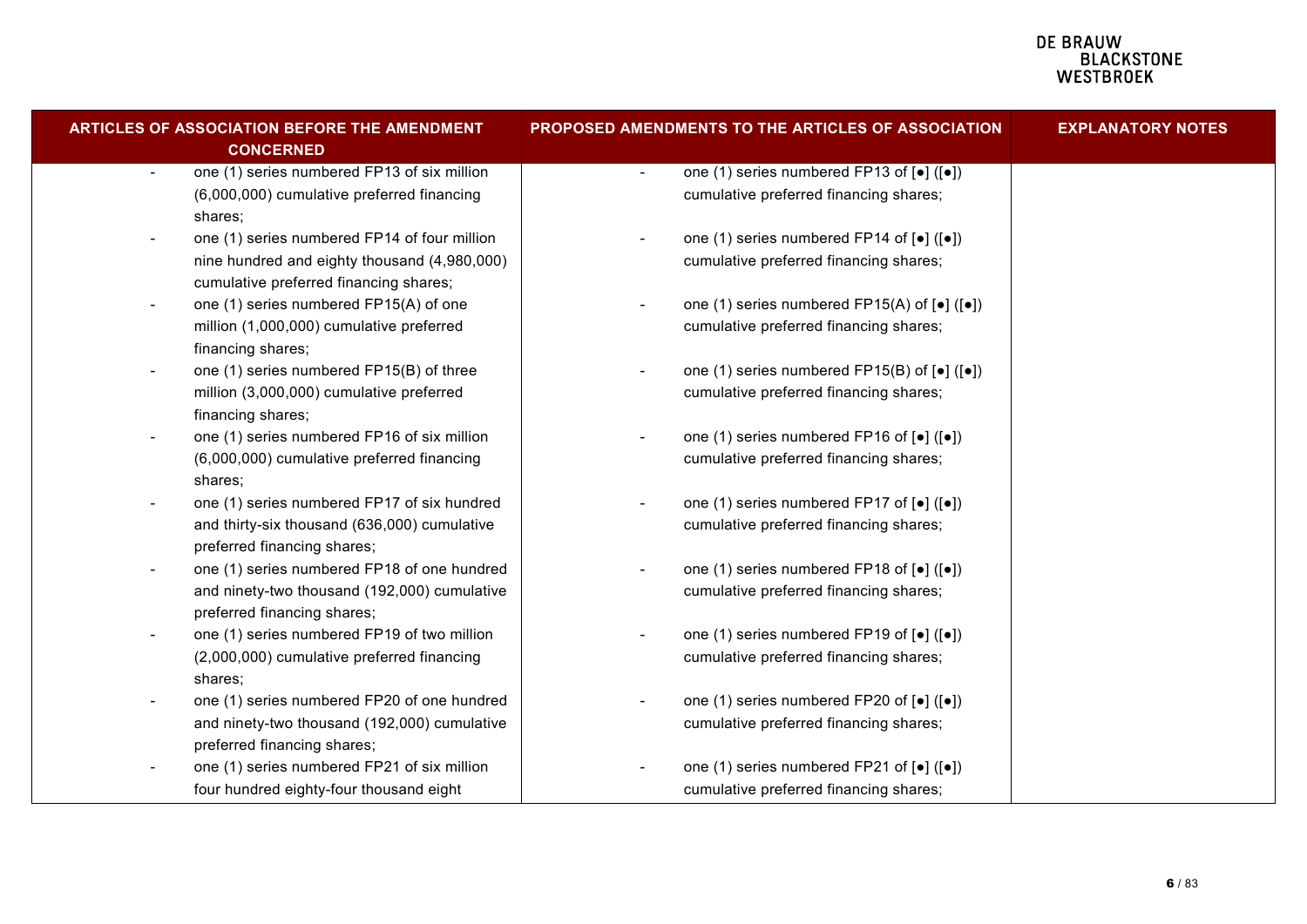| ARTICLES OF ASSOCIATION BEFORE THE AMENDMENT CONCERNED | PROPOSED AMENDMENTS TO THE ARTICLES OF ASSOCIATION | EXPLANATORY NOTES |
|---|---|---|
| - one (1) series numbered FP13 of six million (6,000,000) cumulative preferred financing shares; | - one (1) series numbered FP13 of [●] ([●]) cumulative preferred financing shares; | |
| - one (1) series numbered FP14 of four million nine hundred and eighty thousand (4,980,000) cumulative preferred financing shares; | - one (1) series numbered FP14 of [●] ([●]) cumulative preferred financing shares; | |
| - one (1) series numbered FP15(A) of one million (1,000,000) cumulative preferred financing shares; | - one (1) series numbered FP15(A) of [●] ([●]) cumulative preferred financing shares; | |
| - one (1) series numbered FP15(B) of three million (3,000,000) cumulative preferred financing shares; | - one (1) series numbered FP15(B) of [●] ([●]) cumulative preferred financing shares; | |
| - one (1) series numbered FP16 of six million (6,000,000) cumulative preferred financing shares; | - one (1) series numbered FP16 of [●] ([●]) cumulative preferred financing shares; | |
| - one (1) series numbered FP17 of six hundred and thirty-six thousand (636,000) cumulative preferred financing shares; | - one (1) series numbered FP17 of [●] ([●]) cumulative preferred financing shares; | |
| - one (1) series numbered FP18 of one hundred and ninety-two thousand (192,000) cumulative preferred financing shares; | - one (1) series numbered FP18 of [●] ([●]) cumulative preferred financing shares; | |
| - one (1) series numbered FP19 of two million (2,000,000) cumulative preferred financing shares; | - one (1) series numbered FP19 of [●] ([●]) cumulative preferred financing shares; | |
| - one (1) series numbered FP20 of one hundred and ninety-two thousand (192,000) cumulative preferred financing shares; | - one (1) series numbered FP20 of [●] ([●]) cumulative preferred financing shares; | |
| - one (1) series numbered FP21 of six million four hundred eighty-four thousand eight | - one (1) series numbered FP21 of [●] ([●]) cumulative preferred financing shares; | |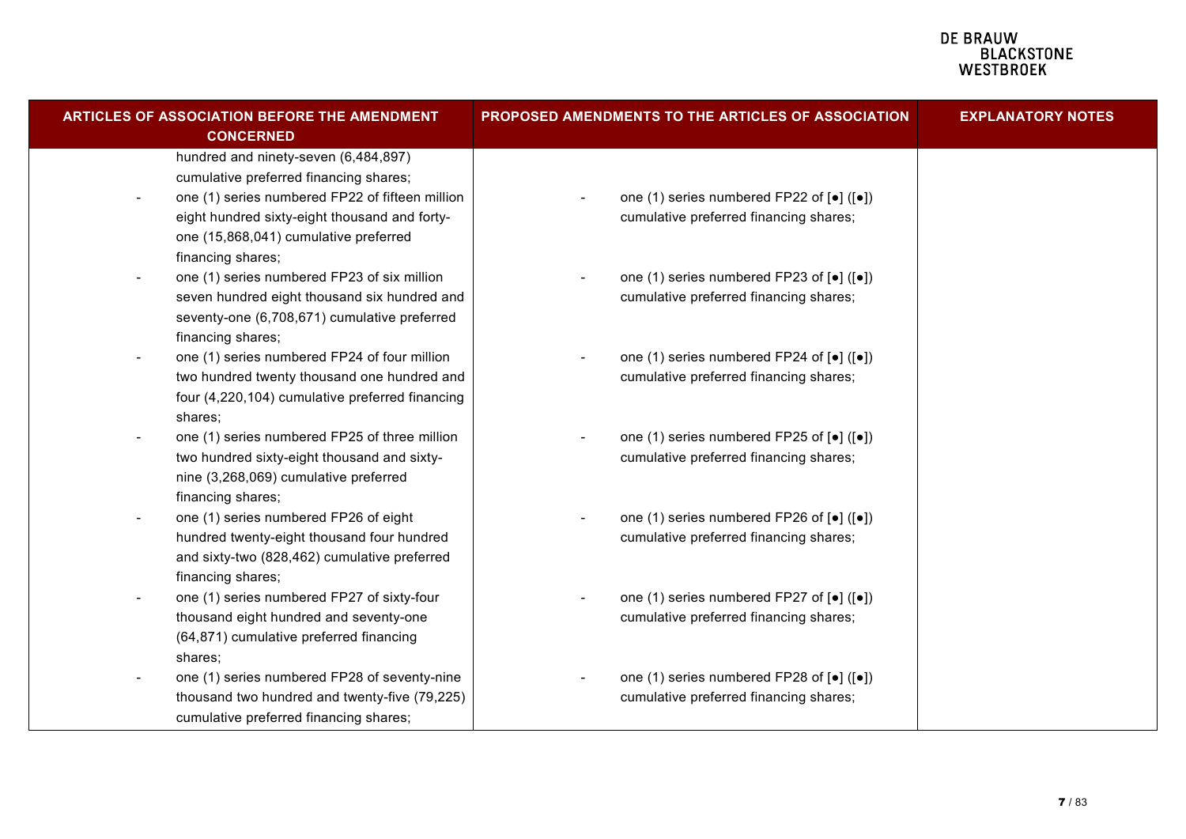| ARTICLES OF ASSOCIATION BEFORE THE AMENDMENT CONCERNED | PROPOSED AMENDMENTS TO THE ARTICLES OF ASSOCIATION | EXPLANATORY NOTES |
|---|---|---|
| hundred and ninety-seven (6,484,897) cumulative preferred financing shares; | | |
| - one (1) series numbered FP22 of fifteen million eight hundred sixty-eight thousand and forty-one (15,868,041) cumulative preferred financing shares; | - one (1) series numbered FP22 of [●] ([●]) cumulative preferred financing shares; | |
| - one (1) series numbered FP23 of six million seven hundred eight thousand six hundred and seventy-one (6,708,671) cumulative preferred financing shares; | - one (1) series numbered FP23 of [●] ([●]) cumulative preferred financing shares; | |
| - one (1) series numbered FP24 of four million two hundred twenty thousand one hundred and four (4,220,104) cumulative preferred financing shares; | - one (1) series numbered FP24 of [●] ([●]) cumulative preferred financing shares; | |
| - one (1) series numbered FP25 of three million two hundred sixty-eight thousand and sixty-nine (3,268,069) cumulative preferred financing shares; | - one (1) series numbered FP25 of [●] ([●]) cumulative preferred financing shares; | |
| - one (1) series numbered FP26 of eight hundred twenty-eight thousand four hundred and sixty-two (828,462) cumulative preferred financing shares; | - one (1) series numbered FP26 of [●] ([●]) cumulative preferred financing shares; | |
| - one (1) series numbered FP27 of sixty-four thousand eight hundred and seventy-one (64,871) cumulative preferred financing shares; | - one (1) series numbered FP27 of [●] ([●]) cumulative preferred financing shares; | |
| - one (1) series numbered FP28 of seventy-nine thousand two hundred and twenty-five (79,225) cumulative preferred financing shares; | - one (1) series numbered FP28 of [●] ([●]) cumulative preferred financing shares; | |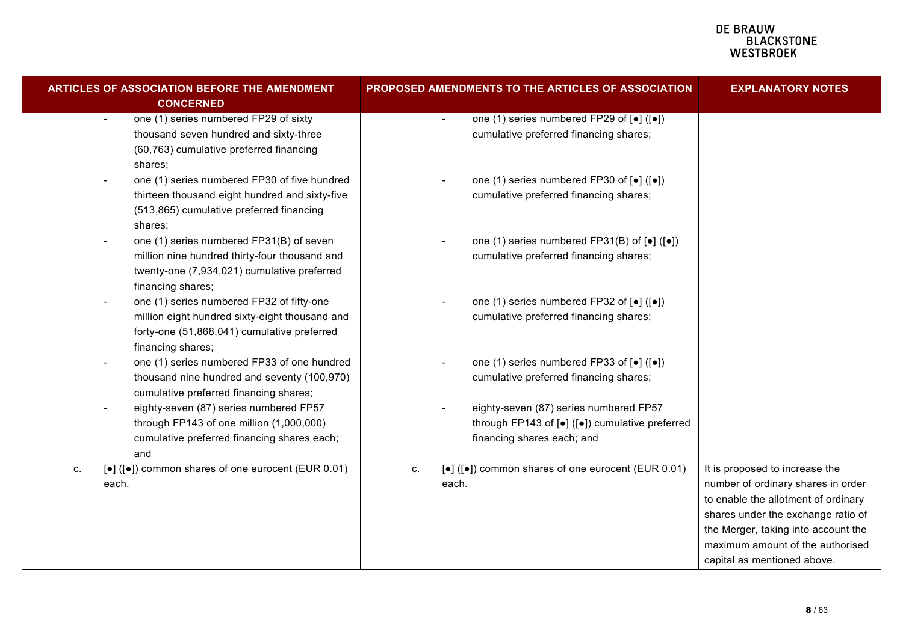| ARTICLES OF ASSOCIATION BEFORE THE AMENDMENT CONCERNED | PROPOSED AMENDMENTS TO THE ARTICLES OF ASSOCIATION | EXPLANATORY NOTES |
|---|---|---|
| - one (1) series numbered FP29 of sixty thousand seven hundred and sixty-three (60,763) cumulative preferred financing shares; | - one (1) series numbered FP29 of [●] ([●]) cumulative preferred financing shares; | |
| - one (1) series numbered FP30 of five hundred thirteen thousand eight hundred and sixty-five (513,865) cumulative preferred financing shares; | - one (1) series numbered FP30 of [●] ([●]) cumulative preferred financing shares; | |
| - one (1) series numbered FP31(B) of seven million nine hundred thirty-four thousand and twenty-one (7,934,021) cumulative preferred financing shares; | - one (1) series numbered FP31(B) of [●] ([●]) cumulative preferred financing shares; | |
| - one (1) series numbered FP32 of fifty-one million eight hundred sixty-eight thousand and forty-one (51,868,041) cumulative preferred financing shares; | - one (1) series numbered FP32 of [●] ([●]) cumulative preferred financing shares; | |
| - one (1) series numbered FP33 of one hundred thousand nine hundred and seventy (100,970) cumulative preferred financing shares; | - one (1) series numbered FP33 of [●] ([●]) cumulative preferred financing shares; | |
| - eighty-seven (87) series numbered FP57 through FP143 of one million (1,000,000) cumulative preferred financing shares each; and | - eighty-seven (87) series numbered FP57 through FP143 of [●] ([●]) cumulative preferred financing shares each; and | |
| c. [●] ([●]) common shares of one eurocent (EUR 0.01) each. | c. [●] ([●]) common shares of one eurocent (EUR 0.01) each. | It is proposed to increase the number of ordinary shares in order to enable the allotment of ordinary shares under the exchange ratio of the Merger, taking into account the maximum amount of the authorised capital as mentioned above. |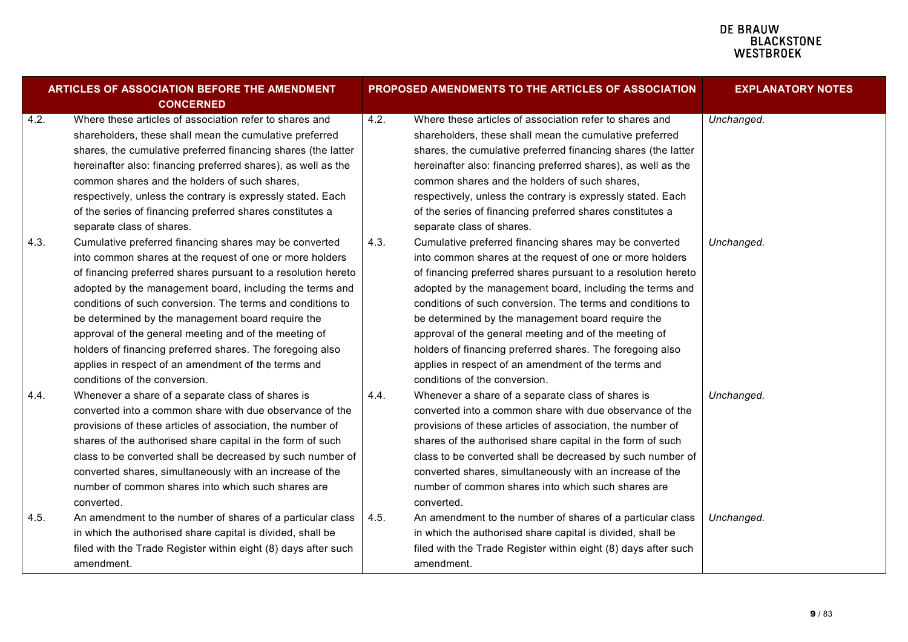| ARTICLES OF ASSOCIATION BEFORE THE AMENDMENT CONCERNED | | PROPOSED AMENDMENTS TO THE ARTICLES OF ASSOCIATION | | EXPLANATORY NOTES |
|---|---|---|---|---|
| 4.2. | Where these articles of association refer to shares and shareholders, these shall mean the cumulative preferred shares, the cumulative preferred financing shares (the latter hereinafter also: financing preferred shares), as well as the common shares and the holders of such shares, respectively, unless the contrary is expressly stated. Each of the series of financing preferred shares constitutes a separate class of shares. | 4.2. | Where these articles of association refer to shares and shareholders, these shall mean the cumulative preferred shares, the cumulative preferred financing shares (the latter hereinafter also: financing preferred shares), as well as the common shares and the holders of such shares, respectively, unless the contrary is expressly stated. Each of the series of financing preferred shares constitutes a separate class of shares. | *Unchanged.* |
| 4.3. | Cumulative preferred financing shares may be converted into common shares at the request of one or more holders of financing preferred shares pursuant to a resolution hereto adopted by the management board, including the terms and conditions of such conversion. The terms and conditions to be determined by the management board require the approval of the general meeting and of the meeting of holders of financing preferred shares. The foregoing also applies in respect of an amendment of the terms and conditions of the conversion. | 4.3. | Cumulative preferred financing shares may be converted into common shares at the request of one or more holders of financing preferred shares pursuant to a resolution hereto adopted by the management board, including the terms and conditions of such conversion. The terms and conditions to be determined by the management board require the approval of the general meeting and of the meeting of holders of financing preferred shares. The foregoing also applies in respect of an amendment of the terms and conditions of the conversion. | *Unchanged.* |
| 4.4. | Whenever a share of a separate class of shares is converted into a common share with due observance of the provisions of these articles of association, the number of shares of the authorised share capital in the form of such class to be converted shall be decreased by such number of converted shares, simultaneously with an increase of the number of common shares into which such shares are converted. | 4.4. | Whenever a share of a separate class of shares is converted into a common share with due observance of the provisions of these articles of association, the number of shares of the authorised share capital in the form of such class to be converted shall be decreased by such number of converted shares, simultaneously with an increase of the number of common shares into which such shares are converted. | *Unchanged.* |
| 4.5. | An amendment to the number of shares of a particular class in which the authorised share capital is divided, shall be filed with the Trade Register within eight (8) days after such amendment. | 4.5. | An amendment to the number of shares of a particular class in which the authorised share capital is divided, shall be filed with the Trade Register within eight (8) days after such amendment. | *Unchanged.* |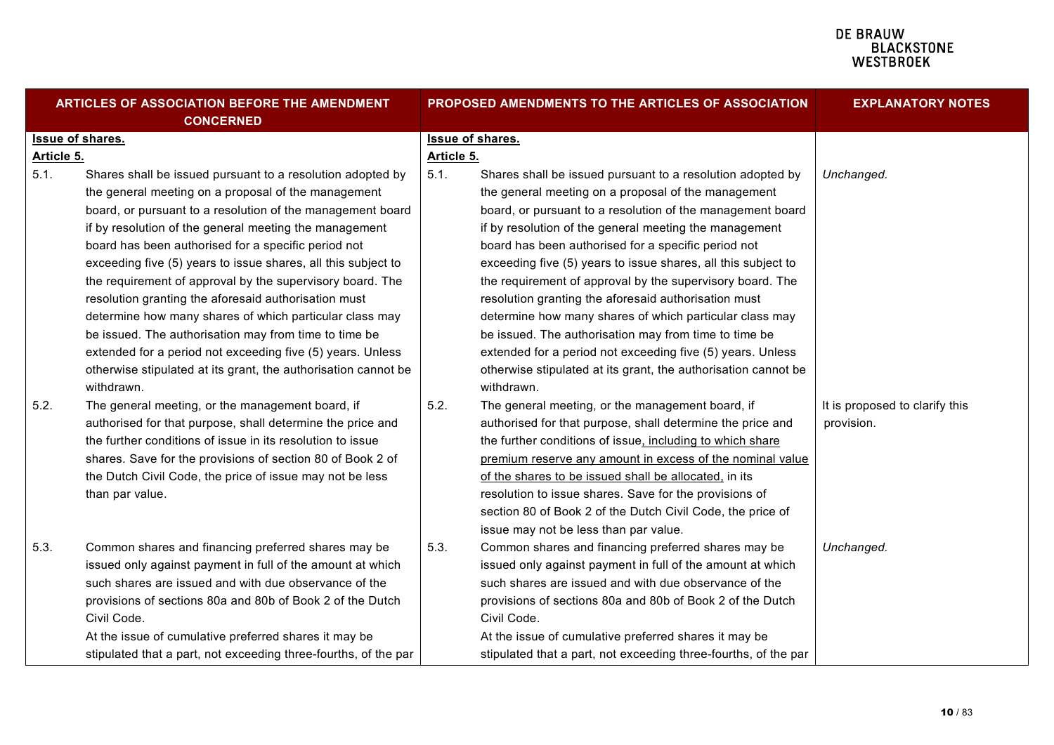| ARTICLES OF ASSOCIATION BEFORE THE AMENDMENT CONCERNED | PROPOSED AMENDMENTS TO THE ARTICLES OF ASSOCIATION | EXPLANATORY NOTES |
|---|---|---|
| **Issue of shares.**<br>**Article 5.** | **Issue of shares.**<br>**Article 5.** | |
| 5.1. Shares shall be issued pursuant to a resolution adopted by the general meeting on a proposal of the management board, or pursuant to a resolution of the management board if by resolution of the general meeting the management board has been authorised for a specific period not exceeding five (5) years to issue shares, all this subject to the requirement of approval by the supervisory board. The resolution granting the aforesaid authorisation must determine how many shares of which particular class may be issued. The authorisation may from time to time be extended for a period not exceeding five (5) years. Unless otherwise stipulated at its grant, the authorisation cannot be withdrawn. | 5.1. Shares shall be issued pursuant to a resolution adopted by the general meeting on a proposal of the management board, or pursuant to a resolution of the management board if by resolution of the general meeting the management board has been authorised for a specific period not exceeding five (5) years to issue shares, all this subject to the requirement of approval by the supervisory board. The resolution granting the aforesaid authorisation must determine how many shares of which particular class may be issued. The authorisation may from time to time be extended for a period not exceeding five (5) years. Unless otherwise stipulated at its grant, the authorisation cannot be withdrawn. | *Unchanged.* |
| 5.2. The general meeting, or the management board, if authorised for that purpose, shall determine the price and the further conditions of issue in its resolution to issue shares. Save for the provisions of section 80 of Book 2 of the Dutch Civil Code, the price of issue may not be less than par value. | 5.2. The general meeting, or the management board, if authorised for that purpose, shall determine the price and the further conditions of issue<u>, including to which share premium reserve any amount in excess of the nominal value of the shares to be issued shall be allocated,</u> in its resolution to issue shares. Save for the provisions of section 80 of Book 2 of the Dutch Civil Code, the price of issue may not be less than par value. | It is proposed to clarify this provision. |
| 5.3. Common shares and financing preferred shares may be issued only against payment in full of the amount at which such shares are issued and with due observance of the provisions of sections 80a and 80b of Book 2 of the Dutch Civil Code.<br>At the issue of cumulative preferred shares it may be stipulated that a part, not exceeding three-fourths, of the par | 5.3. Common shares and financing preferred shares may be issued only against payment in full of the amount at which such shares are issued and with due observance of the provisions of sections 80a and 80b of Book 2 of the Dutch Civil Code.<br>At the issue of cumulative preferred shares it may be stipulated that a part, not exceeding three-fourths, of the par | *Unchanged.* |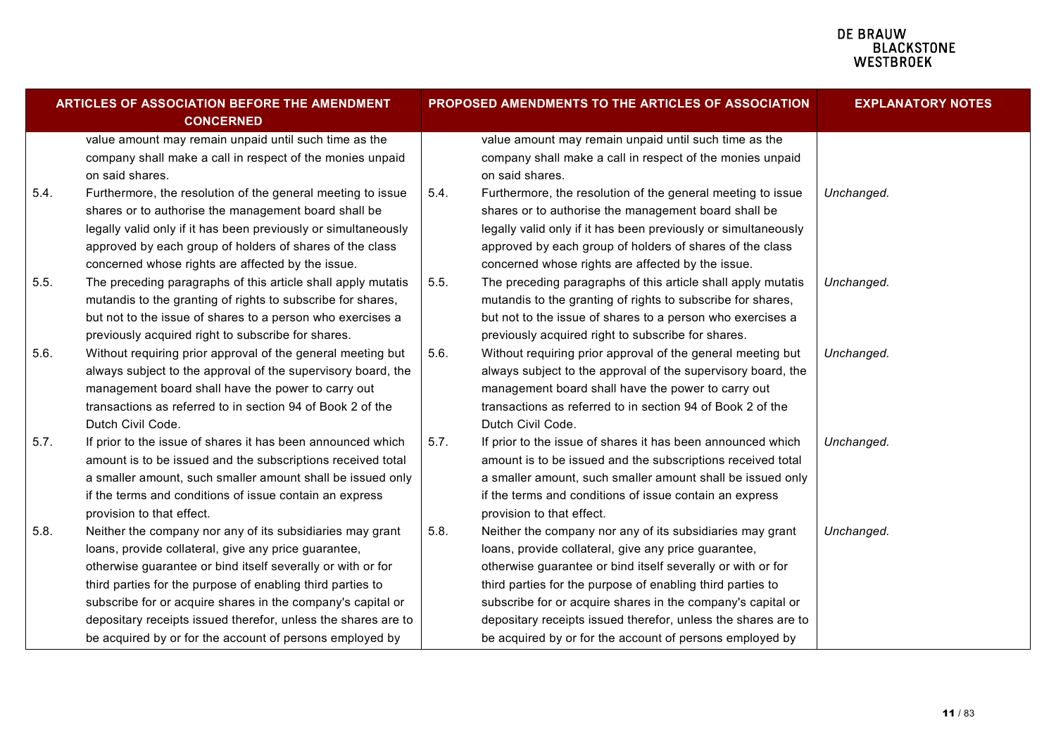| ARTICLES OF ASSOCIATION BEFORE THE AMENDMENT CONCERNED | PROPOSED AMENDMENTS TO THE ARTICLES OF ASSOCIATION | EXPLANATORY NOTES |
|---|---|---|
| value amount may remain unpaid until such time as the company shall make a call in respect of the monies unpaid on said shares. | value amount may remain unpaid until such time as the company shall make a call in respect of the monies unpaid on said shares. | |
| 5.4. Furthermore, the resolution of the general meeting to issue shares or to authorise the management board shall be legally valid only if it has been previously or simultaneously approved by each group of holders of shares of the class concerned whose rights are affected by the issue. | 5.4. Furthermore, the resolution of the general meeting to issue shares or to authorise the management board shall be legally valid only if it has been previously or simultaneously approved by each group of holders of shares of the class concerned whose rights are affected by the issue. | *Unchanged.* |
| 5.5. The preceding paragraphs of this article shall apply mutatis mutandis to the granting of rights to subscribe for shares, but not to the issue of shares to a person who exercises a previously acquired right to subscribe for shares. | 5.5. The preceding paragraphs of this article shall apply mutatis mutandis to the granting of rights to subscribe for shares, but not to the issue of shares to a person who exercises a previously acquired right to subscribe for shares. | *Unchanged.* |
| 5.6. Without requiring prior approval of the general meeting but always subject to the approval of the supervisory board, the management board shall have the power to carry out transactions as referred to in section 94 of Book 2 of the Dutch Civil Code. | 5.6. Without requiring prior approval of the general meeting but always subject to the approval of the supervisory board, the management board shall have the power to carry out transactions as referred to in section 94 of Book 2 of the Dutch Civil Code. | *Unchanged.* |
| 5.7. If prior to the issue of shares it has been announced which amount is to be issued and the subscriptions received total a smaller amount, such smaller amount shall be issued only if the terms and conditions of issue contain an express provision to that effect. | 5.7. If prior to the issue of shares it has been announced which amount is to be issued and the subscriptions received total a smaller amount, such smaller amount shall be issued only if the terms and conditions of issue contain an express provision to that effect. | *Unchanged.* |
| 5.8. Neither the company nor any of its subsidiaries may grant loans, provide collateral, give any price guarantee, otherwise guarantee or bind itself severally or with or for third parties for the purpose of enabling third parties to subscribe for or acquire shares in the company's capital or depositary receipts issued therefor, unless the shares are to be acquired by or for the account of persons employed by | 5.8. Neither the company nor any of its subsidiaries may grant loans, provide collateral, give any price guarantee, otherwise guarantee or bind itself severally or with or for third parties for the purpose of enabling third parties to subscribe for or acquire shares in the company's capital or depositary receipts issued therefor, unless the shares are to be acquired by or for the account of persons employed by | *Unchanged.* |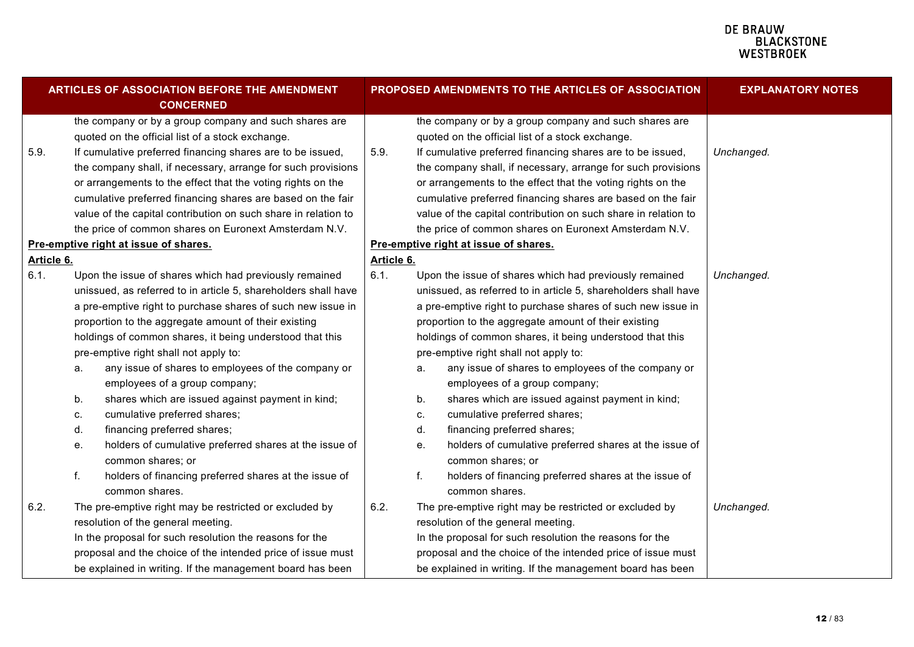| ARTICLES OF ASSOCIATION BEFORE THE AMENDMENT CONCERNED | PROPOSED AMENDMENTS TO THE ARTICLES OF ASSOCIATION | EXPLANATORY NOTES |
|---|---|---|
| the company or by a group company and such shares are quoted on the official list of a stock exchange. | the company or by a group company and such shares are quoted on the official list of a stock exchange. | |
| 5.9. If cumulative preferred financing shares are to be issued, the company shall, if necessary, arrange for such provisions or arrangements to the effect that the voting rights on the cumulative preferred financing shares are based on the fair value of the capital contribution on such share in relation to the price of common shares on Euronext Amsterdam N.V. | 5.9. If cumulative preferred financing shares are to be issued, the company shall, if necessary, arrange for such provisions or arrangements to the effect that the voting rights on the cumulative preferred financing shares are based on the fair value of the capital contribution on such share in relation to the price of common shares on Euronext Amsterdam N.V. | *Unchanged.* |
| **Pre-emptive right at issue of shares.** | **Pre-emptive right at issue of shares.** | |
| **Article 6.** | **Article 6.** | |
| 6.1. Upon the issue of shares which had previously remained unissued, as referred to in article 5, shareholders shall have a pre-emptive right to purchase shares of such new issue in proportion to the aggregate amount of their existing holdings of common shares, it being understood that this pre-emptive right shall not apply to:<br>a. any issue of shares to employees of the company or employees of a group company;<br>b. shares which are issued against payment in kind;<br>c. cumulative preferred shares;<br>d. financing preferred shares;<br>e. holders of cumulative preferred shares at the issue of common shares; or<br>f. holders of financing preferred shares at the issue of common shares. | 6.1. Upon the issue of shares which had previously remained unissued, as referred to in article 5, shareholders shall have a pre-emptive right to purchase shares of such new issue in proportion to the aggregate amount of their existing holdings of common shares, it being understood that this pre-emptive right shall not apply to:<br>a. any issue of shares to employees of the company or employees of a group company;<br>b. shares which are issued against payment in kind;<br>c. cumulative preferred shares;<br>d. financing preferred shares;<br>e. holders of cumulative preferred shares at the issue of common shares; or<br>f. holders of financing preferred shares at the issue of common shares. | *Unchanged.* |
| 6.2. The pre-emptive right may be restricted or excluded by resolution of the general meeting.<br>In the proposal for such resolution the reasons for the proposal and the choice of the intended price of issue must be explained in writing. If the management board has been | 6.2. The pre-emptive right may be restricted or excluded by resolution of the general meeting.<br>In the proposal for such resolution the reasons for the proposal and the choice of the intended price of issue must be explained in writing. If the management board has been | *Unchanged.* |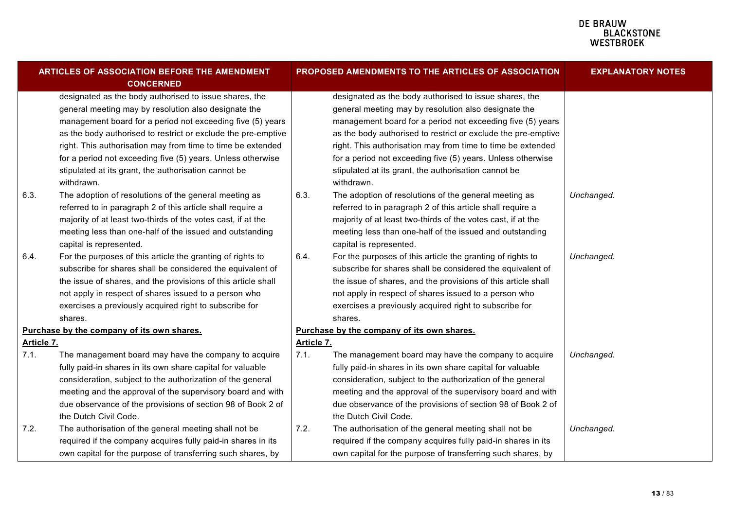| ARTICLES OF ASSOCIATION BEFORE THE AMENDMENT CONCERNED | PROPOSED AMENDMENTS TO THE ARTICLES OF ASSOCIATION | EXPLANATORY NOTES |
|---|---|---|
| designated as the body authorised to issue shares, the general meeting may by resolution also designate the management board for a period not exceeding five (5) years as the body authorised to restrict or exclude the pre-emptive right. This authorisation may from time to time be extended for a period not exceeding five (5) years. Unless otherwise stipulated at its grant, the authorisation cannot be withdrawn. | designated as the body authorised to issue shares, the general meeting may by resolution also designate the management board for a period not exceeding five (5) years as the body authorised to restrict or exclude the pre-emptive right. This authorisation may from time to time be extended for a period not exceeding five (5) years. Unless otherwise stipulated at its grant, the authorisation cannot be withdrawn. | |
| 6.3. The adoption of resolutions of the general meeting as referred to in paragraph 2 of this article shall require a majority of at least two-thirds of the votes cast, if at the meeting less than one-half of the issued and outstanding capital is represented. | 6.3. The adoption of resolutions of the general meeting as referred to in paragraph 2 of this article shall require a majority of at least two-thirds of the votes cast, if at the meeting less than one-half of the issued and outstanding capital is represented. | *Unchanged.* |
| 6.4. For the purposes of this article the granting of rights to subscribe for shares shall be considered the equivalent of the issue of shares, and the provisions of this article shall not apply in respect of shares issued to a person who exercises a previously acquired right to subscribe for shares. | 6.4. For the purposes of this article the granting of rights to subscribe for shares shall be considered the equivalent of the issue of shares, and the provisions of this article shall not apply in respect of shares issued to a person who exercises a previously acquired right to subscribe for shares. | *Unchanged.* |
| **Purchase by the company of its own shares.** | **Purchase by the company of its own shares.** | |
| **Article 7.** | **Article 7.** | |
| 7.1. The management board may have the company to acquire fully paid-in shares in its own share capital for valuable consideration, subject to the authorization of the general meeting and the approval of the supervisory board and with due observance of the provisions of section 98 of Book 2 of the Dutch Civil Code. | 7.1. The management board may have the company to acquire fully paid-in shares in its own share capital for valuable consideration, subject to the authorization of the general meeting and the approval of the supervisory board and with due observance of the provisions of section 98 of Book 2 of the Dutch Civil Code. | *Unchanged.* |
| 7.2. The authorisation of the general meeting shall not be required if the company acquires fully paid-in shares in its own capital for the purpose of transferring such shares, by | 7.2. The authorisation of the general meeting shall not be required if the company acquires fully paid-in shares in its own capital for the purpose of transferring such shares, by | *Unchanged.* |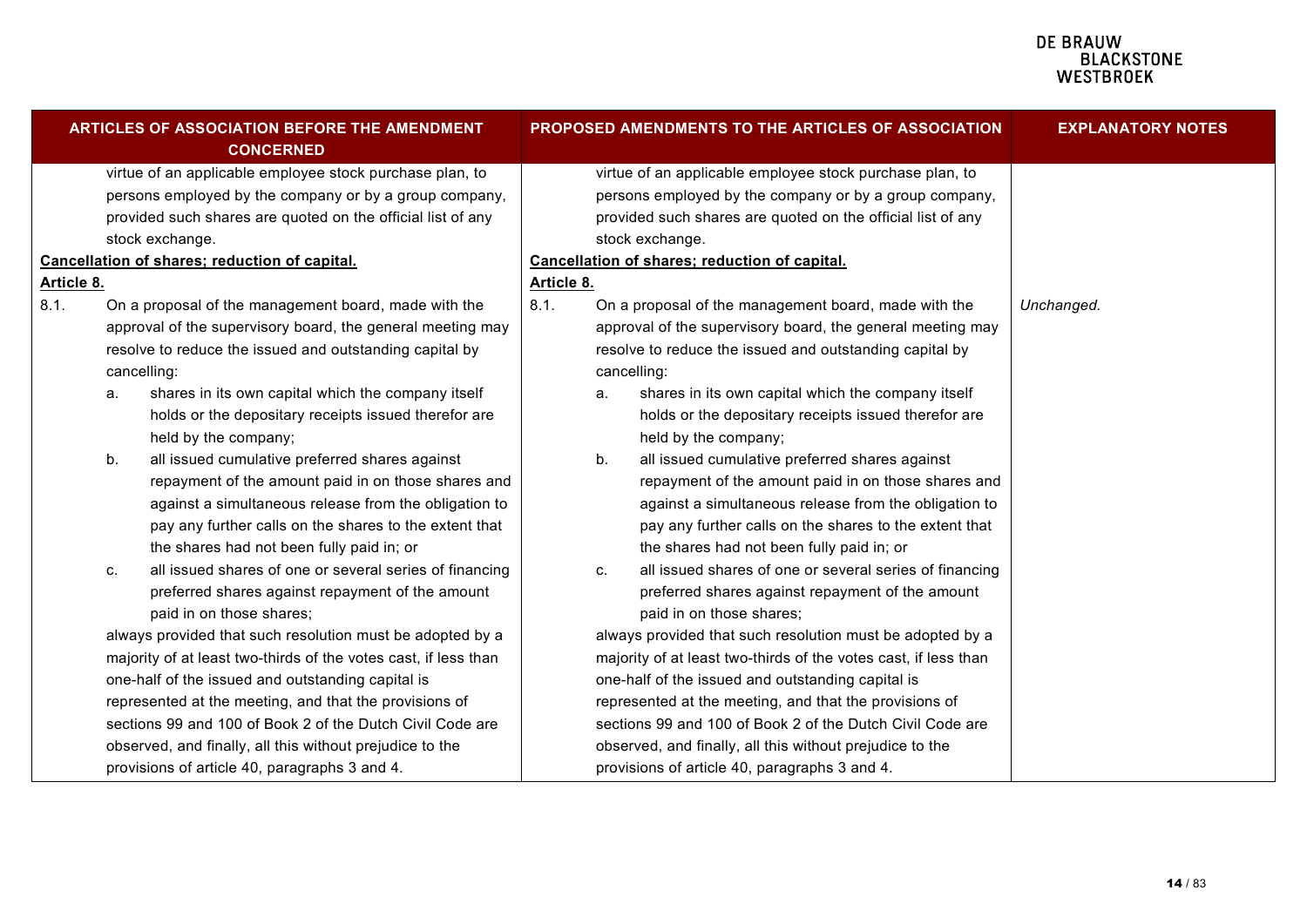| ARTICLES OF ASSOCIATION BEFORE THE AMENDMENT CONCERNED | PROPOSED AMENDMENTS TO THE ARTICLES OF ASSOCIATION | EXPLANATORY NOTES |
|---|---|---|
| virtue of an applicable employee stock purchase plan, to persons employed by the company or by a group company, provided such shares are quoted on the official list of any stock exchange. | virtue of an applicable employee stock purchase plan, to persons employed by the company or by a group company, provided such shares are quoted on the official list of any stock exchange. | |
| **Cancellation of shares; reduction of capital.** | **Cancellation of shares; reduction of capital.** | |
| **Article 8.** | **Article 8.** | |
| 8.1. On a proposal of the management board, made with the approval of the supervisory board, the general meeting may resolve to reduce the issued and outstanding capital by cancelling: a. shares in its own capital which the company itself holds or the depositary receipts issued therefor are held by the company; b. all issued cumulative preferred shares against repayment of the amount paid in on those shares and against a simultaneous release from the obligation to pay any further calls on the shares to the extent that the shares had not been fully paid in; or c. all issued shares of one or several series of financing preferred shares against repayment of the amount paid in on those shares; always provided that such resolution must be adopted by a majority of at least two-thirds of the votes cast, if less than one-half of the issued and outstanding capital is represented at the meeting, and that the provisions of sections 99 and 100 of Book 2 of the Dutch Civil Code are observed, and finally, all this without prejudice to the provisions of article 40, paragraphs 3 and 4. | 8.1. On a proposal of the management board, made with the approval of the supervisory board, the general meeting may resolve to reduce the issued and outstanding capital by cancelling: a. shares in its own capital which the company itself holds or the depositary receipts issued therefor are held by the company; b. all issued cumulative preferred shares against repayment of the amount paid in on those shares and against a simultaneous release from the obligation to pay any further calls on the shares to the extent that the shares had not been fully paid in; or c. all issued shares of one or several series of financing preferred shares against repayment of the amount paid in on those shares; always provided that such resolution must be adopted by a majority of at least two-thirds of the votes cast, if less than one-half of the issued and outstanding capital is represented at the meeting, and that the provisions of sections 99 and 100 of Book 2 of the Dutch Civil Code are observed, and finally, all this without prejudice to the provisions of article 40, paragraphs 3 and 4. | *Unchanged.* |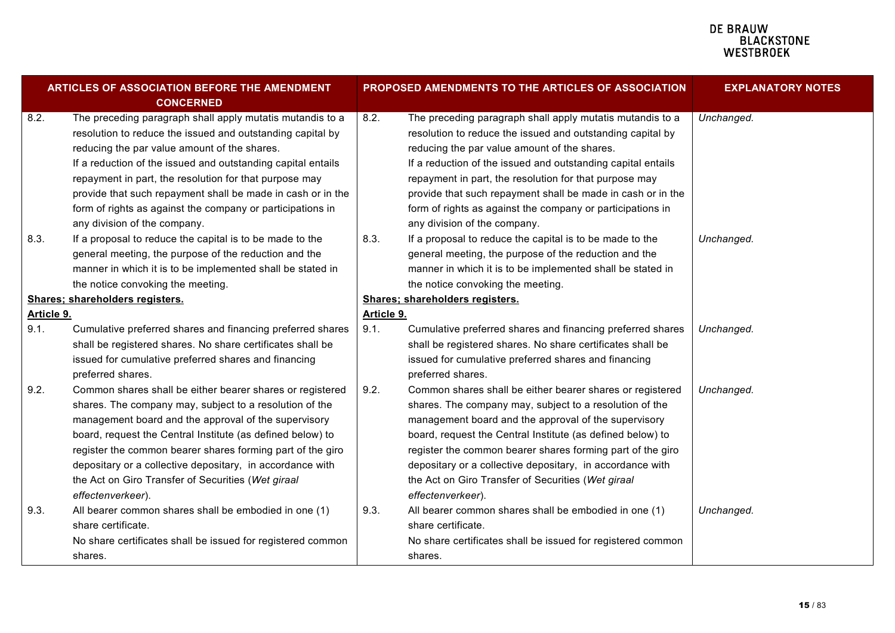| ARTICLES OF ASSOCIATION BEFORE THE AMENDMENT CONCERNED | PROPOSED AMENDMENTS TO THE ARTICLES OF ASSOCIATION | EXPLANATORY NOTES |
|---|---|---|
| 8.2. The preceding paragraph shall apply mutatis mutandis to a resolution to reduce the issued and outstanding capital by reducing the par value amount of the shares.<br>If a reduction of the issued and outstanding capital entails repayment in part, the resolution for that purpose may provide that such repayment shall be made in cash or in the form of rights as against the company or participations in any division of the company. | 8.2. The preceding paragraph shall apply mutatis mutandis to a resolution to reduce the issued and outstanding capital by reducing the par value amount of the shares.<br>If a reduction of the issued and outstanding capital entails repayment in part, the resolution for that purpose may provide that such repayment shall be made in cash or in the form of rights as against the company or participations in any division of the company. | *Unchanged.* |
| 8.3. If a proposal to reduce the capital is to be made to the general meeting, the purpose of the reduction and the manner in which it is to be implemented shall be stated in the notice convoking the meeting. | 8.3. If a proposal to reduce the capital is to be made to the general meeting, the purpose of the reduction and the manner in which it is to be implemented shall be stated in the notice convoking the meeting. | *Unchanged.* |
| **<u>Shares; shareholders registers.</u>**<br>**<u>Article 9.</u>** | **<u>Shares; shareholders registers.</u>**<br>**<u>Article 9.</u>** | |
| 9.1. Cumulative preferred shares and financing preferred shares shall be registered shares. No share certificates shall be issued for cumulative preferred shares and financing preferred shares. | 9.1. Cumulative preferred shares and financing preferred shares shall be registered shares. No share certificates shall be issued for cumulative preferred shares and financing preferred shares. | *Unchanged.* |
| 9.2. Common shares shall be either bearer shares or registered shares. The company may, subject to a resolution of the management board and the approval of the supervisory board, request the Central Institute (as defined below) to register the common bearer shares forming part of the giro depositary or a collective depositary, in accordance with the Act on Giro Transfer of Securities (*Wet giraal effectenverkeer*). | 9.2. Common shares shall be either bearer shares or registered shares. The company may, subject to a resolution of the management board and the approval of the supervisory board, request the Central Institute (as defined below) to register the common bearer shares forming part of the giro depositary or a collective depositary, in accordance with the Act on Giro Transfer of Securities (*Wet giraal effectenverkeer*). | *Unchanged.* |
| 9.3. All bearer common shares shall be embodied in one (1) share certificate.<br>No share certificates shall be issued for registered common shares. | 9.3. All bearer common shares shall be embodied in one (1) share certificate.<br>No share certificates shall be issued for registered common shares. | *Unchanged.* |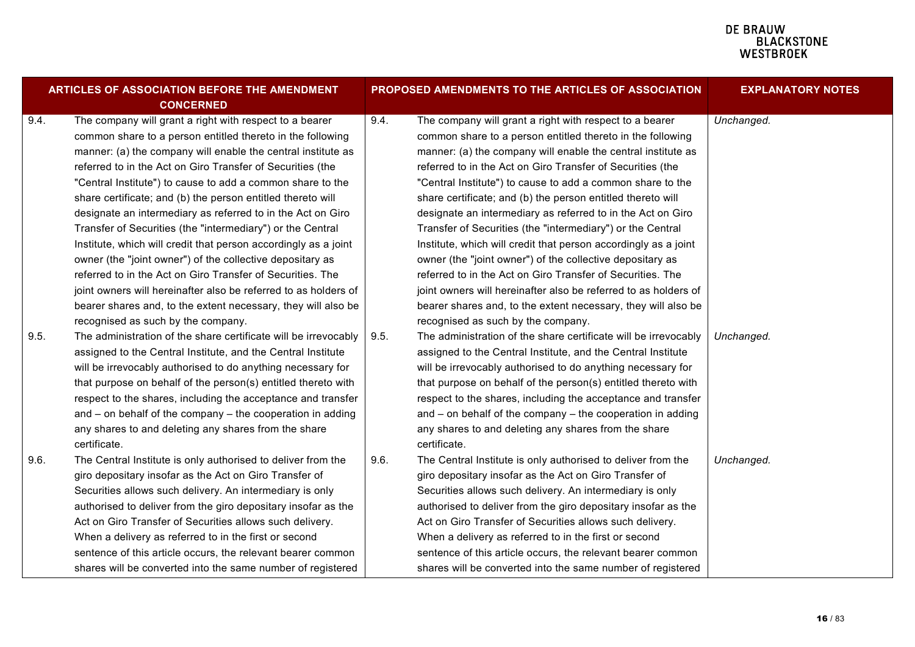| ARTICLES OF ASSOCIATION BEFORE THE AMENDMENT CONCERNED | PROPOSED AMENDMENTS TO THE ARTICLES OF ASSOCIATION | EXPLANATORY NOTES |
|---|---|---|
| 9.4. The company will grant a right with respect to a bearer common share to a person entitled thereto in the following manner: (a) the company will enable the central institute as referred to in the Act on Giro Transfer of Securities (the "Central Institute") to cause to add a common share to the share certificate; and (b) the person entitled thereto will designate an intermediary as referred to in the Act on Giro Transfer of Securities (the "intermediary") or the Central Institute, which will credit that person accordingly as a joint owner (the "joint owner") of the collective depositary as referred to in the Act on Giro Transfer of Securities. The joint owners will hereinafter also be referred to as holders of bearer shares and, to the extent necessary, they will also be recognised as such by the company. | 9.4. The company will grant a right with respect to a bearer common share to a person entitled thereto in the following manner: (a) the company will enable the central institute as referred to in the Act on Giro Transfer of Securities (the "Central Institute") to cause to add a common share to the share certificate; and (b) the person entitled thereto will designate an intermediary as referred to in the Act on Giro Transfer of Securities (the "intermediary") or the Central Institute, which will credit that person accordingly as a joint owner (the "joint owner") of the collective depositary as referred to in the Act on Giro Transfer of Securities. The joint owners will hereinafter also be referred to as holders of bearer shares and, to the extent necessary, they will also be recognised as such by the company. | *Unchanged.* |
| 9.5. The administration of the share certificate will be irrevocably assigned to the Central Institute, and the Central Institute will be irrevocably authorised to do anything necessary for that purpose on behalf of the person(s) entitled thereto with respect to the shares, including the acceptance and transfer and – on behalf of the company – the cooperation in adding any shares to and deleting any shares from the share certificate. | 9.5. The administration of the share certificate will be irrevocably assigned to the Central Institute, and the Central Institute will be irrevocably authorised to do anything necessary for that purpose on behalf of the person(s) entitled thereto with respect to the shares, including the acceptance and transfer and – on behalf of the company – the cooperation in adding any shares to and deleting any shares from the share certificate. | *Unchanged.* |
| 9.6. The Central Institute is only authorised to deliver from the giro depositary insofar as the Act on Giro Transfer of Securities allows such delivery. An intermediary is only authorised to deliver from the giro depositary insofar as the Act on Giro Transfer of Securities allows such delivery. When a delivery as referred to in the first or second sentence of this article occurs, the relevant bearer common shares will be converted into the same number of registered | 9.6. The Central Institute is only authorised to deliver from the giro depositary insofar as the Act on Giro Transfer of Securities allows such delivery. An intermediary is only authorised to deliver from the giro depositary insofar as the Act on Giro Transfer of Securities allows such delivery. When a delivery as referred to in the first or second sentence of this article occurs, the relevant bearer common shares will be converted into the same number of registered | *Unchanged.* |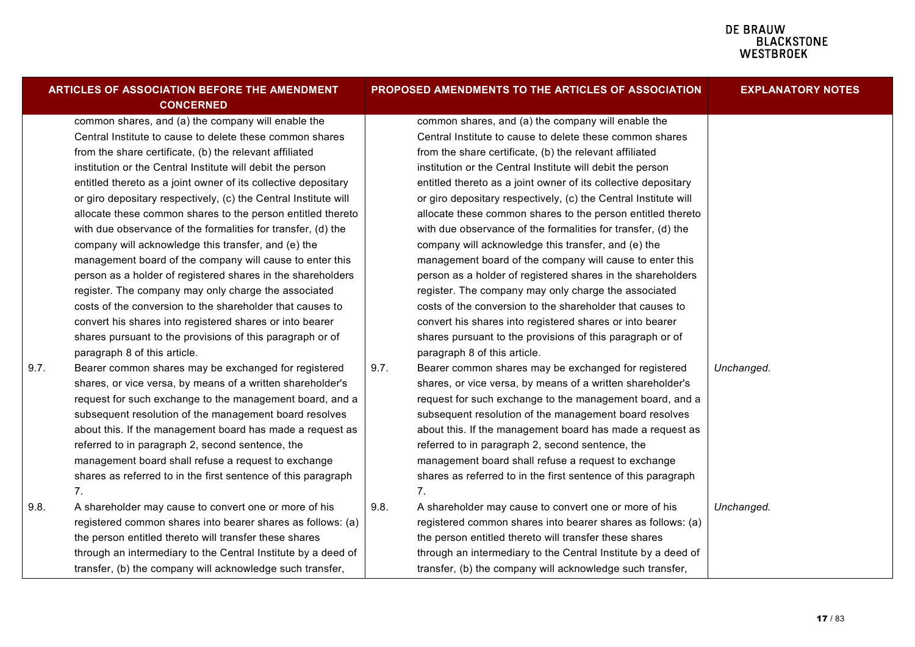| ARTICLES OF ASSOCIATION BEFORE THE AMENDMENT CONCERNED | PROPOSED AMENDMENTS TO THE ARTICLES OF ASSOCIATION | EXPLANATORY NOTES |
|---|---|---|
| common shares, and (a) the company will enable the Central Institute to cause to delete these common shares from the share certificate, (b) the relevant affiliated institution or the Central Institute will debit the person entitled thereto as a joint owner of its collective depositary or giro depositary respectively, (c) the Central Institute will allocate these common shares to the person entitled thereto with due observance of the formalities for transfer, (d) the company will acknowledge this transfer, and (e) the management board of the company will cause to enter this person as a holder of registered shares in the shareholders register. The company may only charge the associated costs of the conversion to the shareholder that causes to convert his shares into registered shares or into bearer shares pursuant to the provisions of this paragraph or of paragraph 8 of this article. | common shares, and (a) the company will enable the Central Institute to cause to delete these common shares from the share certificate, (b) the relevant affiliated institution or the Central Institute will debit the person entitled thereto as a joint owner of its collective depositary or giro depositary respectively, (c) the Central Institute will allocate these common shares to the person entitled thereto with due observance of the formalities for transfer, (d) the company will acknowledge this transfer, and (e) the management board of the company will cause to enter this person as a holder of registered shares in the shareholders register. The company may only charge the associated costs of the conversion to the shareholder that causes to convert his shares into registered shares or into bearer shares pursuant to the provisions of this paragraph or of paragraph 8 of this article. | |
| 9.7. Bearer common shares may be exchanged for registered shares, or vice versa, by means of a written shareholder's request for such exchange to the management board, and a subsequent resolution of the management board resolves about this. If the management board has made a request as referred to in paragraph 2, second sentence, the management board shall refuse a request to exchange shares as referred to in the first sentence of this paragraph 7. | 9.7. Bearer common shares may be exchanged for registered shares, or vice versa, by means of a written shareholder's request for such exchange to the management board, and a subsequent resolution of the management board resolves about this. If the management board has made a request as referred to in paragraph 2, second sentence, the management board shall refuse a request to exchange shares as referred to in the first sentence of this paragraph 7. | *Unchanged.* |
| 9.8. A shareholder may cause to convert one or more of his registered common shares into bearer shares as follows: (a) the person entitled thereto will transfer these shares through an intermediary to the Central Institute by a deed of transfer, (b) the company will acknowledge such transfer, | 9.8. A shareholder may cause to convert one or more of his registered common shares into bearer shares as follows: (a) the person entitled thereto will transfer these shares through an intermediary to the Central Institute by a deed of transfer, (b) the company will acknowledge such transfer, | *Unchanged.* |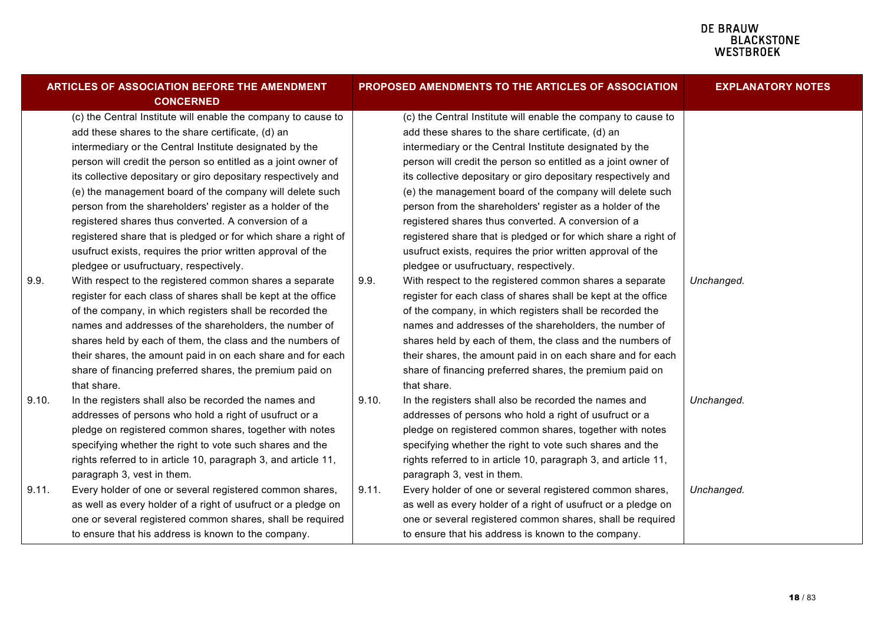| ARTICLES OF ASSOCIATION BEFORE THE AMENDMENT CONCERNED | PROPOSED AMENDMENTS TO THE ARTICLES OF ASSOCIATION | EXPLANATORY NOTES |
|---|---|---|
| (c) the Central Institute will enable the company to cause to add these shares to the share certificate, (d) an intermediary or the Central Institute designated by the person will credit the person so entitled as a joint owner of its collective depositary or giro depositary respectively and (e) the management board of the company will delete such person from the shareholders' register as a holder of the registered shares thus converted. A conversion of a registered share that is pledged or for which share a right of usufruct exists, requires the prior written approval of the pledgee or usufructuary, respectively. | (c) the Central Institute will enable the company to cause to add these shares to the share certificate, (d) an intermediary or the Central Institute designated by the person will credit the person so entitled as a joint owner of its collective depositary or giro depositary respectively and (e) the management board of the company will delete such person from the shareholders' register as a holder of the registered shares thus converted. A conversion of a registered share that is pledged or for which share a right of usufruct exists, requires the prior written approval of the pledgee or usufructuary, respectively. | |
| 9.9. With respect to the registered common shares a separate register for each class of shares shall be kept at the office of the company, in which registers shall be recorded the names and addresses of the shareholders, the number of shares held by each of them, the class and the numbers of their shares, the amount paid in on each share and for each share of financing preferred shares, the premium paid on that share. | 9.9. With respect to the registered common shares a separate register for each class of shares shall be kept at the office of the company, in which registers shall be recorded the names and addresses of the shareholders, the number of shares held by each of them, the class and the numbers of their shares, the amount paid in on each share and for each share of financing preferred shares, the premium paid on that share. | *Unchanged.* |
| 9.10. In the registers shall also be recorded the names and addresses of persons who hold a right of usufruct or a pledge on registered common shares, together with notes specifying whether the right to vote such shares and the rights referred to in article 10, paragraph 3, and article 11, paragraph 3, vest in them. | 9.10. In the registers shall also be recorded the names and addresses of persons who hold a right of usufruct or a pledge on registered common shares, together with notes specifying whether the right to vote such shares and the rights referred to in article 10, paragraph 3, and article 11, paragraph 3, vest in them. | *Unchanged.* |
| 9.11. Every holder of one or several registered common shares, as well as every holder of a right of usufruct or a pledge on one or several registered common shares, shall be required to ensure that his address is known to the company. | 9.11. Every holder of one or several registered common shares, as well as every holder of a right of usufruct or a pledge on one or several registered common shares, shall be required to ensure that his address is known to the company. | *Unchanged.* |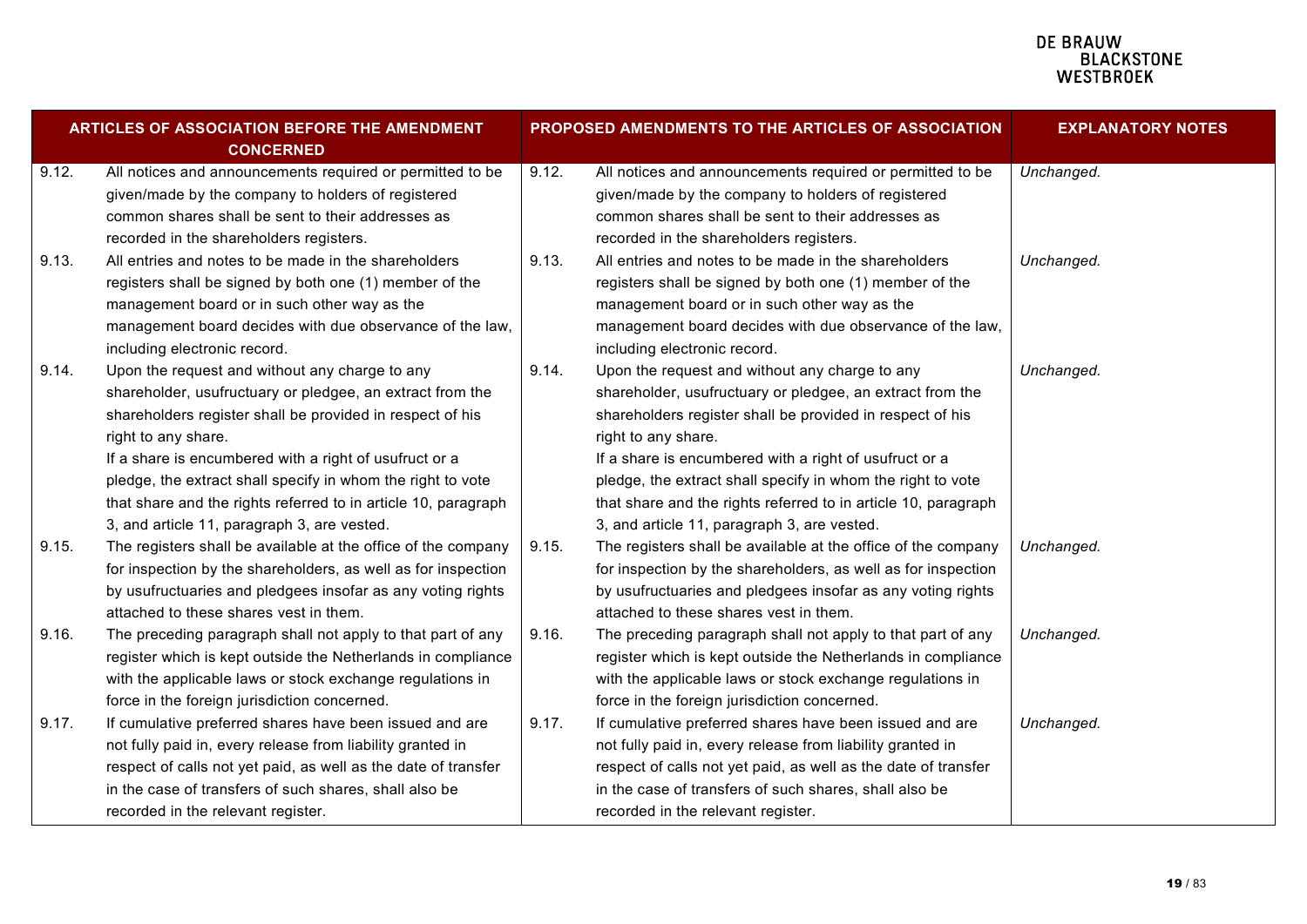| ARTICLES OF ASSOCIATION BEFORE THE AMENDMENT CONCERNED | | PROPOSED AMENDMENTS TO THE ARTICLES OF ASSOCIATION | | EXPLANATORY NOTES |
|---|---|---|---|---|
| 9.12. | All notices and announcements required or permitted to be given/made by the company to holders of registered common shares shall be sent to their addresses as recorded in the shareholders registers. | 9.12. | All notices and announcements required or permitted to be given/made by the company to holders of registered common shares shall be sent to their addresses as recorded in the shareholders registers. | *Unchanged.* |
| 9.13. | All entries and notes to be made in the shareholders registers shall be signed by both one (1) member of the management board or in such other way as the management board decides with due observance of the law, including electronic record. | 9.13. | All entries and notes to be made in the shareholders registers shall be signed by both one (1) member of the management board or in such other way as the management board decides with due observance of the law, including electronic record. | *Unchanged.* |
| 9.14. | Upon the request and without any charge to any shareholder, usufructuary or pledgee, an extract from the shareholders register shall be provided in respect of his right to any share.<br>If a share is encumbered with a right of usufruct or a pledge, the extract shall specify in whom the right to vote that share and the rights referred to in article 10, paragraph 3, and article 11, paragraph 3, are vested. | 9.14. | Upon the request and without any charge to any shareholder, usufructuary or pledgee, an extract from the shareholders register shall be provided in respect of his right to any share.<br>If a share is encumbered with a right of usufruct or a pledge, the extract shall specify in whom the right to vote that share and the rights referred to in article 10, paragraph 3, and article 11, paragraph 3, are vested. | *Unchanged.* |
| 9.15. | The registers shall be available at the office of the company for inspection by the shareholders, as well as for inspection by usufructuaries and pledgees insofar as any voting rights attached to these shares vest in them. | 9.15. | The registers shall be available at the office of the company for inspection by the shareholders, as well as for inspection by usufructuaries and pledgees insofar as any voting rights attached to these shares vest in them. | *Unchanged.* |
| 9.16. | The preceding paragraph shall not apply to that part of any register which is kept outside the Netherlands in compliance with the applicable laws or stock exchange regulations in force in the foreign jurisdiction concerned. | 9.16. | The preceding paragraph shall not apply to that part of any register which is kept outside the Netherlands in compliance with the applicable laws or stock exchange regulations in force in the foreign jurisdiction concerned. | *Unchanged.* |
| 9.17. | If cumulative preferred shares have been issued and are not fully paid in, every release from liability granted in respect of calls not yet paid, as well as the date of transfer in the case of transfers of such shares, shall also be recorded in the relevant register. | 9.17. | If cumulative preferred shares have been issued and are not fully paid in, every release from liability granted in respect of calls not yet paid, as well as the date of transfer in the case of transfers of such shares, shall also be recorded in the relevant register. | *Unchanged.* |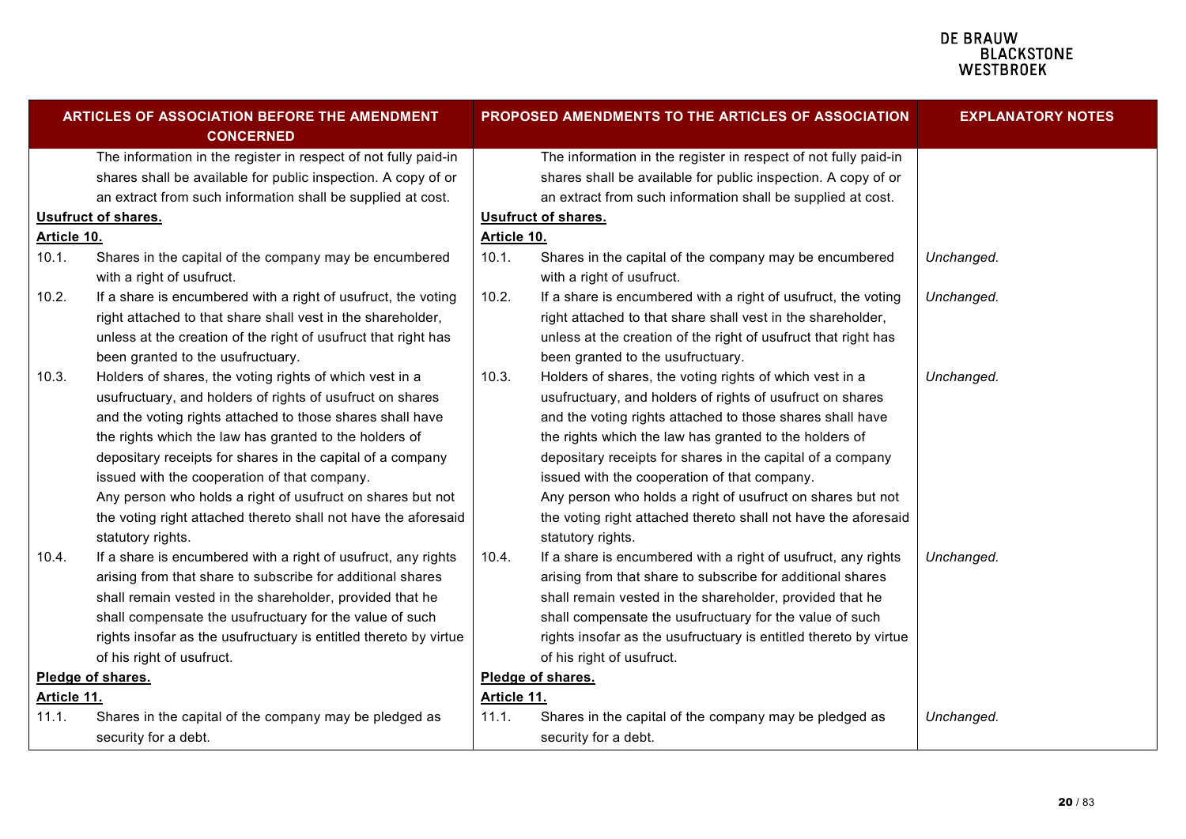| ARTICLES OF ASSOCIATION BEFORE THE AMENDMENT CONCERNED | PROPOSED AMENDMENTS TO THE ARTICLES OF ASSOCIATION | EXPLANATORY NOTES |
|---|---|---|
| The information in the register in respect of not fully paid-in shares shall be available for public inspection. A copy of or an extract from such information shall be supplied at cost. | The information in the register in respect of not fully paid-in shares shall be available for public inspection. A copy of or an extract from such information shall be supplied at cost. | |
| **<u>Usufruct of shares.</u>** | **<u>Usufruct of shares.</u>** | |
| **<u>Article 10.</u>** | **<u>Article 10.</u>** | |
| 10.1. Shares in the capital of the company may be encumbered with a right of usufruct. | 10.1. Shares in the capital of the company may be encumbered with a right of usufruct. | *Unchanged.* |
| 10.2. If a share is encumbered with a right of usufruct, the voting right attached to that share shall vest in the shareholder, unless at the creation of the right of usufruct that right has been granted to the usufructuary. | 10.2. If a share is encumbered with a right of usufruct, the voting right attached to that share shall vest in the shareholder, unless at the creation of the right of usufruct that right has been granted to the usufructuary. | *Unchanged.* |
| 10.3. Holders of shares, the voting rights of which vest in a usufructuary, and holders of rights of usufruct on shares and the voting rights attached to those shares shall have the rights which the law has granted to the holders of depositary receipts for shares in the capital of a company issued with the cooperation of that company. Any person who holds a right of usufruct on shares but not the voting right attached thereto shall not have the aforesaid statutory rights. | 10.3. Holders of shares, the voting rights of which vest in a usufructuary, and holders of rights of usufruct on shares and the voting rights attached to those shares shall have the rights which the law has granted to the holders of depositary receipts for shares in the capital of a company issued with the cooperation of that company. Any person who holds a right of usufruct on shares but not the voting right attached thereto shall not have the aforesaid statutory rights. | *Unchanged.* |
| 10.4. If a share is encumbered with a right of usufruct, any rights arising from that share to subscribe for additional shares shall remain vested in the shareholder, provided that he shall compensate the usufructuary for the value of such rights insofar as the usufructuary is entitled thereto by virtue of his right of usufruct. | 10.4. If a share is encumbered with a right of usufruct, any rights arising from that share to subscribe for additional shares shall remain vested in the shareholder, provided that he shall compensate the usufructuary for the value of such rights insofar as the usufructuary is entitled thereto by virtue of his right of usufruct. | *Unchanged.* |
| **<u>Pledge of shares.</u>** | **<u>Pledge of shares.</u>** | |
| **<u>Article 11.</u>** | **<u>Article 11.</u>** | |
| 11.1. Shares in the capital of the company may be pledged as security for a debt. | 11.1. Shares in the capital of the company may be pledged as security for a debt. | *Unchanged.* |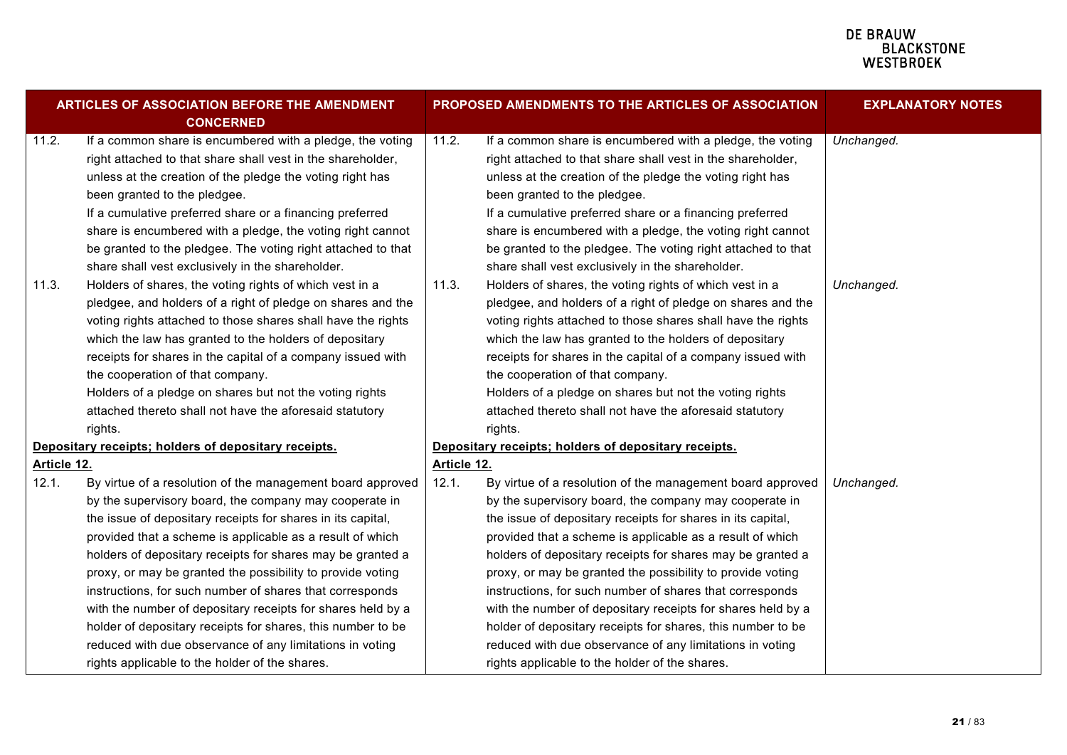| ARTICLES OF ASSOCIATION BEFORE THE AMENDMENT CONCERNED | PROPOSED AMENDMENTS TO THE ARTICLES OF ASSOCIATION | EXPLANATORY NOTES |
|---|---|---|
| 11.2. If a common share is encumbered with a pledge, the voting right attached to that share shall vest in the shareholder, unless at the creation of the pledge the voting right has been granted to the pledgee.<br>If a cumulative preferred share or a financing preferred share is encumbered with a pledge, the voting right cannot be granted to the pledgee. The voting right attached to that share shall vest exclusively in the shareholder. | 11.2. If a common share is encumbered with a pledge, the voting right attached to that share shall vest in the shareholder, unless at the creation of the pledge the voting right has been granted to the pledgee.<br>If a cumulative preferred share or a financing preferred share is encumbered with a pledge, the voting right cannot be granted to the pledgee. The voting right attached to that share shall vest exclusively in the shareholder. | *Unchanged.* |
| 11.3. Holders of shares, the voting rights of which vest in a pledgee, and holders of a right of pledge on shares and the voting rights attached to those shares shall have the rights which the law has granted to the holders of depositary receipts for shares in the capital of a company issued with the cooperation of that company.<br>Holders of a pledge on shares but not the voting rights attached thereto shall not have the aforesaid statutory rights. | 11.3. Holders of shares, the voting rights of which vest in a pledgee, and holders of a right of pledge on shares and the voting rights attached to those shares shall have the rights which the law has granted to the holders of depositary receipts for shares in the capital of a company issued with the cooperation of that company.<br>Holders of a pledge on shares but not the voting rights attached thereto shall not have the aforesaid statutory rights. | *Unchanged.* |
| **Depositary receipts; holders of depositary receipts.**<br>**Article 12.** | **Depositary receipts; holders of depositary receipts.**<br>**Article 12.** | |
| 12.1. By virtue of a resolution of the management board approved by the supervisory board, the company may cooperate in the issue of depositary receipts for shares in its capital, provided that a scheme is applicable as a result of which holders of depositary receipts for shares may be granted a proxy, or may be granted the possibility to provide voting instructions, for such number of shares that corresponds with the number of depositary receipts for shares held by a holder of depositary receipts for shares, this number to be reduced with due observance of any limitations in voting rights applicable to the holder of the shares. | 12.1. By virtue of a resolution of the management board approved by the supervisory board, the company may cooperate in the issue of depositary receipts for shares in its capital, provided that a scheme is applicable as a result of which holders of depositary receipts for shares may be granted a proxy, or may be granted the possibility to provide voting instructions, for such number of shares that corresponds with the number of depositary receipts for shares held by a holder of depositary receipts for shares, this number to be reduced with due observance of any limitations in voting rights applicable to the holder of the shares. | *Unchanged.* |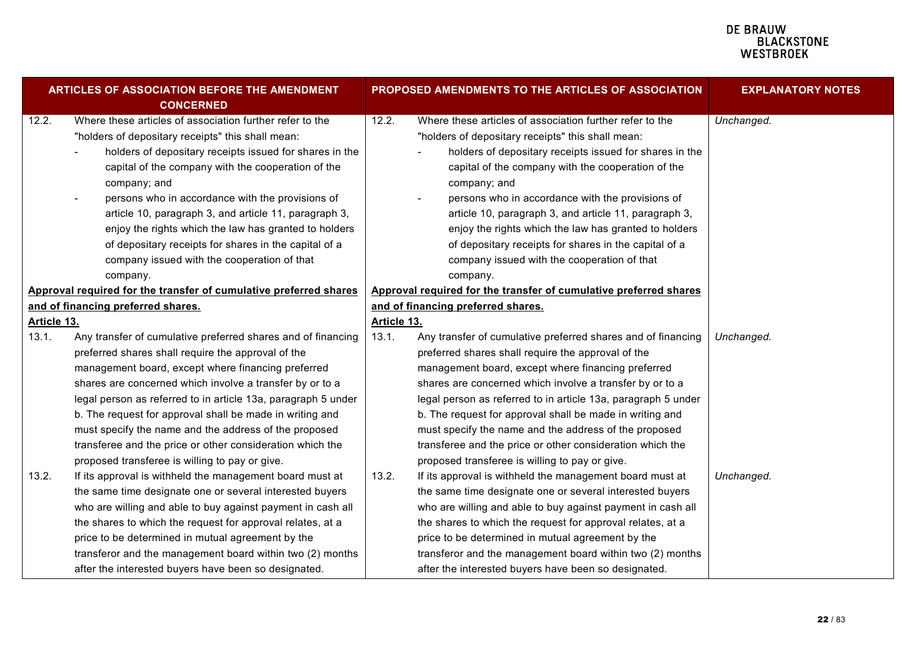| ARTICLES OF ASSOCIATION BEFORE THE AMENDMENT CONCERNED | PROPOSED AMENDMENTS TO THE ARTICLES OF ASSOCIATION | EXPLANATORY NOTES |
|---|---|---|
| 12.2. Where these articles of association further refer to the "holders of depositary receipts" this shall mean:<br>- holders of depositary receipts issued for shares in the capital of the company with the cooperation of the company; and<br>- persons who in accordance with the provisions of article 10, paragraph 3, and article 11, paragraph 3, enjoy the rights which the law has granted to holders of depositary receipts for shares in the capital of a company issued with the cooperation of that company. | 12.2. Where these articles of association further refer to the "holders of depositary receipts" this shall mean:<br>- holders of depositary receipts issued for shares in the capital of the company with the cooperation of the company; and<br>- persons who in accordance with the provisions of article 10, paragraph 3, and article 11, paragraph 3, enjoy the rights which the law has granted to holders of depositary receipts for shares in the capital of a company issued with the cooperation of that company. | *Unchanged.* |
| **Approval required for the transfer of cumulative preferred shares and of financing preferred shares.**<br>**Article 13.** | **Approval required for the transfer of cumulative preferred shares and of financing preferred shares.**<br>**Article 13.** | |
| 13.1. Any transfer of cumulative preferred shares and of financing preferred shares shall require the approval of the management board, except where financing preferred shares are concerned which involve a transfer by or to a legal person as referred to in article 13a, paragraph 5 under b. The request for approval shall be made in writing and must specify the name and the address of the proposed transferee and the price or other consideration which the proposed transferee is willing to pay or give. | 13.1. Any transfer of cumulative preferred shares and of financing preferred shares shall require the approval of the management board, except where financing preferred shares are concerned which involve a transfer by or to a legal person as referred to in article 13a, paragraph 5 under b. The request for approval shall be made in writing and must specify the name and the address of the proposed transferee and the price or other consideration which the proposed transferee is willing to pay or give. | *Unchanged.* |
| 13.2. If its approval is withheld the management board must at the same time designate one or several interested buyers who are willing and able to buy against payment in cash all the shares to which the request for approval relates, at a price to be determined in mutual agreement by the transferor and the management board within two (2) months after the interested buyers have been so designated. | 13.2. If its approval is withheld the management board must at the same time designate one or several interested buyers who are willing and able to buy against payment in cash all the shares to which the request for approval relates, at a price to be determined in mutual agreement by the transferor and the management board within two (2) months after the interested buyers have been so designated. | *Unchanged.* |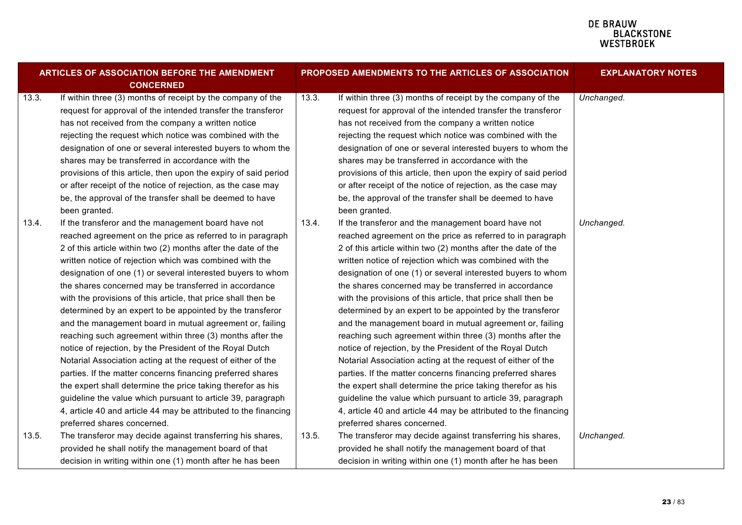| ARTICLES OF ASSOCIATION BEFORE THE AMENDMENT CONCERNED | | PROPOSED AMENDMENTS TO THE ARTICLES OF ASSOCIATION | | EXPLANATORY NOTES |
|---|---|---|---|---|
| 13.3. | If within three (3) months of receipt by the company of the request for approval of the intended transfer the transferor has not received from the company a written notice rejecting the request which notice was combined with the designation of one or several interested buyers to whom the shares may be transferred in accordance with the provisions of this article, then upon the expiry of said period or after receipt of the notice of rejection, as the case may be, the approval of the transfer shall be deemed to have been granted. | 13.3. | If within three (3) months of receipt by the company of the request for approval of the intended transfer the transferor has not received from the company a written notice rejecting the request which notice was combined with the designation of one or several interested buyers to whom the shares may be transferred in accordance with the provisions of this article, then upon the expiry of said period or after receipt of the notice of rejection, as the case may be, the approval of the transfer shall be deemed to have been granted. | *Unchanged.* |
| 13.4. | If the transferor and the management board have not reached agreement on the price as referred to in paragraph 2 of this article within two (2) months after the date of the written notice of rejection which was combined with the designation of one (1) or several interested buyers to whom the shares concerned may be transferred in accordance with the provisions of this article, that price shall then be determined by an expert to be appointed by the transferor and the management board in mutual agreement or, failing reaching such agreement within three (3) months after the notice of rejection, by the President of the Royal Dutch Notarial Association acting at the request of either of the parties. If the matter concerns financing preferred shares the expert shall determine the price taking therefor as his guideline the value which pursuant to article 39, paragraph 4, article 40 and article 44 may be attributed to the financing preferred shares concerned. | 13.4. | If the transferor and the management board have not reached agreement on the price as referred to in paragraph 2 of this article within two (2) months after the date of the written notice of rejection which was combined with the designation of one (1) or several interested buyers to whom the shares concerned may be transferred in accordance with the provisions of this article, that price shall then be determined by an expert to be appointed by the transferor and the management board in mutual agreement or, failing reaching such agreement within three (3) months after the notice of rejection, by the President of the Royal Dutch Notarial Association acting at the request of either of the parties. If the matter concerns financing preferred shares the expert shall determine the price taking therefor as his guideline the value which pursuant to article 39, paragraph 4, article 40 and article 44 may be attributed to the financing preferred shares concerned. | *Unchanged.* |
| 13.5. | The transferor may decide against transferring his shares, provided he shall notify the management board of that decision in writing within one (1) month after he has been | 13.5. | The transferor may decide against transferring his shares, provided he shall notify the management board of that decision in writing within one (1) month after he has been | *Unchanged.* |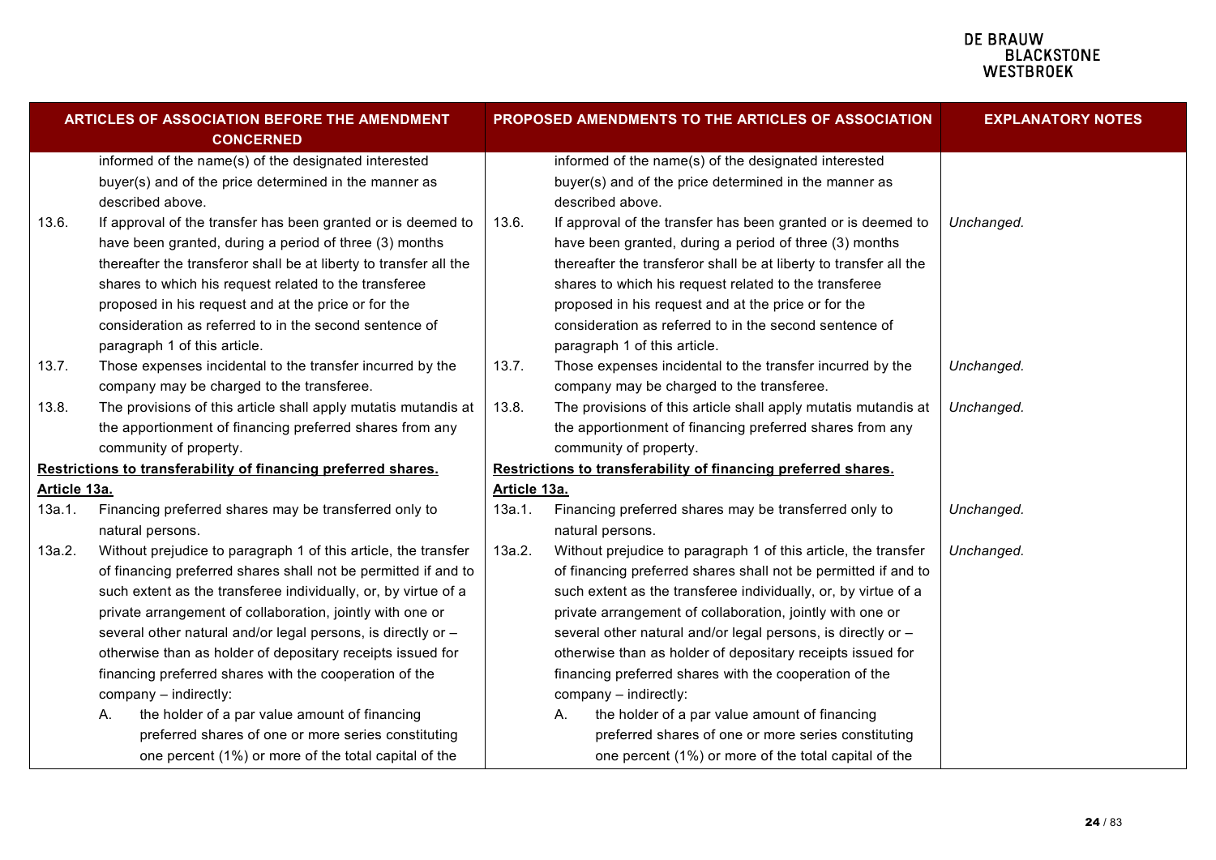| ARTICLES OF ASSOCIATION BEFORE THE AMENDMENT CONCERNED | PROPOSED AMENDMENTS TO THE ARTICLES OF ASSOCIATION | EXPLANATORY NOTES |
|---|---|---|
| informed of the name(s) of the designated interested buyer(s) and of the price determined in the manner as described above. | informed of the name(s) of the designated interested buyer(s) and of the price determined in the manner as described above. | |
| 13.6. If approval of the transfer has been granted or is deemed to have been granted, during a period of three (3) months thereafter the transferor shall be at liberty to transfer all the shares to which his request related to the transferee proposed in his request and at the price or for the consideration as referred to in the second sentence of paragraph 1 of this article. | 13.6. If approval of the transfer has been granted or is deemed to have been granted, during a period of three (3) months thereafter the transferor shall be at liberty to transfer all the shares to which his request related to the transferee proposed in his request and at the price or for the consideration as referred to in the second sentence of paragraph 1 of this article. | *Unchanged.* |
| 13.7. Those expenses incidental to the transfer incurred by the company may be charged to the transferee. | 13.7. Those expenses incidental to the transfer incurred by the company may be charged to the transferee. | *Unchanged.* |
| 13.8. The provisions of this article shall apply mutatis mutandis at the apportionment of financing preferred shares from any community of property. | 13.8. The provisions of this article shall apply mutatis mutandis at the apportionment of financing preferred shares from any community of property. | *Unchanged.* |
| **Restrictions to transferability of financing preferred shares.** | **Restrictions to transferability of financing preferred shares.** | |
| **Article 13a.** | **Article 13a.** | |
| 13a.1. Financing preferred shares may be transferred only to natural persons. | 13a.1. Financing preferred shares may be transferred only to natural persons. | *Unchanged.* |
| 13a.2. Without prejudice to paragraph 1 of this article, the transfer of financing preferred shares shall not be permitted if and to such extent as the transferee individually, or, by virtue of a private arrangement of collaboration, jointly with one or several other natural and/or legal persons, is directly or – otherwise than as holder of depositary receipts issued for financing preferred shares with the cooperation of the company – indirectly:<br>A. the holder of a par value amount of financing preferred shares of one or more series constituting one percent (1%) or more of the total capital of the | 13a.2. Without prejudice to paragraph 1 of this article, the transfer of financing preferred shares shall not be permitted if and to such extent as the transferee individually, or, by virtue of a private arrangement of collaboration, jointly with one or several other natural and/or legal persons, is directly or – otherwise than as holder of depositary receipts issued for financing preferred shares with the cooperation of the company – indirectly:<br>A. the holder of a par value amount of financing preferred shares of one or more series constituting one percent (1%) or more of the total capital of the | *Unchanged.* |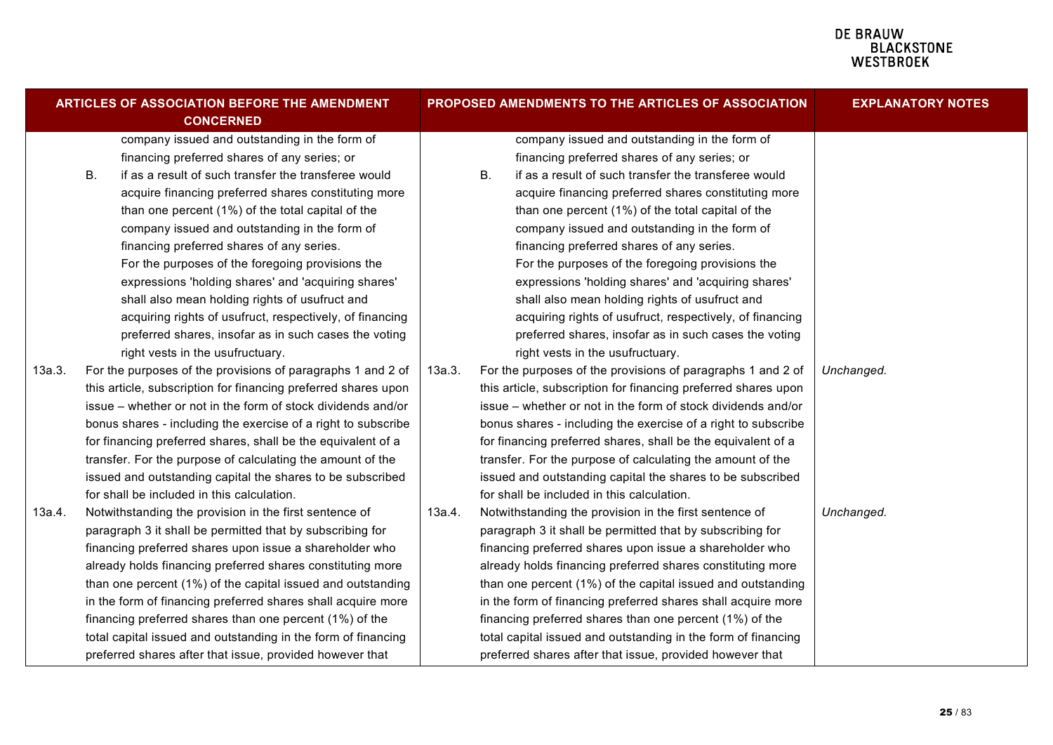| ARTICLES OF ASSOCIATION BEFORE THE AMENDMENT CONCERNED | PROPOSED AMENDMENTS TO THE ARTICLES OF ASSOCIATION | EXPLANATORY NOTES |
|---|---|---|
| company issued and outstanding in the form of financing preferred shares of any series; or<br>B. if as a result of such transfer the transferee would acquire financing preferred shares constituting more than one percent (1%) of the total capital of the company issued and outstanding in the form of financing preferred shares of any series.<br>For the purposes of the foregoing provisions the expressions 'holding shares' and 'acquiring shares' shall also mean holding rights of usufruct and acquiring rights of usufruct, respectively, of financing preferred shares, insofar as in such cases the voting right vests in the usufructuary. | company issued and outstanding in the form of financing preferred shares of any series; or<br>B. if as a result of such transfer the transferee would acquire financing preferred shares constituting more than one percent (1%) of the total capital of the company issued and outstanding in the form of financing preferred shares of any series.<br>For the purposes of the foregoing provisions the expressions 'holding shares' and 'acquiring shares' shall also mean holding rights of usufruct and acquiring rights of usufruct, respectively, of financing preferred shares, insofar as in such cases the voting right vests in the usufructuary. | |
| 13a.3. For the purposes of the provisions of paragraphs 1 and 2 of this article, subscription for financing preferred shares upon issue – whether or not in the form of stock dividends and/or bonus shares - including the exercise of a right to subscribe for financing preferred shares, shall be the equivalent of a transfer. For the purpose of calculating the amount of the issued and outstanding capital the shares to be subscribed for shall be included in this calculation. | 13a.3. For the purposes of the provisions of paragraphs 1 and 2 of this article, subscription for financing preferred shares upon issue – whether or not in the form of stock dividends and/or bonus shares - including the exercise of a right to subscribe for financing preferred shares, shall be the equivalent of a transfer. For the purpose of calculating the amount of the issued and outstanding capital the shares to be subscribed for shall be included in this calculation. | *Unchanged.* |
| 13a.4. Notwithstanding the provision in the first sentence of paragraph 3 it shall be permitted that by subscribing for financing preferred shares upon issue a shareholder who already holds financing preferred shares constituting more than one percent (1%) of the capital issued and outstanding in the form of financing preferred shares shall acquire more financing preferred shares than one percent (1%) of the total capital issued and outstanding in the form of financing preferred shares after that issue, provided however that | 13a.4. Notwithstanding the provision in the first sentence of paragraph 3 it shall be permitted that by subscribing for financing preferred shares upon issue a shareholder who already holds financing preferred shares constituting more than one percent (1%) of the capital issued and outstanding in the form of financing preferred shares shall acquire more financing preferred shares than one percent (1%) of the total capital issued and outstanding in the form of financing preferred shares after that issue, provided however that | *Unchanged.* |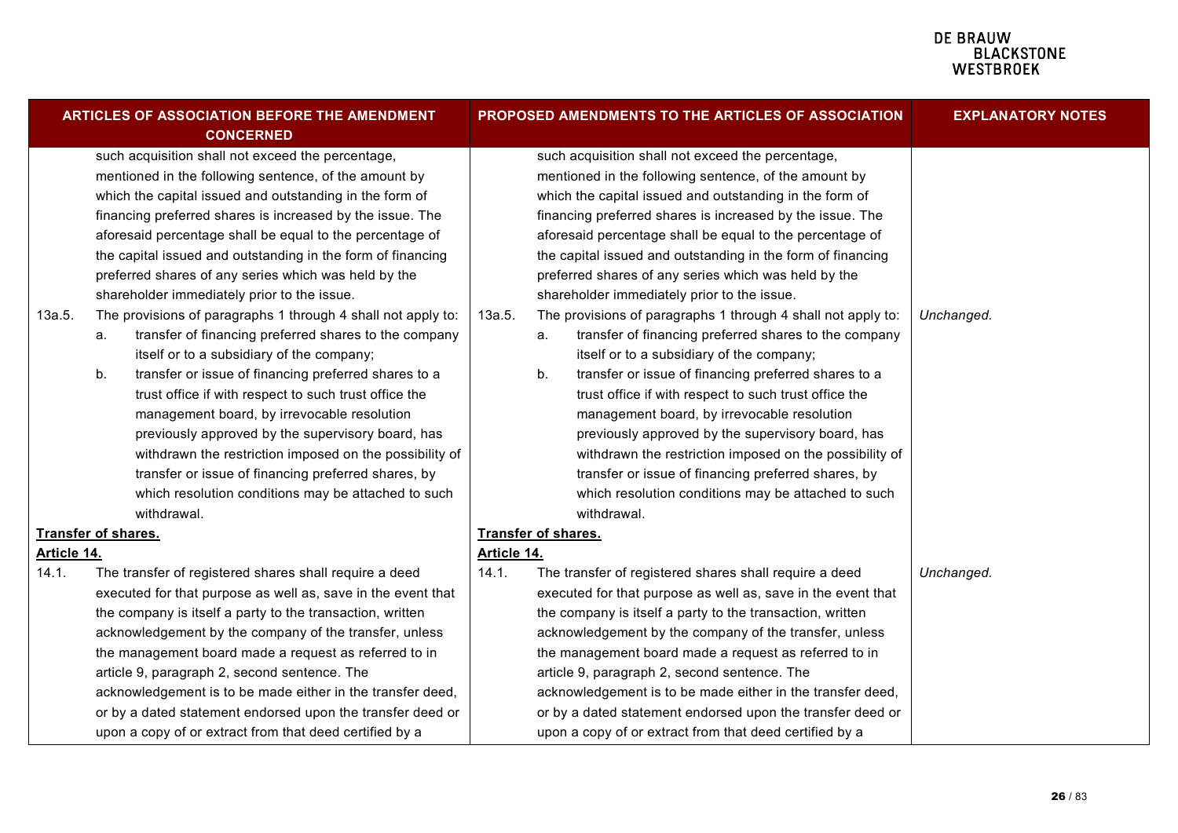| ARTICLES OF ASSOCIATION BEFORE THE AMENDMENT CONCERNED | PROPOSED AMENDMENTS TO THE ARTICLES OF ASSOCIATION | EXPLANATORY NOTES |
|---|---|---|
| such acquisition shall not exceed the percentage, mentioned in the following sentence, of the amount by which the capital issued and outstanding in the form of financing preferred shares is increased by the issue. The aforesaid percentage shall be equal to the percentage of the capital issued and outstanding in the form of financing preferred shares of any series which was held by the shareholder immediately prior to the issue. | such acquisition shall not exceed the percentage, mentioned in the following sentence, of the amount by which the capital issued and outstanding in the form of financing preferred shares is increased by the issue. The aforesaid percentage shall be equal to the percentage of the capital issued and outstanding in the form of financing preferred shares of any series which was held by the shareholder immediately prior to the issue. | |
| 13a.5. The provisions of paragraphs 1 through 4 shall not apply to: a. transfer of financing preferred shares to the company itself or to a subsidiary of the company; b. transfer or issue of financing preferred shares to a trust office if with respect to such trust office the management board, by irrevocable resolution previously approved by the supervisory board, has withdrawn the restriction imposed on the possibility of transfer or issue of financing preferred shares, by which resolution conditions may be attached to such withdrawal. | 13a.5. The provisions of paragraphs 1 through 4 shall not apply to: a. transfer of financing preferred shares to the company itself or to a subsidiary of the company; b. transfer or issue of financing preferred shares to a trust office if with respect to such trust office the management board, by irrevocable resolution previously approved by the supervisory board, has withdrawn the restriction imposed on the possibility of transfer or issue of financing preferred shares, by which resolution conditions may be attached to such withdrawal. | *Unchanged.* |
| **Transfer of shares.** | **Transfer of shares.** | |
| **Article 14.** | **Article 14.** | |
| 14.1. The transfer of registered shares shall require a deed executed for that purpose as well as, save in the event that the company is itself a party to the transaction, written acknowledgement by the company of the transfer, unless the management board made a request as referred to in article 9, paragraph 2, second sentence. The acknowledgement is to be made either in the transfer deed, or by a dated statement endorsed upon the transfer deed or upon a copy of or extract from that deed certified by a | 14.1. The transfer of registered shares shall require a deed executed for that purpose as well as, save in the event that the company is itself a party to the transaction, written acknowledgement by the company of the transfer, unless the management board made a request as referred to in article 9, paragraph 2, second sentence. The acknowledgement is to be made either in the transfer deed, or by a dated statement endorsed upon the transfer deed or upon a copy of or extract from that deed certified by a | *Unchanged.* |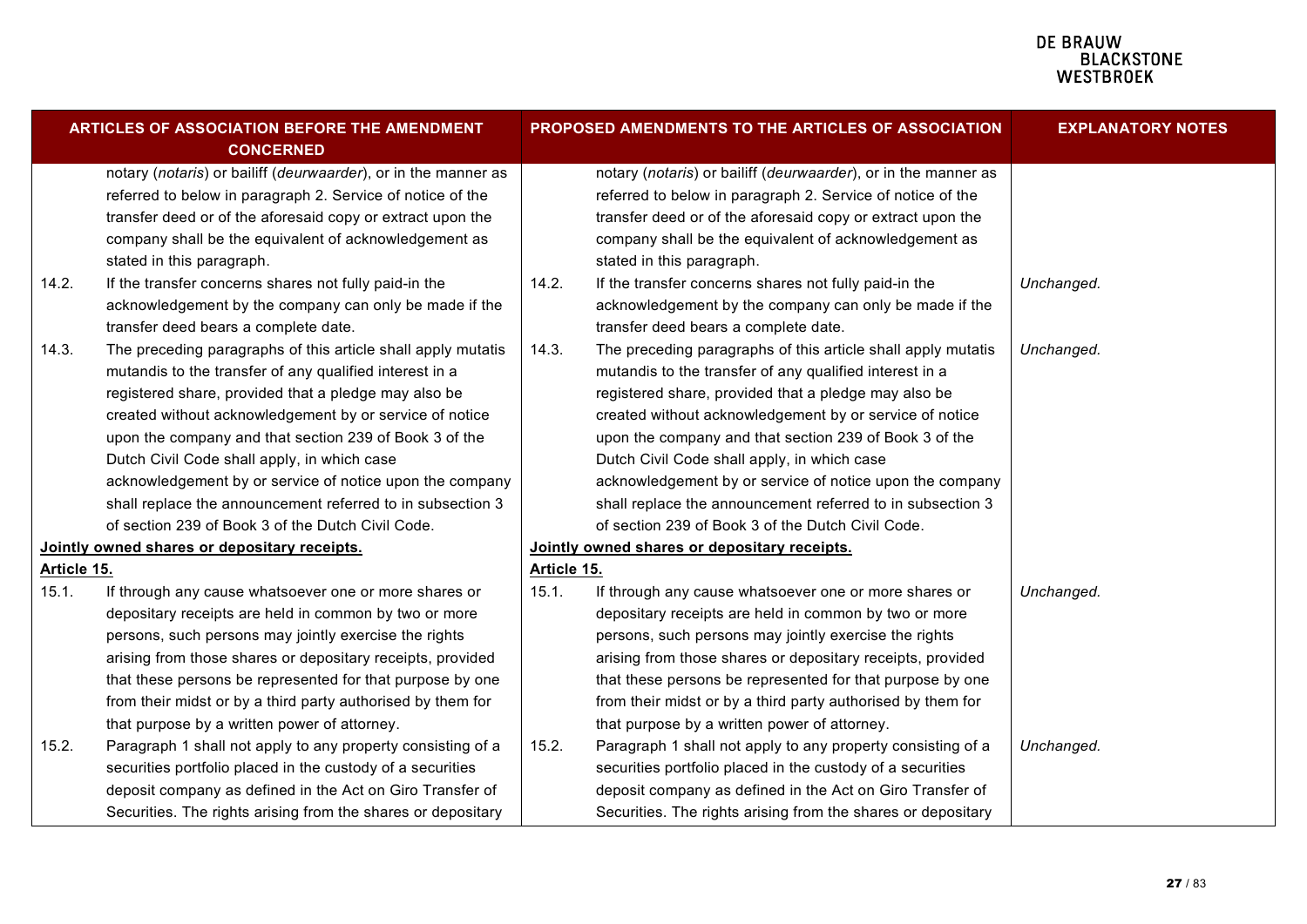| ARTICLES OF ASSOCIATION BEFORE THE AMENDMENT CONCERNED | PROPOSED AMENDMENTS TO THE ARTICLES OF ASSOCIATION | EXPLANATORY NOTES |
|---|---|---|
| notary (*notaris*) or bailiff (*deurwaarder*), or in the manner as referred to below in paragraph 2. Service of notice of the transfer deed or of the aforesaid copy or extract upon the company shall be the equivalent of acknowledgement as stated in this paragraph. | notary (*notaris*) or bailiff (*deurwaarder*), or in the manner as referred to below in paragraph 2. Service of notice of the transfer deed or of the aforesaid copy or extract upon the company shall be the equivalent of acknowledgement as stated in this paragraph. | |
| 14.2. If the transfer concerns shares not fully paid-in the acknowledgement by the company can only be made if the transfer deed bears a complete date. | 14.2. If the transfer concerns shares not fully paid-in the acknowledgement by the company can only be made if the transfer deed bears a complete date. | *Unchanged.* |
| 14.3. The preceding paragraphs of this article shall apply mutatis mutandis to the transfer of any qualified interest in a registered share, provided that a pledge may also be created without acknowledgement by or service of notice upon the company and that section 239 of Book 3 of the Dutch Civil Code shall apply, in which case acknowledgement by or service of notice upon the company shall replace the announcement referred to in subsection 3 of section 239 of Book 3 of the Dutch Civil Code. | 14.3. The preceding paragraphs of this article shall apply mutatis mutandis to the transfer of any qualified interest in a registered share, provided that a pledge may also be created without acknowledgement by or service of notice upon the company and that section 239 of Book 3 of the Dutch Civil Code shall apply, in which case acknowledgement by or service of notice upon the company shall replace the announcement referred to in subsection 3 of section 239 of Book 3 of the Dutch Civil Code. | *Unchanged.* |
| **Jointly owned shares or depositary receipts.** | **Jointly owned shares or depositary receipts.** | |
| **Article 15.** | **Article 15.** | |
| 15.1. If through any cause whatsoever one or more shares or depositary receipts are held in common by two or more persons, such persons may jointly exercise the rights arising from those shares or depositary receipts, provided that these persons be represented for that purpose by one from their midst or by a third party authorised by them for that purpose by a written power of attorney. | 15.1. If through any cause whatsoever one or more shares or depositary receipts are held in common by two or more persons, such persons may jointly exercise the rights arising from those shares or depositary receipts, provided that these persons be represented for that purpose by one from their midst or by a third party authorised by them for that purpose by a written power of attorney. | *Unchanged.* |
| 15.2. Paragraph 1 shall not apply to any property consisting of a securities portfolio placed in the custody of a securities deposit company as defined in the Act on Giro Transfer of Securities. The rights arising from the shares or depositary | 15.2. Paragraph 1 shall not apply to any property consisting of a securities portfolio placed in the custody of a securities deposit company as defined in the Act on Giro Transfer of Securities. The rights arising from the shares or depositary | *Unchanged.* |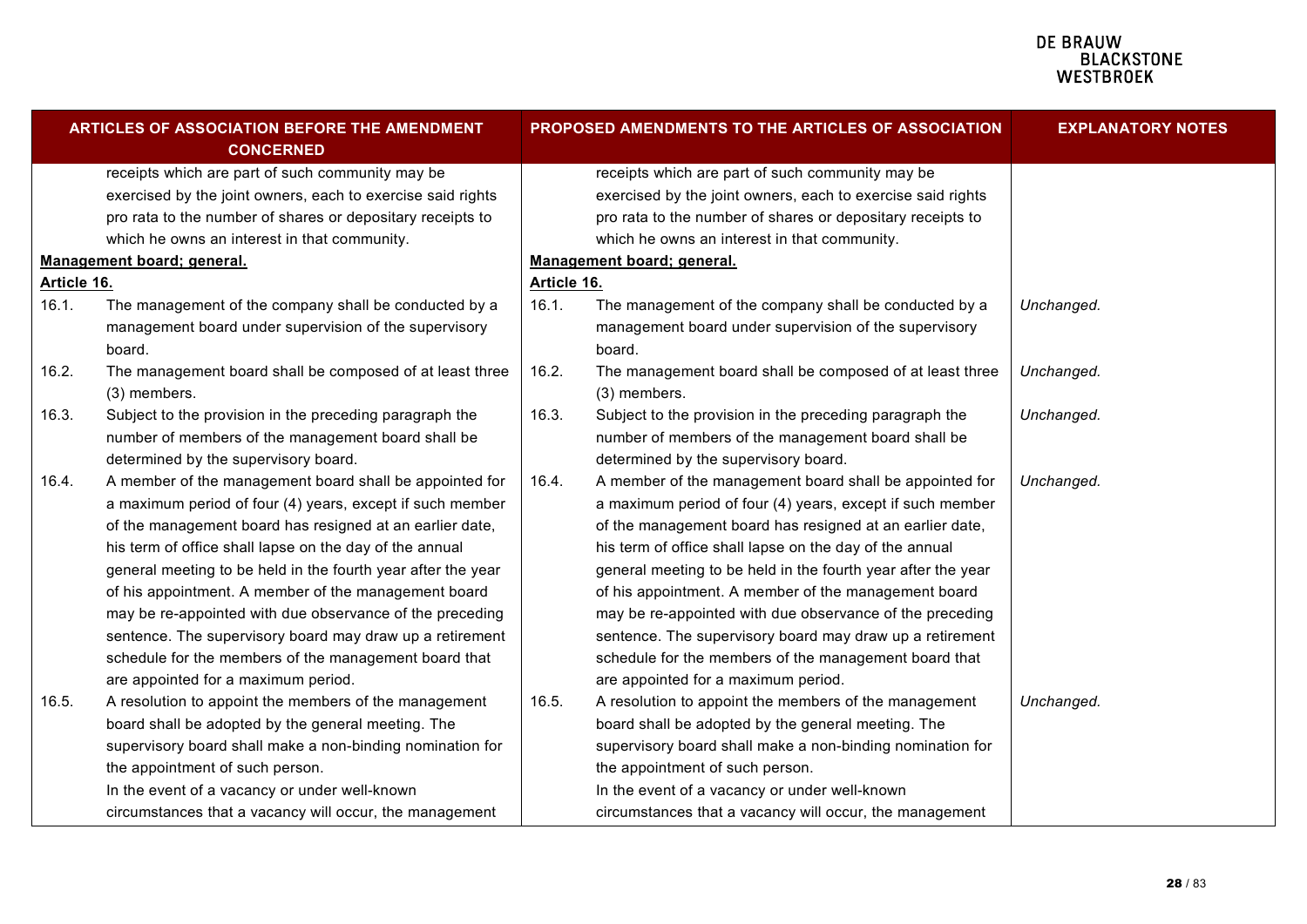| ARTICLES OF ASSOCIATION BEFORE THE AMENDMENT CONCERNED | PROPOSED AMENDMENTS TO THE ARTICLES OF ASSOCIATION | EXPLANATORY NOTES |
|---|---|---|
| receipts which are part of such community may be exercised by the joint owners, each to exercise said rights pro rata to the number of shares or depositary receipts to which he owns an interest in that community. | receipts which are part of such community may be exercised by the joint owners, each to exercise said rights pro rata to the number of shares or depositary receipts to which he owns an interest in that community. | |
| **Management board; general.** | **Management board; general.** | |
| **Article 16.** | **Article 16.** | |
| 16.1. The management of the company shall be conducted by a management board under supervision of the supervisory board. | 16.1. The management of the company shall be conducted by a management board under supervision of the supervisory board. | *Unchanged.* |
| 16.2. The management board shall be composed of at least three (3) members. | 16.2. The management board shall be composed of at least three (3) members. | *Unchanged.* |
| 16.3. Subject to the provision in the preceding paragraph the number of members of the management board shall be determined by the supervisory board. | 16.3. Subject to the provision in the preceding paragraph the number of members of the management board shall be determined by the supervisory board. | *Unchanged.* |
| 16.4. A member of the management board shall be appointed for a maximum period of four (4) years, except if such member of the management board has resigned at an earlier date, his term of office shall lapse on the day of the annual general meeting to be held in the fourth year after the year of his appointment. A member of the management board may be re-appointed with due observance of the preceding sentence. The supervisory board may draw up a retirement schedule for the members of the management board that are appointed for a maximum period. | 16.4. A member of the management board shall be appointed for a maximum period of four (4) years, except if such member of the management board has resigned at an earlier date, his term of office shall lapse on the day of the annual general meeting to be held in the fourth year after the year of his appointment. A member of the management board may be re-appointed with due observance of the preceding sentence. The supervisory board may draw up a retirement schedule for the members of the management board that are appointed for a maximum period. | *Unchanged.* |
| 16.5. A resolution to appoint the members of the management board shall be adopted by the general meeting. The supervisory board shall make a non-binding nomination for the appointment of such person. In the event of a vacancy or under well-known circumstances that a vacancy will occur, the management | 16.5. A resolution to appoint the members of the management board shall be adopted by the general meeting. The supervisory board shall make a non-binding nomination for the appointment of such person. In the event of a vacancy or under well-known circumstances that a vacancy will occur, the management | *Unchanged.* |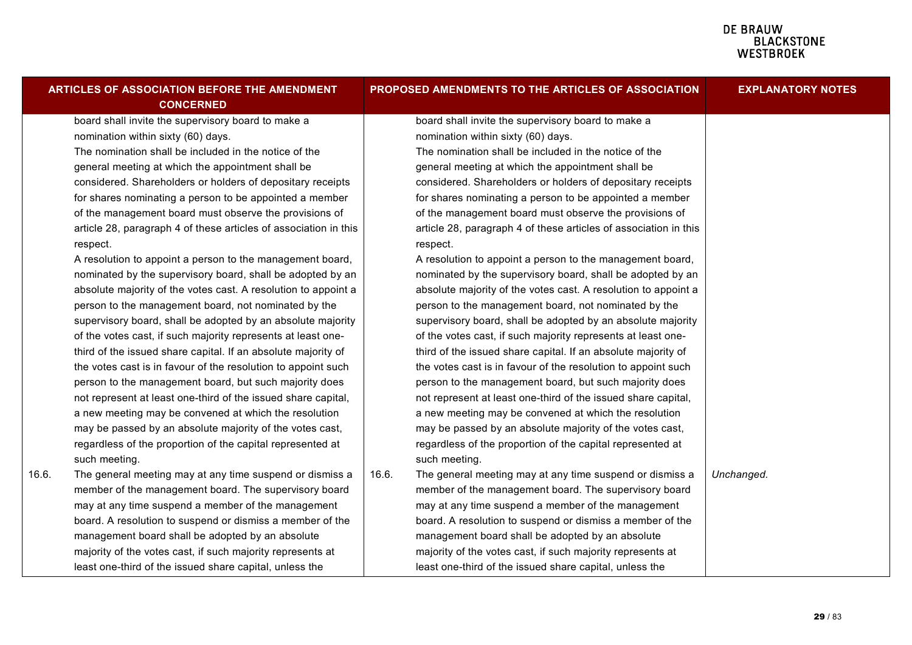| ARTICLES OF ASSOCIATION BEFORE THE AMENDMENT CONCERNED | PROPOSED AMENDMENTS TO THE ARTICLES OF ASSOCIATION | EXPLANATORY NOTES |
|---|---|---|
| board shall invite the supervisory board to make a nomination within sixty (60) days.<br>The nomination shall be included in the notice of the general meeting at which the appointment shall be considered. Shareholders or holders of depositary receipts for shares nominating a person to be appointed a member of the management board must observe the provisions of article 28, paragraph 4 of these articles of association in this respect.<br>A resolution to appoint a person to the management board, nominated by the supervisory board, shall be adopted by an absolute majority of the votes cast. A resolution to appoint a person to the management board, not nominated by the supervisory board, shall be adopted by an absolute majority of the votes cast, if such majority represents at least one-third of the issued share capital. If an absolute majority of the votes cast is in favour of the resolution to appoint such person to the management board, but such majority does not represent at least one-third of the issued share capital, a new meeting may be convened at which the resolution may be passed by an absolute majority of the votes cast, regardless of the proportion of the capital represented at such meeting. | board shall invite the supervisory board to make a nomination within sixty (60) days.<br>The nomination shall be included in the notice of the general meeting at which the appointment shall be considered. Shareholders or holders of depositary receipts for shares nominating a person to be appointed a member of the management board must observe the provisions of article 28, paragraph 4 of these articles of association in this respect.<br>A resolution to appoint a person to the management board, nominated by the supervisory board, shall be adopted by an absolute majority of the votes cast. A resolution to appoint a person to the management board, not nominated by the supervisory board, shall be adopted by an absolute majority of the votes cast, if such majority represents at least one-third of the issued share capital. If an absolute majority of the votes cast is in favour of the resolution to appoint such person to the management board, but such majority does not represent at least one-third of the issued share capital, a new meeting may be convened at which the resolution may be passed by an absolute majority of the votes cast, regardless of the proportion of the capital represented at such meeting. | |
| 16.6. The general meeting may at any time suspend or dismiss a member of the management board. The supervisory board may at any time suspend a member of the management board. A resolution to suspend or dismiss a member of the management board shall be adopted by an absolute majority of the votes cast, if such majority represents at least one-third of the issued share capital, unless the | 16.6. The general meeting may at any time suspend or dismiss a member of the management board. The supervisory board may at any time suspend a member of the management board. A resolution to suspend or dismiss a member of the management board shall be adopted by an absolute majority of the votes cast, if such majority represents at least one-third of the issued share capital, unless the | *Unchanged.* |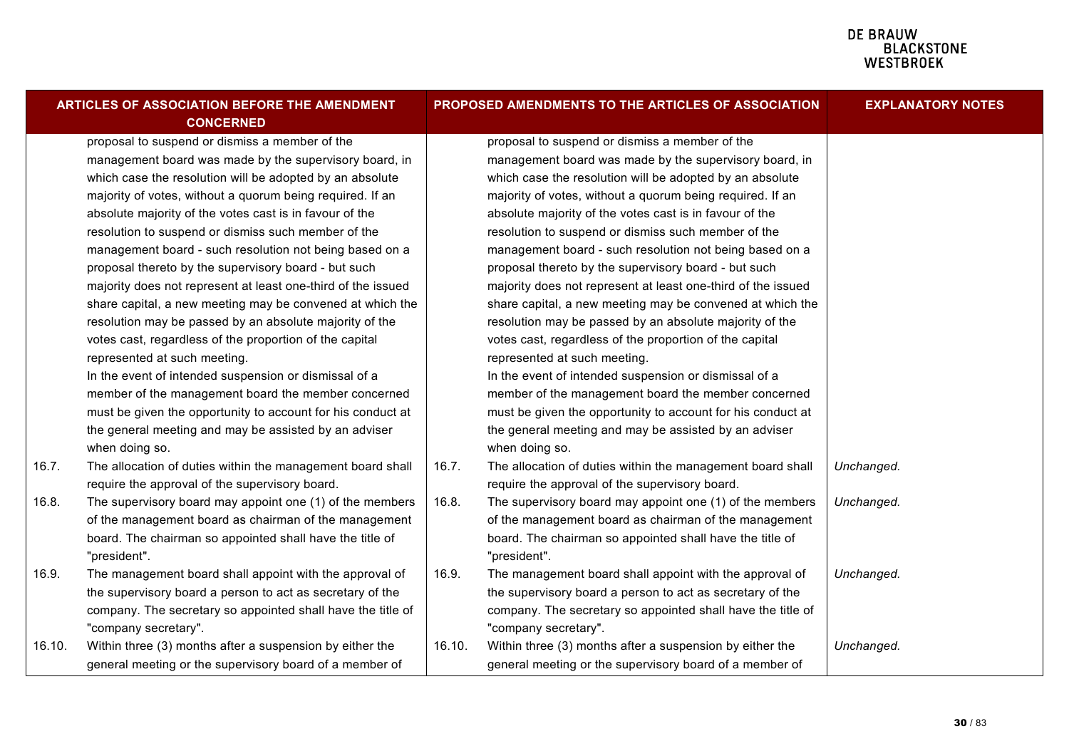| ARTICLES OF ASSOCIATION BEFORE THE AMENDMENT CONCERNED | | PROPOSED AMENDMENTS TO THE ARTICLES OF ASSOCIATION | | EXPLANATORY NOTES |
|---|---|---|---|---|
| | proposal to suspend or dismiss a member of the management board was made by the supervisory board, in which case the resolution will be adopted by an absolute majority of votes, without a quorum being required. If an absolute majority of the votes cast is in favour of the resolution to suspend or dismiss such member of the management board - such resolution not being based on a proposal thereto by the supervisory board - but such majority does not represent at least one-third of the issued share capital, a new meeting may be convened at which the resolution may be passed by an absolute majority of the votes cast, regardless of the proportion of the capital represented at such meeting. In the event of intended suspension or dismissal of a member of the management board the member concerned must be given the opportunity to account for his conduct at the general meeting and may be assisted by an adviser when doing so. | | proposal to suspend or dismiss a member of the management board was made by the supervisory board, in which case the resolution will be adopted by an absolute majority of votes, without a quorum being required. If an absolute majority of the votes cast is in favour of the resolution to suspend or dismiss such member of the management board - such resolution not being based on a proposal thereto by the supervisory board - but such majority does not represent at least one-third of the issued share capital, a new meeting may be convened at which the resolution may be passed by an absolute majority of the votes cast, regardless of the proportion of the capital represented at such meeting. In the event of intended suspension or dismissal of a member of the management board the member concerned must be given the opportunity to account for his conduct at the general meeting and may be assisted by an adviser when doing so. | |
| 16.7. | The allocation of duties within the management board shall require the approval of the supervisory board. | 16.7. | The allocation of duties within the management board shall require the approval of the supervisory board. | *Unchanged.* |
| 16.8. | The supervisory board may appoint one (1) of the members of the management board as chairman of the management board. The chairman so appointed shall have the title of "president". | 16.8. | The supervisory board may appoint one (1) of the members of the management board as chairman of the management board. The chairman so appointed shall have the title of "president". | *Unchanged.* |
| 16.9. | The management board shall appoint with the approval of the supervisory board a person to act as secretary of the company. The secretary so appointed shall have the title of "company secretary". | 16.9. | The management board shall appoint with the approval of the supervisory board a person to act as secretary of the company. The secretary so appointed shall have the title of "company secretary". | *Unchanged.* |
| 16.10. | Within three (3) months after a suspension by either the general meeting or the supervisory board of a member of | 16.10. | Within three (3) months after a suspension by either the general meeting or the supervisory board of a member of | *Unchanged.* |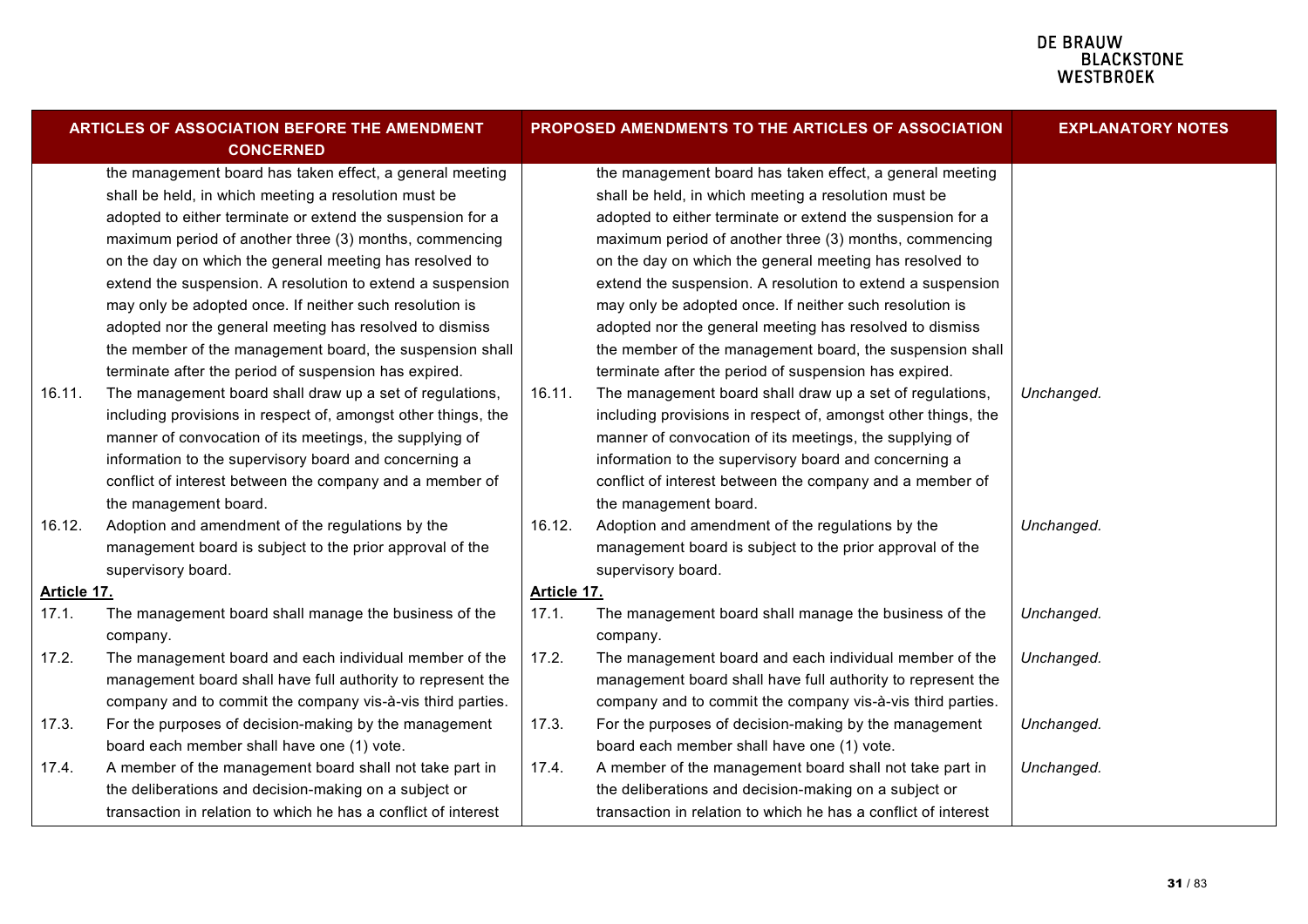| ARTICLES OF ASSOCIATION BEFORE THE AMENDMENT CONCERNED | | PROPOSED AMENDMENTS TO THE ARTICLES OF ASSOCIATION | | EXPLANATORY NOTES |
|---|---|---|---|---|
| | the management board has taken effect, a general meeting shall be held, in which meeting a resolution must be adopted to either terminate or extend the suspension for a maximum period of another three (3) months, commencing on the day on which the general meeting has resolved to extend the suspension. A resolution to extend a suspension may only be adopted once. If neither such resolution is adopted nor the general meeting has resolved to dismiss the member of the management board, the suspension shall terminate after the period of suspension has expired. | | the management board has taken effect, a general meeting shall be held, in which meeting a resolution must be adopted to either terminate or extend the suspension for a maximum period of another three (3) months, commencing on the day on which the general meeting has resolved to extend the suspension. A resolution to extend a suspension may only be adopted once. If neither such resolution is adopted nor the general meeting has resolved to dismiss the member of the management board, the suspension shall terminate after the period of suspension has expired. | |
| 16.11. | The management board shall draw up a set of regulations, including provisions in respect of, amongst other things, the manner of convocation of its meetings, the supplying of information to the supervisory board and concerning a conflict of interest between the company and a member of the management board. | 16.11. | The management board shall draw up a set of regulations, including provisions in respect of, amongst other things, the manner of convocation of its meetings, the supplying of information to the supervisory board and concerning a conflict of interest between the company and a member of the management board. | *Unchanged.* |
| 16.12. | Adoption and amendment of the regulations by the management board is subject to the prior approval of the supervisory board. | 16.12. | Adoption and amendment of the regulations by the management board is subject to the prior approval of the supervisory board. | *Unchanged.* |
| **Article 17.** | | **Article 17.** | | |
| 17.1. | The management board shall manage the business of the company. | 17.1. | The management board shall manage the business of the company. | *Unchanged.* |
| 17.2. | The management board and each individual member of the management board shall have full authority to represent the company and to commit the company vis-à-vis third parties. | 17.2. | The management board and each individual member of the management board shall have full authority to represent the company and to commit the company vis-à-vis third parties. | *Unchanged.* |
| 17.3. | For the purposes of decision-making by the management board each member shall have one (1) vote. | 17.3. | For the purposes of decision-making by the management board each member shall have one (1) vote. | *Unchanged.* |
| 17.4. | A member of the management board shall not take part in the deliberations and decision-making on a subject or transaction in relation to which he has a conflict of interest | 17.4. | A member of the management board shall not take part in the deliberations and decision-making on a subject or transaction in relation to which he has a conflict of interest | *Unchanged.* |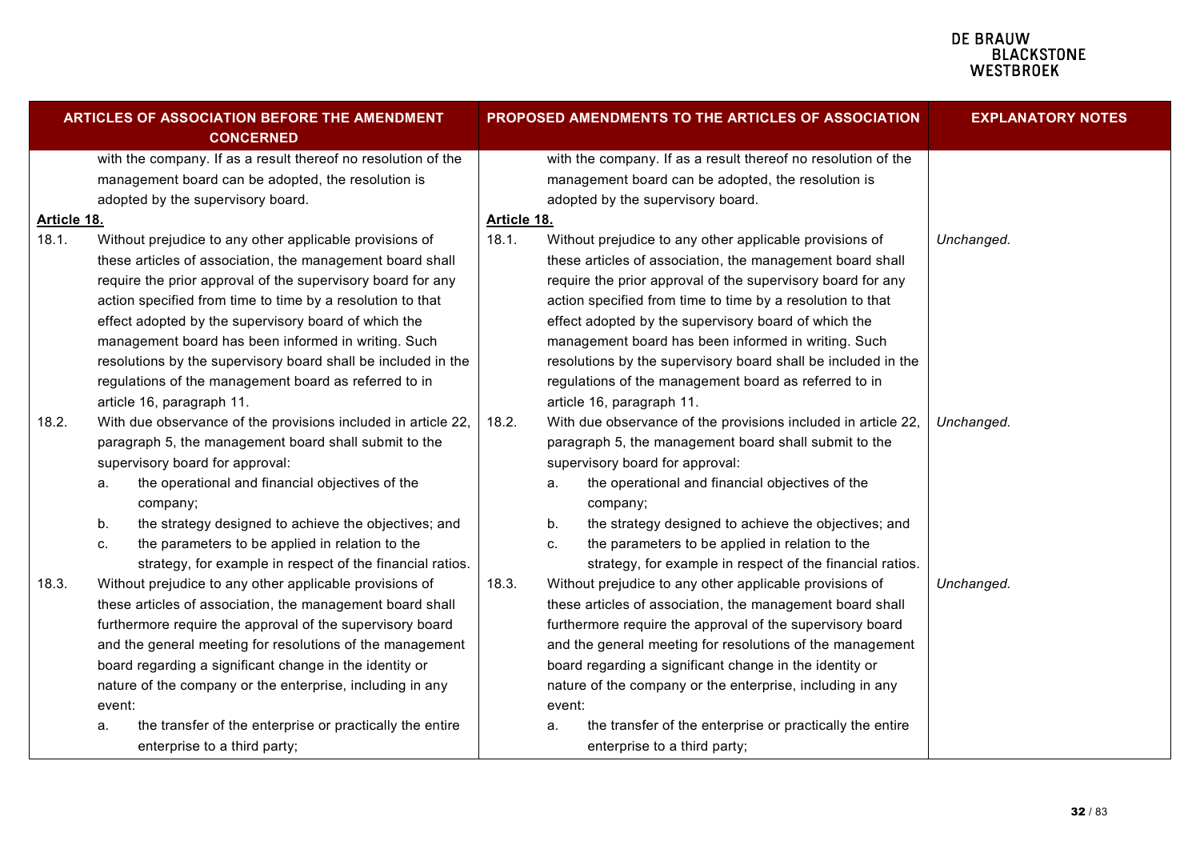| ARTICLES OF ASSOCIATION BEFORE THE AMENDMENT CONCERNED | PROPOSED AMENDMENTS TO THE ARTICLES OF ASSOCIATION | EXPLANATORY NOTES |
|---|---|---|
| with the company. If as a result thereof no resolution of the management board can be adopted, the resolution is adopted by the supervisory board. | with the company. If as a result thereof no resolution of the management board can be adopted, the resolution is adopted by the supervisory board. | |
| **Article 18.** | **Article 18.** | |
| 18.1. Without prejudice to any other applicable provisions of these articles of association, the management board shall require the prior approval of the supervisory board for any action specified from time to time by a resolution to that effect adopted by the supervisory board of which the management board has been informed in writing. Such resolutions by the supervisory board shall be included in the regulations of the management board as referred to in article 16, paragraph 11. | 18.1. Without prejudice to any other applicable provisions of these articles of association, the management board shall require the prior approval of the supervisory board for any action specified from time to time by a resolution to that effect adopted by the supervisory board of which the management board has been informed in writing. Such resolutions by the supervisory board shall be included in the regulations of the management board as referred to in article 16, paragraph 11. | *Unchanged.* |
| 18.2. With due observance of the provisions included in article 22, paragraph 5, the management board shall submit to the supervisory board for approval: a. the operational and financial objectives of the company; b. the strategy designed to achieve the objectives; and c. the parameters to be applied in relation to the strategy, for example in respect of the financial ratios. | 18.2. With due observance of the provisions included in article 22, paragraph 5, the management board shall submit to the supervisory board for approval: a. the operational and financial objectives of the company; b. the strategy designed to achieve the objectives; and c. the parameters to be applied in relation to the strategy, for example in respect of the financial ratios. | *Unchanged.* |
| 18.3. Without prejudice to any other applicable provisions of these articles of association, the management board shall furthermore require the approval of the supervisory board and the general meeting for resolutions of the management board regarding a significant change in the identity or nature of the company or the enterprise, including in any event: a. the transfer of the enterprise or practically the entire enterprise to a third party; | 18.3. Without prejudice to any other applicable provisions of these articles of association, the management board shall furthermore require the approval of the supervisory board and the general meeting for resolutions of the management board regarding a significant change in the identity or nature of the company or the enterprise, including in any event: a. the transfer of the enterprise or practically the entire enterprise to a third party; | *Unchanged.* |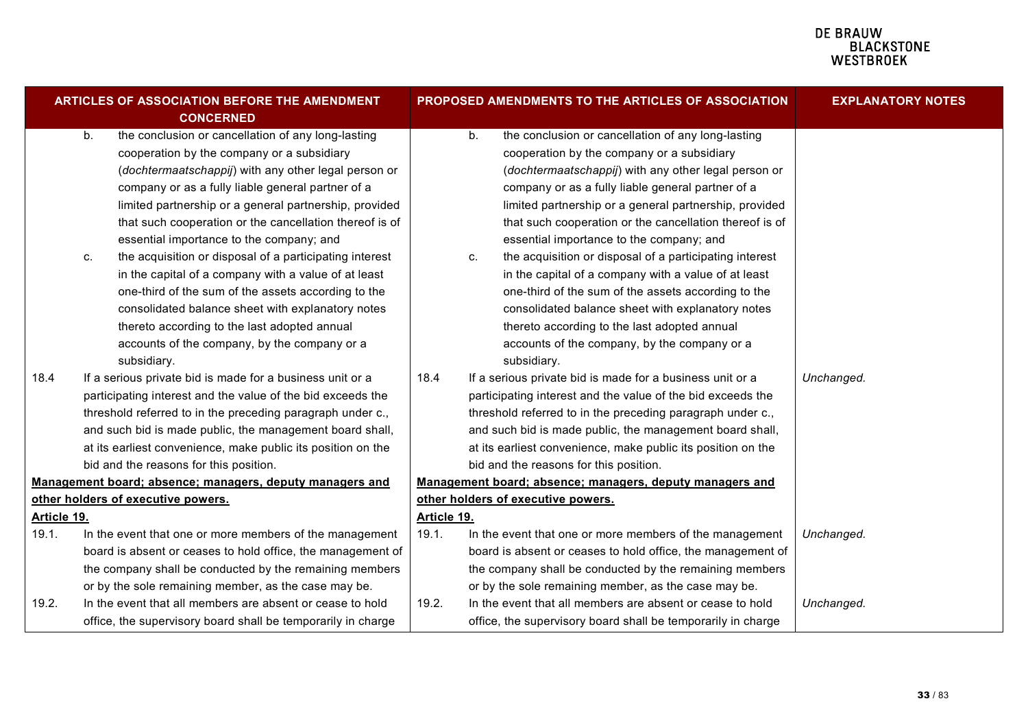| ARTICLES OF ASSOCIATION BEFORE THE AMENDMENT CONCERNED | PROPOSED AMENDMENTS TO THE ARTICLES OF ASSOCIATION | EXPLANATORY NOTES |
|---|---|---|
| b. the conclusion or cancellation of any long-lasting cooperation by the company or a subsidiary (*dochtermaatschappij*) with any other legal person or company or as a fully liable general partner of a limited partnership or a general partnership, provided that such cooperation or the cancellation thereof is of essential importance to the company; and<br>c. the acquisition or disposal of a participating interest in the capital of a company with a value of at least one-third of the sum of the assets according to the consolidated balance sheet with explanatory notes thereto according to the last adopted annual accounts of the company, by the company or a subsidiary. | b. the conclusion or cancellation of any long-lasting cooperation by the company or a subsidiary (*dochtermaatschappij*) with any other legal person or company or as a fully liable general partner of a limited partnership or a general partnership, provided that such cooperation or the cancellation thereof is of essential importance to the company; and<br>c. the acquisition or disposal of a participating interest in the capital of a company with a value of at least one-third of the sum of the assets according to the consolidated balance sheet with explanatory notes thereto according to the last adopted annual accounts of the company, by the company or a subsidiary. | |
| 18.4 If a serious private bid is made for a business unit or a participating interest and the value of the bid exceeds the threshold referred to in the preceding paragraph under c., and such bid is made public, the management board shall, at its earliest convenience, make public its position on the bid and the reasons for this position. | 18.4 If a serious private bid is made for a business unit or a participating interest and the value of the bid exceeds the threshold referred to in the preceding paragraph under c., and such bid is made public, the management board shall, at its earliest convenience, make public its position on the bid and the reasons for this position. | *Unchanged.* |
| **Management board; absence; managers, deputy managers and other holders of executive powers.** | **Management board; absence; managers, deputy managers and other holders of executive powers.** | |
| **Article 19.** | **Article 19.** | |
| 19.1. In the event that one or more members of the management board is absent or ceases to hold office, the management of the company shall be conducted by the remaining members or by the sole remaining member, as the case may be. | 19.1. In the event that one or more members of the management board is absent or ceases to hold office, the management of the company shall be conducted by the remaining members or by the sole remaining member, as the case may be. | *Unchanged.* |
| 19.2. In the event that all members are absent or cease to hold office, the supervisory board shall be temporarily in charge | 19.2. In the event that all members are absent or cease to hold office, the supervisory board shall be temporarily in charge | *Unchanged.* |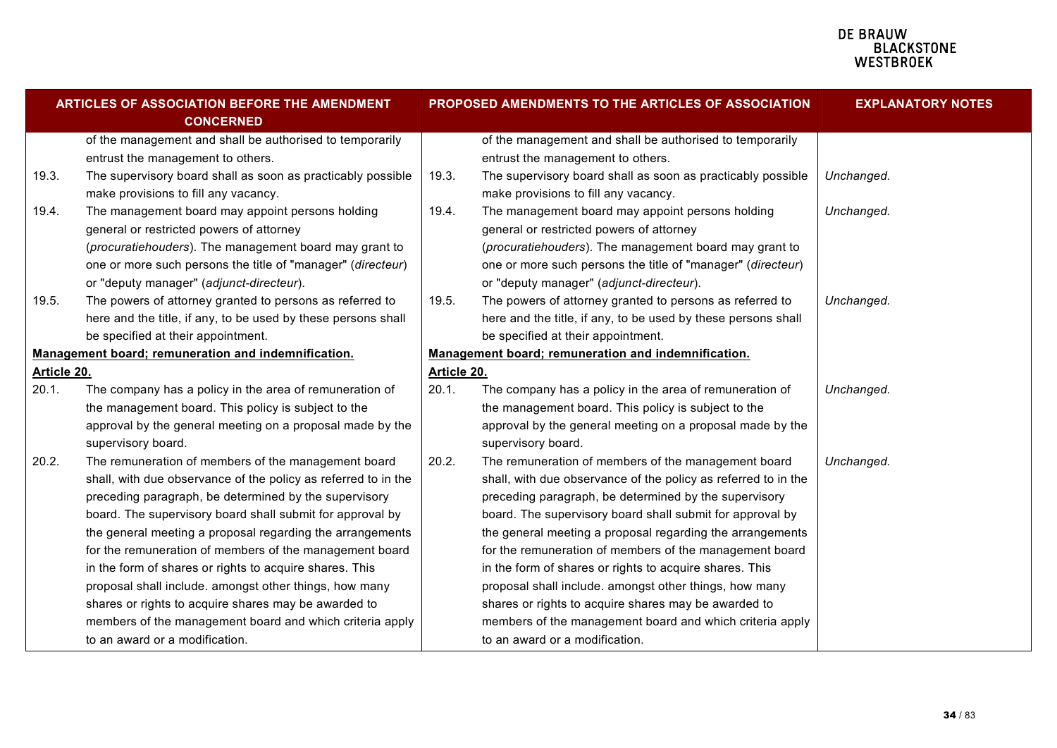| ARTICLES OF ASSOCIATION BEFORE THE AMENDMENT CONCERNED | PROPOSED AMENDMENTS TO THE ARTICLES OF ASSOCIATION | EXPLANATORY NOTES |
|---|---|---|
| of the management and shall be authorised to temporarily entrust the management to others. | of the management and shall be authorised to temporarily entrust the management to others. | |
| 19.3. The supervisory board shall as soon as practicably possible make provisions to fill any vacancy. | 19.3. The supervisory board shall as soon as practicably possible make provisions to fill any vacancy. | *Unchanged.* |
| 19.4. The management board may appoint persons holding general or restricted powers of attorney (*procuratiehouders*). The management board may grant to one or more such persons the title of "manager" (*directeur*) or "deputy manager" (*adjunct-directeur*). | 19.4. The management board may appoint persons holding general or restricted powers of attorney (*procuratiehouders*). The management board may grant to one or more such persons the title of "manager" (*directeur*) or "deputy manager" (*adjunct-directeur*). | *Unchanged.* |
| 19.5. The powers of attorney granted to persons as referred to here and the title, if any, to be used by these persons shall be specified at their appointment. | 19.5. The powers of attorney granted to persons as referred to here and the title, if any, to be used by these persons shall be specified at their appointment. | *Unchanged.* |
| **Management board; remuneration and indemnification.** | **Management board; remuneration and indemnification.** | |
| **Article 20.** | **Article 20.** | |
| 20.1. The company has a policy in the area of remuneration of the management board. This policy is subject to the approval by the general meeting on a proposal made by the supervisory board. | 20.1. The company has a policy in the area of remuneration of the management board. This policy is subject to the approval by the general meeting on a proposal made by the supervisory board. | *Unchanged.* |
| 20.2. The remuneration of members of the management board shall, with due observance of the policy as referred to in the preceding paragraph, be determined by the supervisory board. The supervisory board shall submit for approval by the general meeting a proposal regarding the arrangements for the remuneration of members of the management board in the form of shares or rights to acquire shares. This proposal shall include. amongst other things, how many shares or rights to acquire shares may be awarded to members of the management board and which criteria apply to an award or a modification. | 20.2. The remuneration of members of the management board shall, with due observance of the policy as referred to in the preceding paragraph, be determined by the supervisory board. The supervisory board shall submit for approval by the general meeting a proposal regarding the arrangements for the remuneration of members of the management board in the form of shares or rights to acquire shares. This proposal shall include. amongst other things, how many shares or rights to acquire shares may be awarded to members of the management board and which criteria apply to an award or a modification. | *Unchanged.* |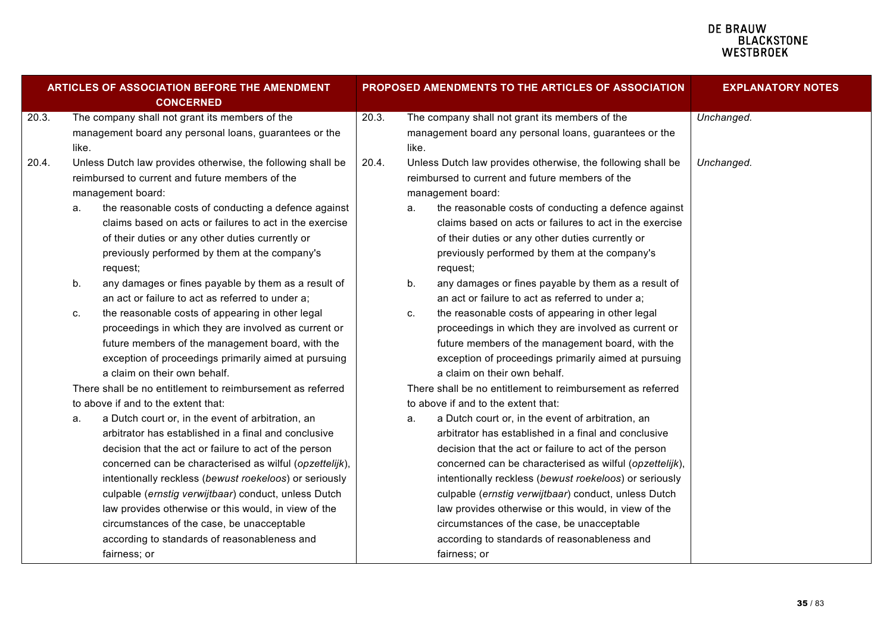| ARTICLES OF ASSOCIATION BEFORE THE AMENDMENT CONCERNED | PROPOSED AMENDMENTS TO THE ARTICLES OF ASSOCIATION | EXPLANATORY NOTES |
|---|---|---|
| 20.3. The company shall not grant its members of the management board any personal loans, guarantees or the like. | 20.3. The company shall not grant its members of the management board any personal loans, guarantees or the like. | *Unchanged.* |
| 20.4. Unless Dutch law provides otherwise, the following shall be reimbursed to current and future members of the management board:<br>a. the reasonable costs of conducting a defence against claims based on acts or failures to act in the exercise of their duties or any other duties currently or previously performed by them at the company's request;<br>b. any damages or fines payable by them as a result of an act or failure to act as referred to under a;<br>c. the reasonable costs of appearing in other legal proceedings in which they are involved as current or future members of the management board, with the exception of proceedings primarily aimed at pursuing a claim on their own behalf.<br>There shall be no entitlement to reimbursement as referred to above if and to the extent that:<br>a. a Dutch court or, in the event of arbitration, an arbitrator has established in a final and conclusive decision that the act or failure to act of the person concerned can be characterised as wilful (*opzettelijk*), intentionally reckless (*bewust roekeloos*) or seriously culpable (*ernstig verwijtbaar*) conduct, unless Dutch law provides otherwise or this would, in view of the circumstances of the case, be unacceptable according to standards of reasonableness and fairness; or | 20.4. Unless Dutch law provides otherwise, the following shall be reimbursed to current and future members of the management board:<br>a. the reasonable costs of conducting a defence against claims based on acts or failures to act in the exercise of their duties or any other duties currently or previously performed by them at the company's request;<br>b. any damages or fines payable by them as a result of an act or failure to act as referred to under a;<br>c. the reasonable costs of appearing in other legal proceedings in which they are involved as current or future members of the management board, with the exception of proceedings primarily aimed at pursuing a claim on their own behalf.<br>There shall be no entitlement to reimbursement as referred to above if and to the extent that:<br>a. a Dutch court or, in the event of arbitration, an arbitrator has established in a final and conclusive decision that the act or failure to act of the person concerned can be characterised as wilful (*opzettelijk*), intentionally reckless (*bewust roekeloos*) or seriously culpable (*ernstig verwijtbaar*) conduct, unless Dutch law provides otherwise or this would, in view of the circumstances of the case, be unacceptable according to standards of reasonableness and fairness; or | *Unchanged.* |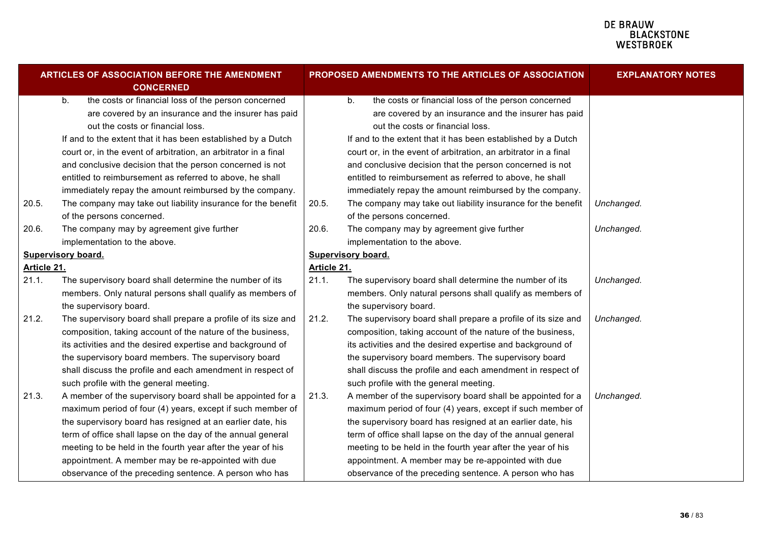| ARTICLES OF ASSOCIATION BEFORE THE AMENDMENT CONCERNED | PROPOSED AMENDMENTS TO THE ARTICLES OF ASSOCIATION | EXPLANATORY NOTES |
|---|---|---|
| b. the costs or financial loss of the person concerned are covered by an insurance and the insurer has paid out the costs or financial loss.<br>If and to the extent that it has been established by a Dutch court or, in the event of arbitration, an arbitrator in a final and conclusive decision that the person concerned is not entitled to reimbursement as referred to above, he shall immediately repay the amount reimbursed by the company. | b. the costs or financial loss of the person concerned are covered by an insurance and the insurer has paid out the costs or financial loss.<br>If and to the extent that it has been established by a Dutch court or, in the event of arbitration, an arbitrator in a final and conclusive decision that the person concerned is not entitled to reimbursement as referred to above, he shall immediately repay the amount reimbursed by the company. | |
| 20.5. The company may take out liability insurance for the benefit of the persons concerned. | 20.5. The company may take out liability insurance for the benefit of the persons concerned. | *Unchanged.* |
| 20.6. The company may by agreement give further implementation to the above. | 20.6. The company may by agreement give further implementation to the above. | *Unchanged.* |
| **<u>Supervisory board.</u>** | **<u>Supervisory board.</u>** | |
| **<u>Article 21.</u>** | **<u>Article 21.</u>** | |
| 21.1. The supervisory board shall determine the number of its members. Only natural persons shall qualify as members of the supervisory board. | 21.1. The supervisory board shall determine the number of its members. Only natural persons shall qualify as members of the supervisory board. | *Unchanged.* |
| 21.2. The supervisory board shall prepare a profile of its size and composition, taking account of the nature of the business, its activities and the desired expertise and background of the supervisory board members. The supervisory board shall discuss the profile and each amendment in respect of such profile with the general meeting. | 21.2. The supervisory board shall prepare a profile of its size and composition, taking account of the nature of the business, its activities and the desired expertise and background of the supervisory board members. The supervisory board shall discuss the profile and each amendment in respect of such profile with the general meeting. | *Unchanged.* |
| 21.3. A member of the supervisory board shall be appointed for a maximum period of four (4) years, except if such member of the supervisory board has resigned at an earlier date, his term of office shall lapse on the day of the annual general meeting to be held in the fourth year after the year of his appointment. A member may be re-appointed with due observance of the preceding sentence. A person who has | 21.3. A member of the supervisory board shall be appointed for a maximum period of four (4) years, except if such member of the supervisory board has resigned at an earlier date, his term of office shall lapse on the day of the annual general meeting to be held in the fourth year after the year of his appointment. A member may be re-appointed with due observance of the preceding sentence. A person who has | *Unchanged.* |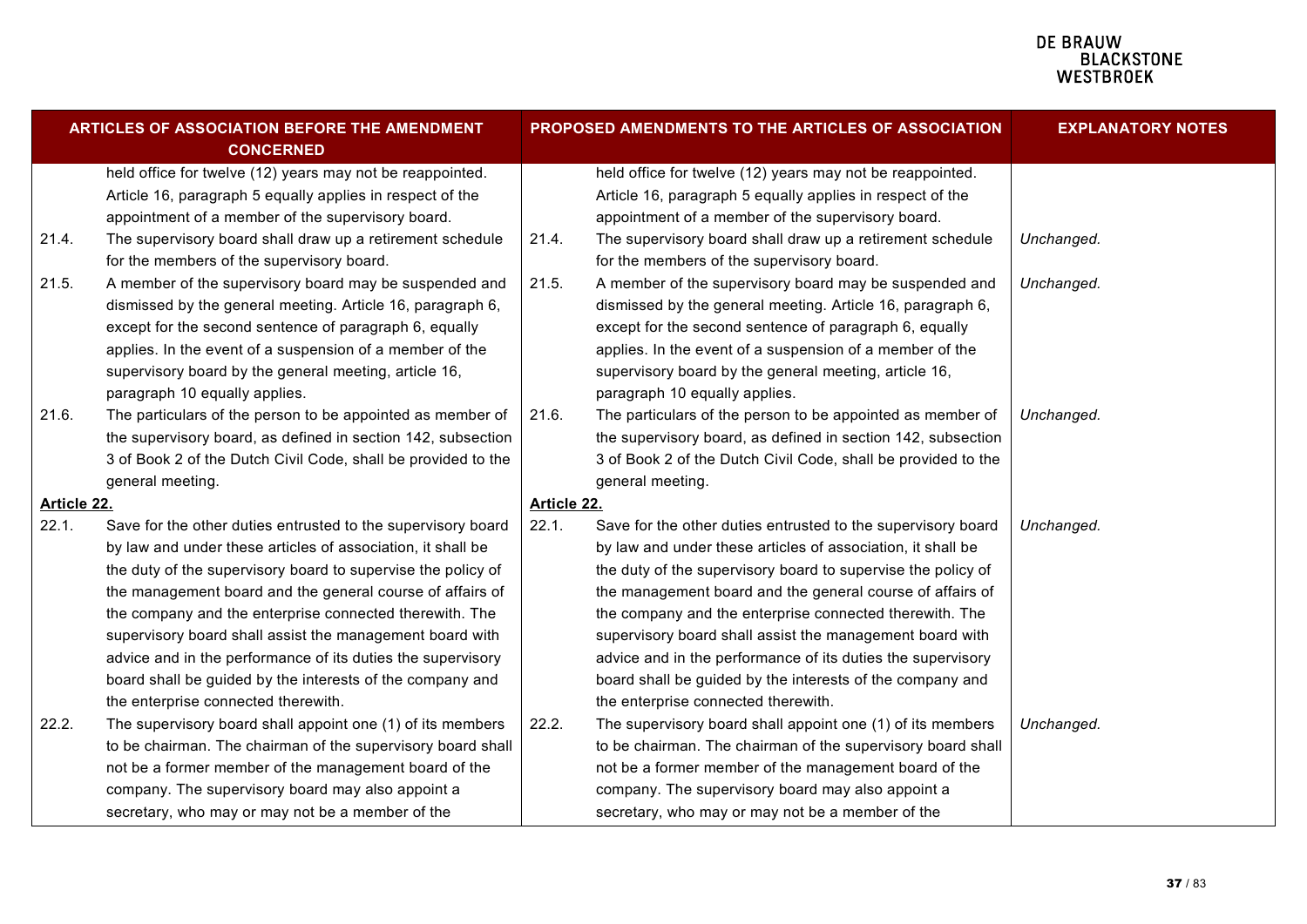| ARTICLES OF ASSOCIATION BEFORE THE AMENDMENT CONCERNED | PROPOSED AMENDMENTS TO THE ARTICLES OF ASSOCIATION | EXPLANATORY NOTES |
|---|---|---|
| held office for twelve (12) years may not be reappointed. Article 16, paragraph 5 equally applies in respect of the appointment of a member of the supervisory board. | held office for twelve (12) years may not be reappointed. Article 16, paragraph 5 equally applies in respect of the appointment of a member of the supervisory board. | |
| 21.4. The supervisory board shall draw up a retirement schedule for the members of the supervisory board. | 21.4. The supervisory board shall draw up a retirement schedule for the members of the supervisory board. | *Unchanged.* |
| 21.5. A member of the supervisory board may be suspended and dismissed by the general meeting. Article 16, paragraph 6, except for the second sentence of paragraph 6, equally applies. In the event of a suspension of a member of the supervisory board by the general meeting, article 16, paragraph 10 equally applies. | 21.5. A member of the supervisory board may be suspended and dismissed by the general meeting. Article 16, paragraph 6, except for the second sentence of paragraph 6, equally applies. In the event of a suspension of a member of the supervisory board by the general meeting, article 16, paragraph 10 equally applies. | *Unchanged.* |
| 21.6. The particulars of the person to be appointed as member of the supervisory board, as defined in section 142, subsection 3 of Book 2 of the Dutch Civil Code, shall be provided to the general meeting. | 21.6. The particulars of the person to be appointed as member of the supervisory board, as defined in section 142, subsection 3 of Book 2 of the Dutch Civil Code, shall be provided to the general meeting. | *Unchanged.* |
| <u>**Article 22.**</u> | <u>**Article 22.**</u> | |
| 22.1. Save for the other duties entrusted to the supervisory board by law and under these articles of association, it shall be the duty of the supervisory board to supervise the policy of the management board and the general course of affairs of the company and the enterprise connected therewith. The supervisory board shall assist the management board with advice and in the performance of its duties the supervisory board shall be guided by the interests of the company and the enterprise connected therewith. | 22.1. Save for the other duties entrusted to the supervisory board by law and under these articles of association, it shall be the duty of the supervisory board to supervise the policy of the management board and the general course of affairs of the company and the enterprise connected therewith. The supervisory board shall assist the management board with advice and in the performance of its duties the supervisory board shall be guided by the interests of the company and the enterprise connected therewith. | *Unchanged.* |
| 22.2. The supervisory board shall appoint one (1) of its members to be chairman. The chairman of the supervisory board shall not be a former member of the management board of the company. The supervisory board may also appoint a secretary, who may or may not be a member of the | 22.2. The supervisory board shall appoint one (1) of its members to be chairman. The chairman of the supervisory board shall not be a former member of the management board of the company. The supervisory board may also appoint a secretary, who may or may not be a member of the | *Unchanged.* |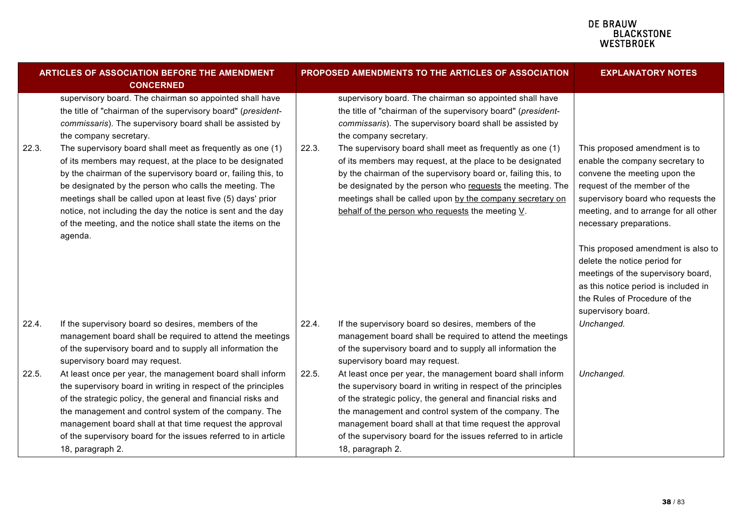| ARTICLES OF ASSOCIATION BEFORE THE AMENDMENT CONCERNED | PROPOSED AMENDMENTS TO THE ARTICLES OF ASSOCIATION | EXPLANATORY NOTES |
|---|---|---|
| supervisory board. The chairman so appointed shall have the title of "chairman of the supervisory board" (*president-commissaris*). The supervisory board shall be assisted by the company secretary. | supervisory board. The chairman so appointed shall have the title of "chairman of the supervisory board" (*president-commissaris*). The supervisory board shall be assisted by the company secretary. | |
| 22.3. The supervisory board shall meet as frequently as one (1) of its members may request, at the place to be designated by the chairman of the supervisory board or, failing this, to be designated by the person who calls the meeting. The meetings shall be called upon at least five (5) days' prior notice, not including the day the notice is sent and the day of the meeting, and the notice shall state the items on the agenda. | 22.3. The supervisory board shall meet as frequently as one (1) of its members may request, at the place to be designated by the chairman of the supervisory board or, failing this, to be designated by the person who <u>requests</u> the meeting. The meetings shall be called upon <u>by the company secretary on behalf of the person who requests</u> the meeting <u>V</u>. | This proposed amendment is to enable the company secretary to convene the meeting upon the request of the member of the supervisory board who requests the meeting, and to arrange for all other necessary preparations.<br><br>This proposed amendment is also to delete the notice period for meetings of the supervisory board, as this notice period is included in the Rules of Procedure of the supervisory board. |
| 22.4. If the supervisory board so desires, members of the management board shall be required to attend the meetings of the supervisory board and to supply all information the supervisory board may request. | 22.4. If the supervisory board so desires, members of the management board shall be required to attend the meetings of the supervisory board and to supply all information the supervisory board may request. | *Unchanged.* |
| 22.5. At least once per year, the management board shall inform the supervisory board in writing in respect of the principles of the strategic policy, the general and financial risks and the management and control system of the company. The management board shall at that time request the approval of the supervisory board for the issues referred to in article 18, paragraph 2. | 22.5. At least once per year, the management board shall inform the supervisory board in writing in respect of the principles of the strategic policy, the general and financial risks and the management and control system of the company. The management board shall at that time request the approval of the supervisory board for the issues referred to in article 18, paragraph 2. | *Unchanged.* |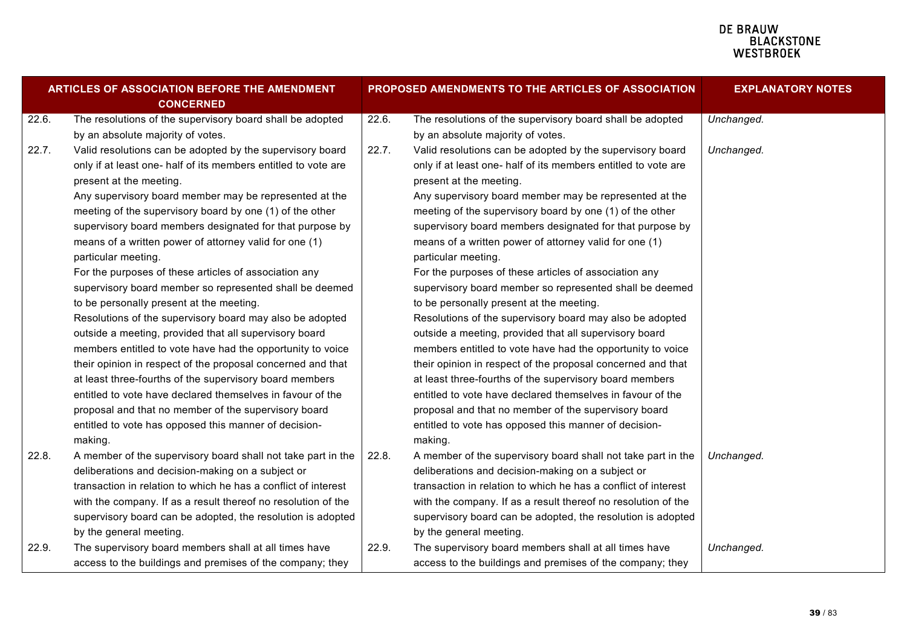| ARTICLES OF ASSOCIATION BEFORE THE AMENDMENT CONCERNED | | PROPOSED AMENDMENTS TO THE ARTICLES OF ASSOCIATION | | EXPLANATORY NOTES |
|---|---|---|---|---|
| 22.6. | The resolutions of the supervisory board shall be adopted by an absolute majority of votes. | 22.6. | The resolutions of the supervisory board shall be adopted by an absolute majority of votes. | *Unchanged.* |
| 22.7. | Valid resolutions can be adopted by the supervisory board only if at least one- half of its members entitled to vote are present at the meeting.<br>Any supervisory board member may be represented at the meeting of the supervisory board by one (1) of the other supervisory board members designated for that purpose by means of a written power of attorney valid for one (1) particular meeting.<br>For the purposes of these articles of association any supervisory board member so represented shall be deemed to be personally present at the meeting.<br>Resolutions of the supervisory board may also be adopted outside a meeting, provided that all supervisory board members entitled to vote have had the opportunity to voice their opinion in respect of the proposal concerned and that at least three-fourths of the supervisory board members entitled to vote have declared themselves in favour of the proposal and that no member of the supervisory board entitled to vote has opposed this manner of decision-making. | 22.7. | Valid resolutions can be adopted by the supervisory board only if at least one- half of its members entitled to vote are present at the meeting.<br>Any supervisory board member may be represented at the meeting of the supervisory board by one (1) of the other supervisory board members designated for that purpose by means of a written power of attorney valid for one (1) particular meeting.<br>For the purposes of these articles of association any supervisory board member so represented shall be deemed to be personally present at the meeting.<br>Resolutions of the supervisory board may also be adopted outside a meeting, provided that all supervisory board members entitled to vote have had the opportunity to voice their opinion in respect of the proposal concerned and that at least three-fourths of the supervisory board members entitled to vote have declared themselves in favour of the proposal and that no member of the supervisory board entitled to vote has opposed this manner of decision-making. | *Unchanged.* |
| 22.8. | A member of the supervisory board shall not take part in the deliberations and decision-making on a subject or transaction in relation to which he has a conflict of interest with the company. If as a result thereof no resolution of the supervisory board can be adopted, the resolution is adopted by the general meeting. | 22.8. | A member of the supervisory board shall not take part in the deliberations and decision-making on a subject or transaction in relation to which he has a conflict of interest with the company. If as a result thereof no resolution of the supervisory board can be adopted, the resolution is adopted by the general meeting. | *Unchanged.* |
| 22.9. | The supervisory board members shall at all times have access to the buildings and premises of the company; they | 22.9. | The supervisory board members shall at all times have access to the buildings and premises of the company; they | *Unchanged.* |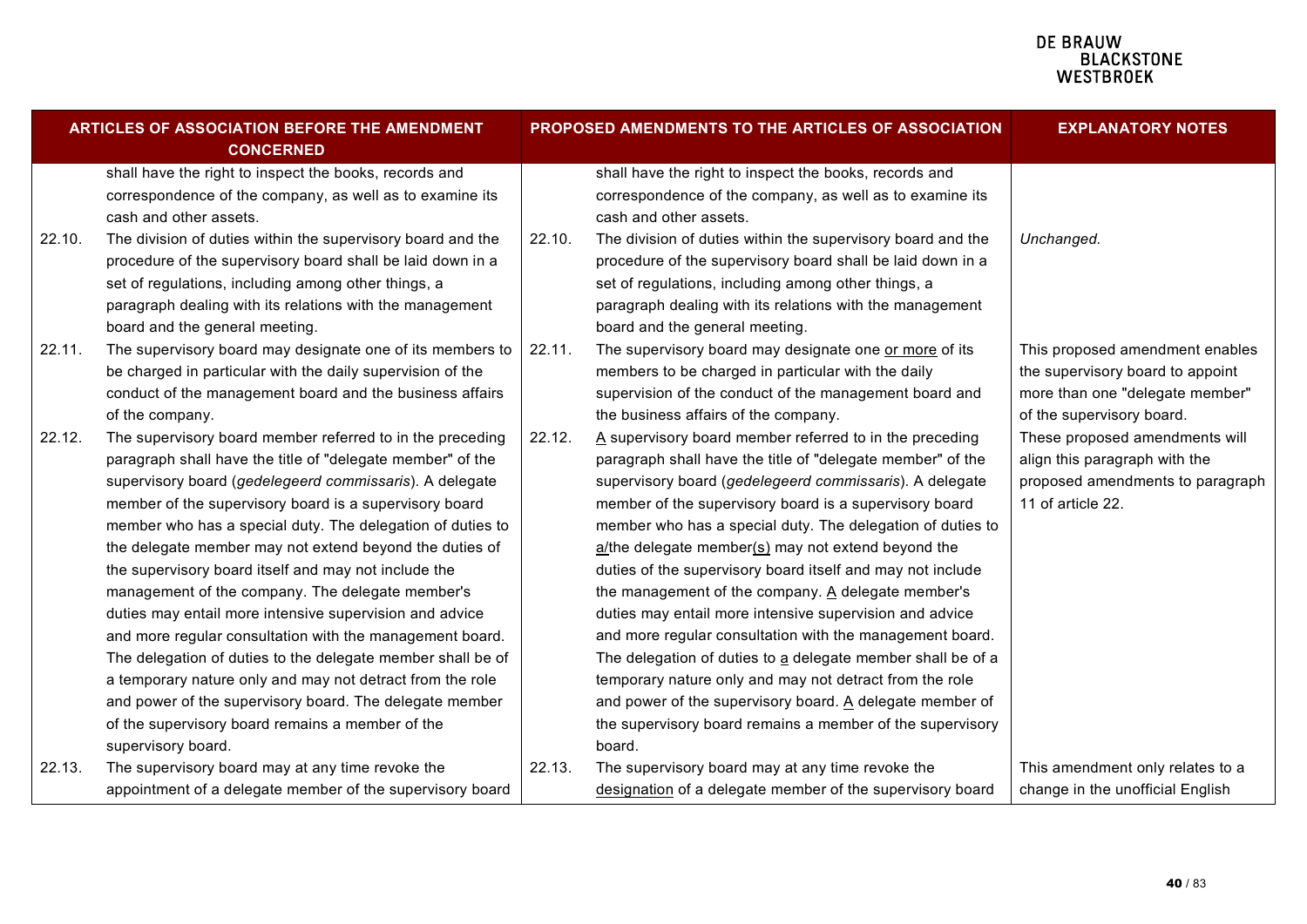| ARTICLES OF ASSOCIATION BEFORE THE AMENDMENT CONCERNED | | PROPOSED AMENDMENTS TO THE ARTICLES OF ASSOCIATION | | EXPLANATORY NOTES |
|---|---|---|---|---|
| | shall have the right to inspect the books, records and correspondence of the company, as well as to examine its cash and other assets. | | shall have the right to inspect the books, records and correspondence of the company, as well as to examine its cash and other assets. | |
| 22.10. | The division of duties within the supervisory board and the procedure of the supervisory board shall be laid down in a set of regulations, including among other things, a paragraph dealing with its relations with the management board and the general meeting. | 22.10. | The division of duties within the supervisory board and the procedure of the supervisory board shall be laid down in a set of regulations, including among other things, a paragraph dealing with its relations with the management board and the general meeting. | *Unchanged.* |
| 22.11. | The supervisory board may designate one of its members to be charged in particular with the daily supervision of the conduct of the management board and the business affairs of the company. | 22.11. | The supervisory board may designate one <u>or more</u> of its members to be charged in particular with the daily supervision of the conduct of the management board and the business affairs of the company. | This proposed amendment enables the supervisory board to appoint more than one "delegate member" of the supervisory board. |
| 22.12. | The supervisory board member referred to in the preceding paragraph shall have the title of "delegate member" of the supervisory board (*gedelegeerd commissaris*). A delegate member of the supervisory board is a supervisory board member who has a special duty. The delegation of duties to the delegate member may not extend beyond the duties of the supervisory board itself and may not include the management of the company. The delegate member's duties may entail more intensive supervision and advice and more regular consultation with the management board. The delegation of duties to the delegate member shall be of a temporary nature only and may not detract from the role and power of the supervisory board. The delegate member of the supervisory board remains a member of the supervisory board. | 22.12. | <u>A</u> supervisory board member referred to in the preceding paragraph shall have the title of "delegate member" of the supervisory board (*gedelegeerd commissaris*). A delegate member of the supervisory board is a supervisory board member who has a special duty. The delegation of duties to <u>a</u>/the delegate member<u>(s)</u> may not extend beyond the duties of the supervisory board itself and may not include the management of the company. <u>A</u> delegate member's duties may entail more intensive supervision and advice and more regular consultation with the management board. The delegation of duties to <u>a</u> delegate member shall be of a temporary nature only and may not detract from the role and power of the supervisory board. <u>A</u> delegate member of the supervisory board remains a member of the supervisory board. | These proposed amendments will align this paragraph with the proposed amendments to paragraph 11 of article 22. |
| 22.13. | The supervisory board may at any time revoke the appointment of a delegate member of the supervisory board | 22.13. | The supervisory board may at any time revoke the <u>designation</u> of a delegate member of the supervisory board | This amendment only relates to a change in the unofficial English |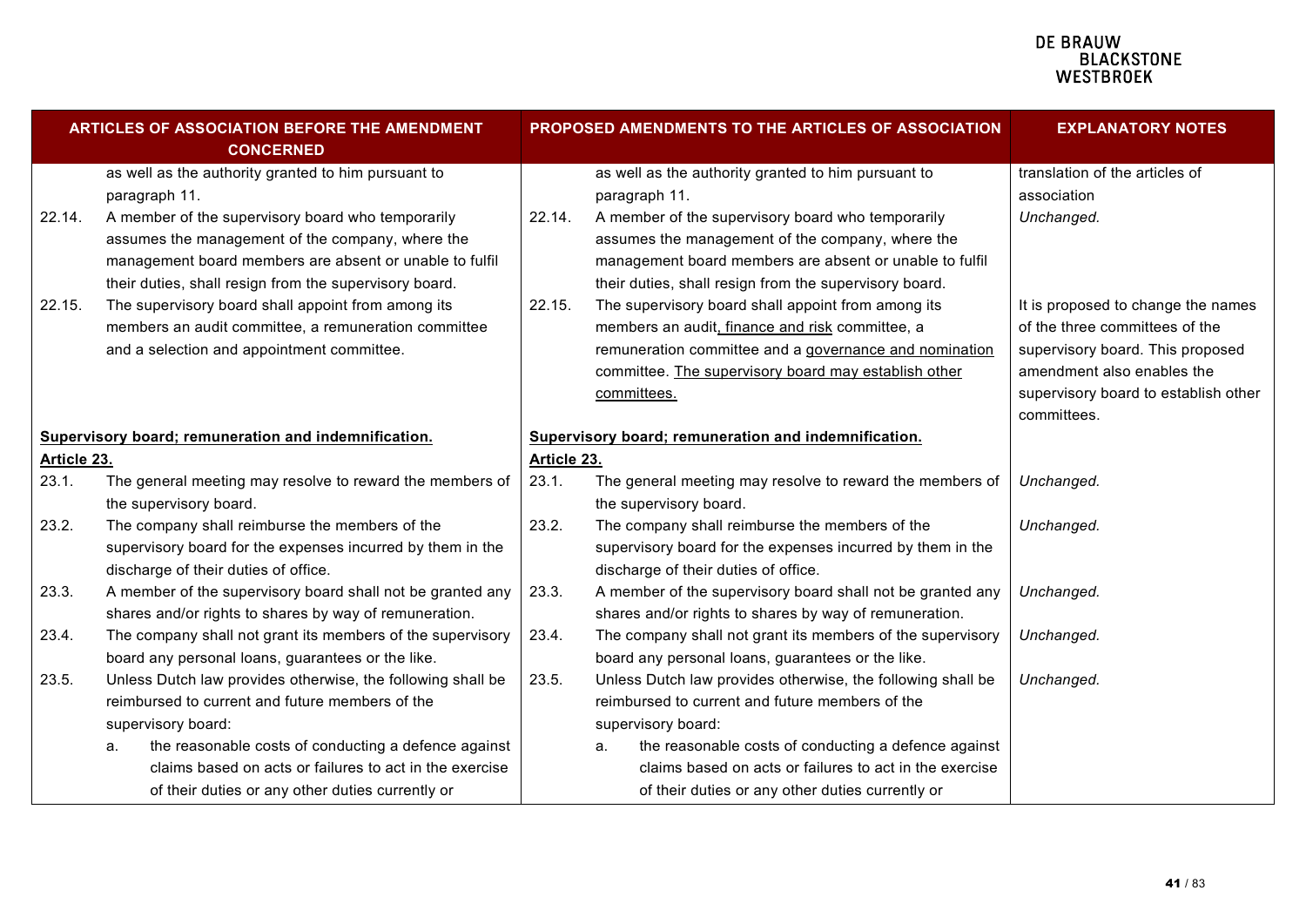| ARTICLES OF ASSOCIATION BEFORE THE AMENDMENT CONCERNED | PROPOSED AMENDMENTS TO THE ARTICLES OF ASSOCIATION | EXPLANATORY NOTES |
|---|---|---|
| as well as the authority granted to him pursuant to paragraph 11. | as well as the authority granted to him pursuant to paragraph 11. | translation of the articles of association |
| 22.14. A member of the supervisory board who temporarily assumes the management of the company, where the management board members are absent or unable to fulfil their duties, shall resign from the supervisory board. | 22.14. A member of the supervisory board who temporarily assumes the management of the company, where the management board members are absent or unable to fulfil their duties, shall resign from the supervisory board. | *Unchanged.* |
| 22.15. The supervisory board shall appoint from among its members an audit committee, a remuneration committee and a selection and appointment committee. | 22.15. The supervisory board shall appoint from among its members an audit<u>, finance and risk</u> committee, a remuneration committee and a <u>governance and nomination</u> committee. <u>The supervisory board may establish other committees.</u> | It is proposed to change the names of the three committees of the supervisory board. This proposed amendment also enables the supervisory board to establish other committees. |
| **<u>Supervisory board; remuneration and indemnification.</u>** | **<u>Supervisory board; remuneration and indemnification.</u>** | |
| **<u>Article 23.</u>** | **<u>Article 23.</u>** | |
| 23.1. The general meeting may resolve to reward the members of the supervisory board. | 23.1. The general meeting may resolve to reward the members of the supervisory board. | *Unchanged.* |
| 23.2. The company shall reimburse the members of the supervisory board for the expenses incurred by them in the discharge of their duties of office. | 23.2. The company shall reimburse the members of the supervisory board for the expenses incurred by them in the discharge of their duties of office. | *Unchanged.* |
| 23.3. A member of the supervisory board shall not be granted any shares and/or rights to shares by way of remuneration. | 23.3. A member of the supervisory board shall not be granted any shares and/or rights to shares by way of remuneration. | *Unchanged.* |
| 23.4. The company shall not grant its members of the supervisory board any personal loans, guarantees or the like. | 23.4. The company shall not grant its members of the supervisory board any personal loans, guarantees or the like. | *Unchanged.* |
| 23.5. Unless Dutch law provides otherwise, the following shall be reimbursed to current and future members of the supervisory board: a. the reasonable costs of conducting a defence against claims based on acts or failures to act in the exercise of their duties or any other duties currently or | 23.5. Unless Dutch law provides otherwise, the following shall be reimbursed to current and future members of the supervisory board: a. the reasonable costs of conducting a defence against claims based on acts or failures to act in the exercise of their duties or any other duties currently or | *Unchanged.* |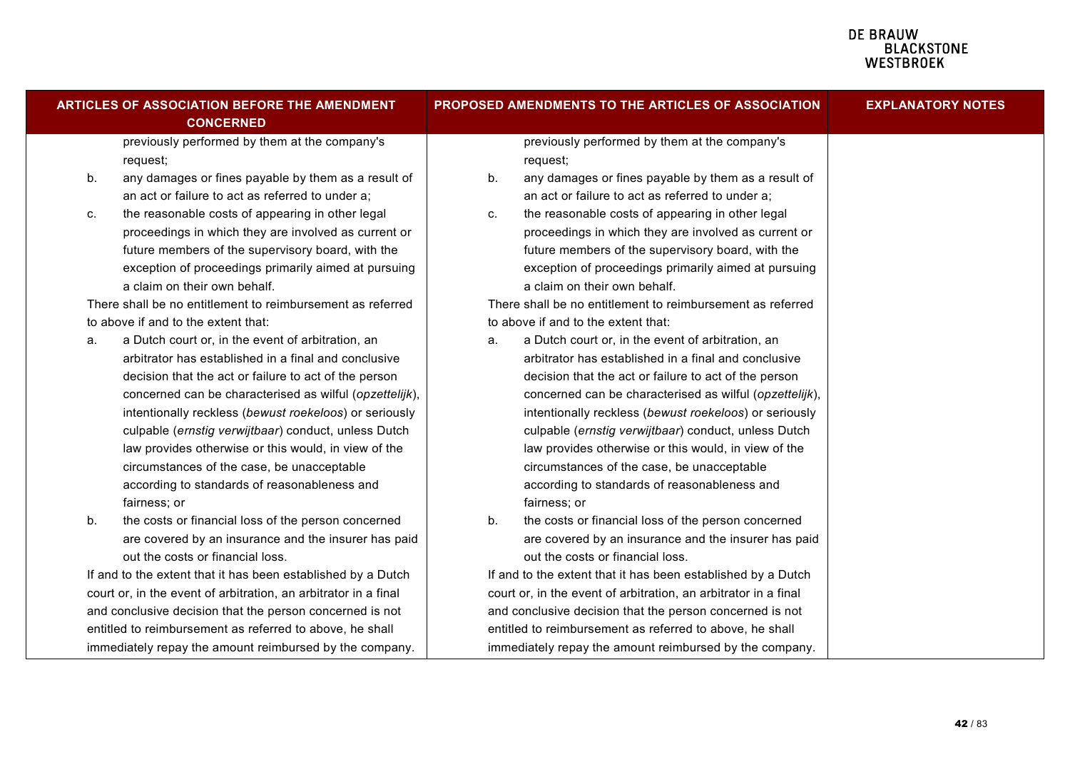| ARTICLES OF ASSOCIATION BEFORE THE AMENDMENT CONCERNED | PROPOSED AMENDMENTS TO THE ARTICLES OF ASSOCIATION | EXPLANATORY NOTES |
|---|---|---|
| previously performed by them at the company's request;<br>b. any damages or fines payable by them as a result of an act or failure to act as referred to under a;<br>c. the reasonable costs of appearing in other legal proceedings in which they are involved as current or future members of the supervisory board, with the exception of proceedings primarily aimed at pursuing a claim on their own behalf.<br>There shall be no entitlement to reimbursement as referred to above if and to the extent that:<br>a. a Dutch court or, in the event of arbitration, an arbitrator has established in a final and conclusive decision that the act or failure to act of the person concerned can be characterised as wilful (*opzettelijk*), intentionally reckless (*bewust roekeloos*) or seriously culpable (*ernstig verwijtbaar*) conduct, unless Dutch law provides otherwise or this would, in view of the circumstances of the case, be unacceptable according to standards of reasonableness and fairness; or<br>b. the costs or financial loss of the person concerned are covered by an insurance and the insurer has paid out the costs or financial loss.<br>If and to the extent that it has been established by a Dutch court or, in the event of arbitration, an arbitrator in a final and conclusive decision that the person concerned is not entitled to reimbursement as referred to above, he shall immediately repay the amount reimbursed by the company. | previously performed by them at the company's request;<br>b. any damages or fines payable by them as a result of an act or failure to act as referred to under a;<br>c. the reasonable costs of appearing in other legal proceedings in which they are involved as current or future members of the supervisory board, with the exception of proceedings primarily aimed at pursuing a claim on their own behalf.<br>There shall be no entitlement to reimbursement as referred to above if and to the extent that:<br>a. a Dutch court or, in the event of arbitration, an arbitrator has established in a final and conclusive decision that the act or failure to act of the person concerned can be characterised as wilful (*opzettelijk*), intentionally reckless (*bewust roekeloos*) or seriously culpable (*ernstig verwijtbaar*) conduct, unless Dutch law provides otherwise or this would, in view of the circumstances of the case, be unacceptable according to standards of reasonableness and fairness; or<br>b. the costs or financial loss of the person concerned are covered by an insurance and the insurer has paid out the costs or financial loss.<br>If and to the extent that it has been established by a Dutch court or, in the event of arbitration, an arbitrator in a final and conclusive decision that the person concerned is not entitled to reimbursement as referred to above, he shall immediately repay the amount reimbursed by the company. | |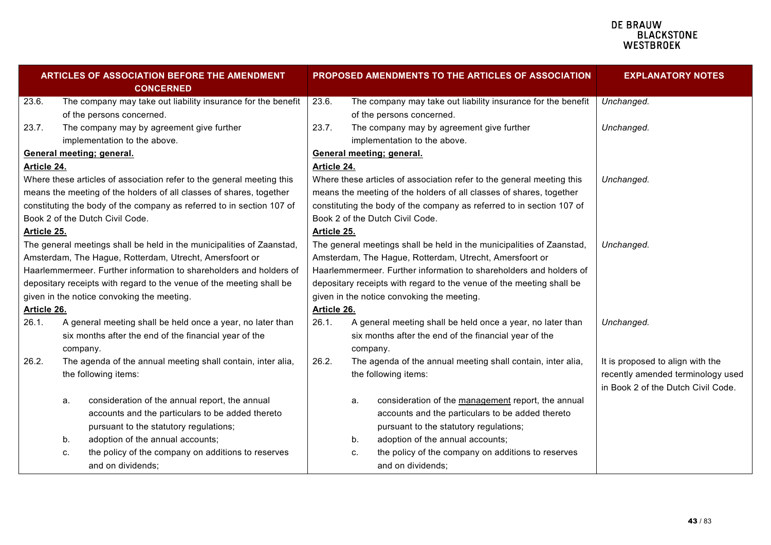| ARTICLES OF ASSOCIATION BEFORE THE AMENDMENT CONCERNED | PROPOSED AMENDMENTS TO THE ARTICLES OF ASSOCIATION | EXPLANATORY NOTES |
|---|---|---|
| 23.6. The company may take out liability insurance for the benefit of the persons concerned. | 23.6. The company may take out liability insurance for the benefit of the persons concerned. | *Unchanged.* |
| 23.7. The company may by agreement give further implementation to the above. | 23.7. The company may by agreement give further implementation to the above. | *Unchanged.* |
| **General meeting; general.** | **General meeting; general.** | |
| **Article 24.** | **Article 24.** | |
| Where these articles of association refer to the general meeting this means the meeting of the holders of all classes of shares, together constituting the body of the company as referred to in section 107 of Book 2 of the Dutch Civil Code. | Where these articles of association refer to the general meeting this means the meeting of the holders of all classes of shares, together constituting the body of the company as referred to in section 107 of Book 2 of the Dutch Civil Code. | *Unchanged.* |
| **Article 25.** | **Article 25.** | |
| The general meetings shall be held in the municipalities of Zaanstad, Amsterdam, The Hague, Rotterdam, Utrecht, Amersfoort or Haarlemmermeer. Further information to shareholders and holders of depositary receipts with regard to the venue of the meeting shall be given in the notice convoking the meeting. | The general meetings shall be held in the municipalities of Zaanstad, Amsterdam, The Hague, Rotterdam, Utrecht, Amersfoort or Haarlemmermeer. Further information to shareholders and holders of depositary receipts with regard to the venue of the meeting shall be given in the notice convoking the meeting. | *Unchanged.* |
| **Article 26.** | **Article 26.** | |
| 26.1. A general meeting shall be held once a year, no later than six months after the end of the financial year of the company. | 26.1. A general meeting shall be held once a year, no later than six months after the end of the financial year of the company. | *Unchanged.* |
| 26.2. The agenda of the annual meeting shall contain, inter alia, the following items:<br>a. consideration of the annual report, the annual accounts and the particulars to be added thereto pursuant to the statutory regulations;<br>b. adoption of the annual accounts;<br>c. the policy of the company on additions to reserves and on dividends; | 26.2. The agenda of the annual meeting shall contain, inter alia, the following items:<br>a. consideration of the management report, the annual accounts and the particulars to be added thereto pursuant to the statutory regulations;<br>b. adoption of the annual accounts;<br>c. the policy of the company on additions to reserves and on dividends; | It is proposed to align with the recently amended terminology used in Book 2 of the Dutch Civil Code. |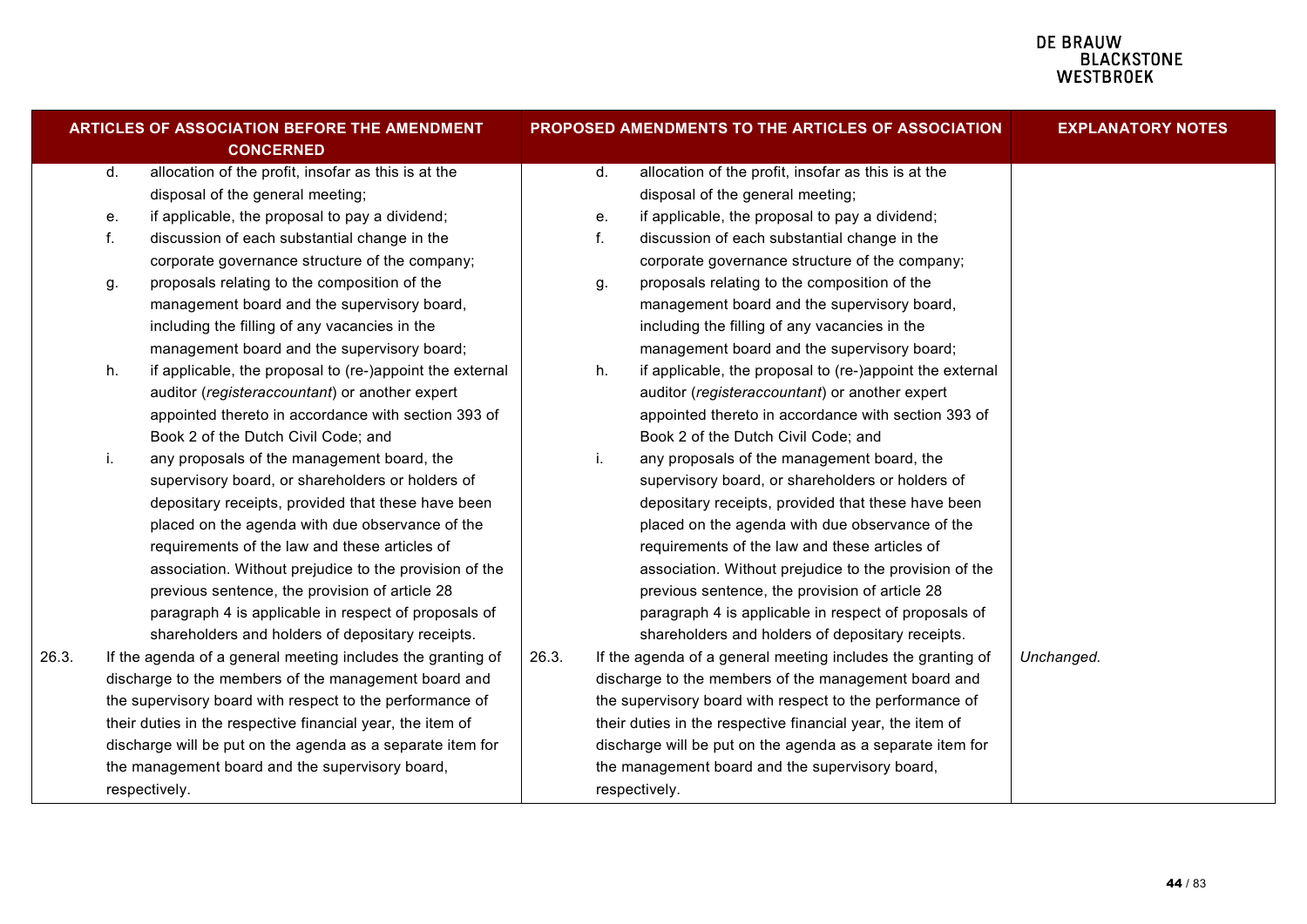| ARTICLES OF ASSOCIATION BEFORE THE AMENDMENT CONCERNED | PROPOSED AMENDMENTS TO THE ARTICLES OF ASSOCIATION | EXPLANATORY NOTES |
|---|---|---|
| d. allocation of the profit, insofar as this is at the disposal of the general meeting;<br>e. if applicable, the proposal to pay a dividend;<br>f. discussion of each substantial change in the corporate governance structure of the company;<br>g. proposals relating to the composition of the management board and the supervisory board, including the filling of any vacancies in the management board and the supervisory board;<br>h. if applicable, the proposal to (re-)appoint the external auditor (*registeraccountant*) or another expert appointed thereto in accordance with section 393 of Book 2 of the Dutch Civil Code; and<br>i. any proposals of the management board, the supervisory board, or shareholders or holders of depositary receipts, provided that these have been placed on the agenda with due observance of the requirements of the law and these articles of association. Without prejudice to the provision of the previous sentence, the provision of article 28 paragraph 4 is applicable in respect of proposals of shareholders and holders of depositary receipts. | d. allocation of the profit, insofar as this is at the disposal of the general meeting;<br>e. if applicable, the proposal to pay a dividend;<br>f. discussion of each substantial change in the corporate governance structure of the company;<br>g. proposals relating to the composition of the management board and the supervisory board, including the filling of any vacancies in the management board and the supervisory board;<br>h. if applicable, the proposal to (re-)appoint the external auditor (*registeraccountant*) or another expert appointed thereto in accordance with section 393 of Book 2 of the Dutch Civil Code; and<br>i. any proposals of the management board, the supervisory board, or shareholders or holders of depositary receipts, provided that these have been placed on the agenda with due observance of the requirements of the law and these articles of association. Without prejudice to the provision of the previous sentence, the provision of article 28 paragraph 4 is applicable in respect of proposals of shareholders and holders of depositary receipts. | |
| 26.3. If the agenda of a general meeting includes the granting of discharge to the members of the management board and the supervisory board with respect to the performance of their duties in the respective financial year, the item of discharge will be put on the agenda as a separate item for the management board and the supervisory board, respectively. | 26.3. If the agenda of a general meeting includes the granting of discharge to the members of the management board and the supervisory board with respect to the performance of their duties in the respective financial year, the item of discharge will be put on the agenda as a separate item for the management board and the supervisory board, respectively. | *Unchanged.* |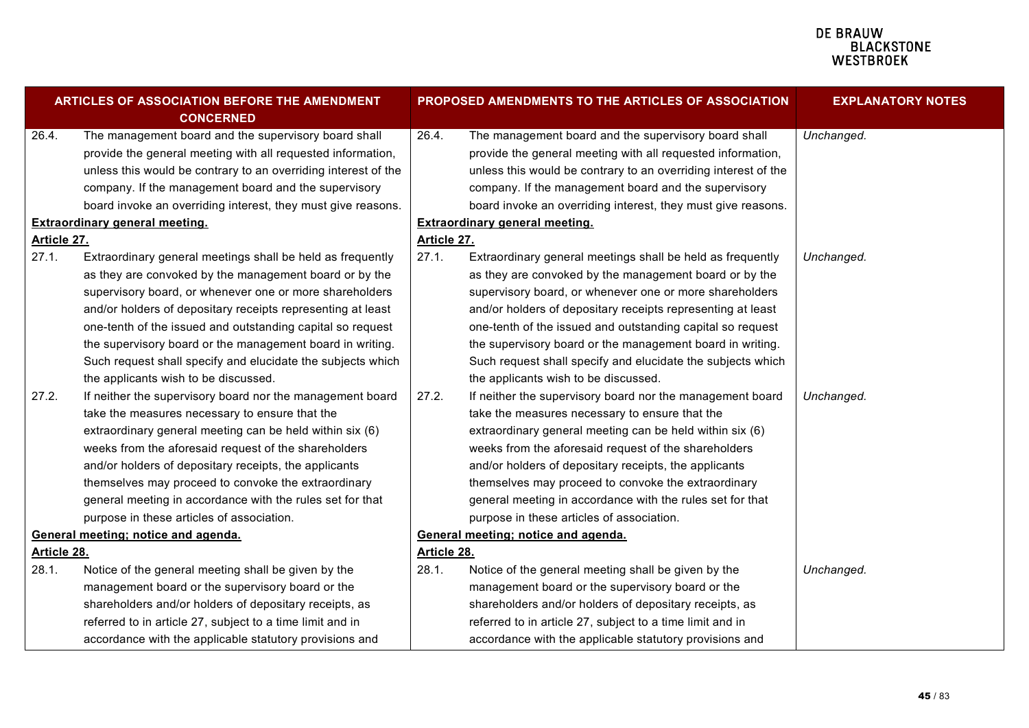| ARTICLES OF ASSOCIATION BEFORE THE AMENDMENT CONCERNED | PROPOSED AMENDMENTS TO THE ARTICLES OF ASSOCIATION | EXPLANATORY NOTES |
|---|---|---|
| 26.4. The management board and the supervisory board shall provide the general meeting with all requested information, unless this would be contrary to an overriding interest of the company. If the management board and the supervisory board invoke an overriding interest, they must give reasons. | 26.4. The management board and the supervisory board shall provide the general meeting with all requested information, unless this would be contrary to an overriding interest of the company. If the management board and the supervisory board invoke an overriding interest, they must give reasons. | *Unchanged.* |
| **Extraordinary general meeting.** | **Extraordinary general meeting.** | |
| **Article 27.** | **Article 27.** | |
| 27.1. Extraordinary general meetings shall be held as frequently as they are convoked by the management board or by the supervisory board, or whenever one or more shareholders and/or holders of depositary receipts representing at least one-tenth of the issued and outstanding capital so request the supervisory board or the management board in writing. Such request shall specify and elucidate the subjects which the applicants wish to be discussed. | 27.1. Extraordinary general meetings shall be held as frequently as they are convoked by the management board or by the supervisory board, or whenever one or more shareholders and/or holders of depositary receipts representing at least one-tenth of the issued and outstanding capital so request the supervisory board or the management board in writing. Such request shall specify and elucidate the subjects which the applicants wish to be discussed. | *Unchanged.* |
| 27.2. If neither the supervisory board nor the management board take the measures necessary to ensure that the extraordinary general meeting can be held within six (6) weeks from the aforesaid request of the shareholders and/or holders of depositary receipts, the applicants themselves may proceed to convoke the extraordinary general meeting in accordance with the rules set for that purpose in these articles of association. | 27.2. If neither the supervisory board nor the management board take the measures necessary to ensure that the extraordinary general meeting can be held within six (6) weeks from the aforesaid request of the shareholders and/or holders of depositary receipts, the applicants themselves may proceed to convoke the extraordinary general meeting in accordance with the rules set for that purpose in these articles of association. | *Unchanged.* |
| **General meeting; notice and agenda.** | **General meeting; notice and agenda.** | |
| **Article 28.** | **Article 28.** | |
| 28.1. Notice of the general meeting shall be given by the management board or the supervisory board or the shareholders and/or holders of depositary receipts, as referred to in article 27, subject to a time limit and in accordance with the applicable statutory provisions and | 28.1. Notice of the general meeting shall be given by the management board or the supervisory board or the shareholders and/or holders of depositary receipts, as referred to in article 27, subject to a time limit and in accordance with the applicable statutory provisions and | *Unchanged.* |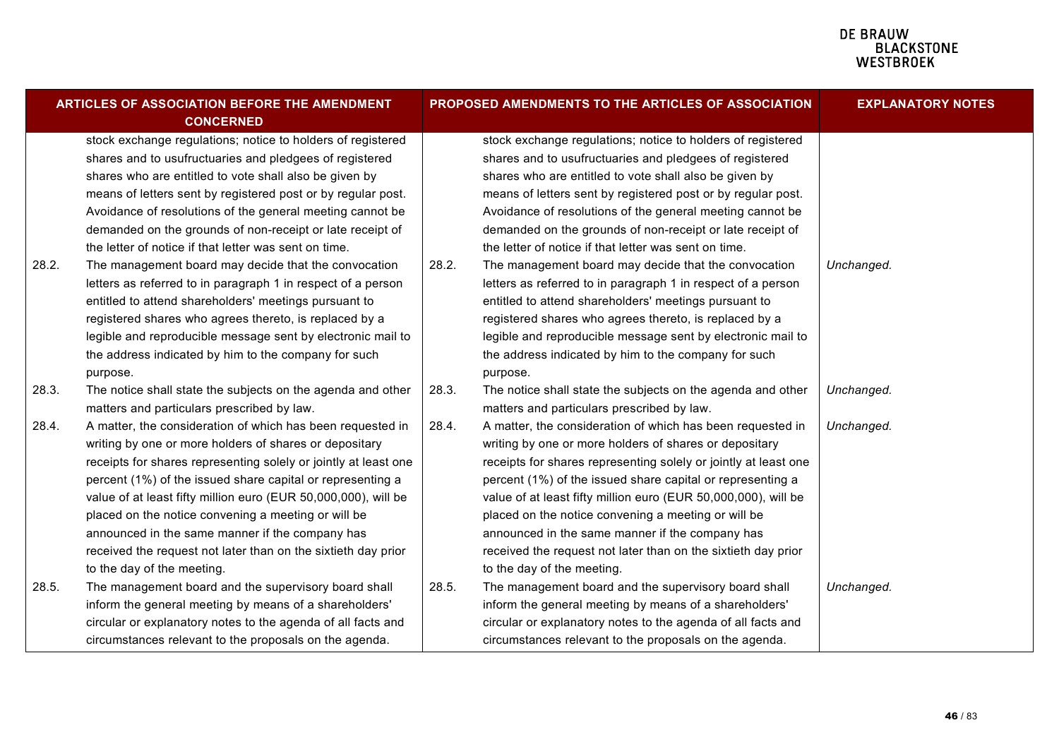| ARTICLES OF ASSOCIATION BEFORE THE AMENDMENT CONCERNED | PROPOSED AMENDMENTS TO THE ARTICLES OF ASSOCIATION | EXPLANATORY NOTES |
|---|---|---|
| stock exchange regulations; notice to holders of registered shares and to usufructuaries and pledgees of registered shares who are entitled to vote shall also be given by means of letters sent by registered post or by regular post. Avoidance of resolutions of the general meeting cannot be demanded on the grounds of non-receipt or late receipt of the letter of notice if that letter was sent on time. | stock exchange regulations; notice to holders of registered shares and to usufructuaries and pledgees of registered shares who are entitled to vote shall also be given by means of letters sent by registered post or by regular post. Avoidance of resolutions of the general meeting cannot be demanded on the grounds of non-receipt or late receipt of the letter of notice if that letter was sent on time. | |
| 28.2. The management board may decide that the convocation letters as referred to in paragraph 1 in respect of a person entitled to attend shareholders' meetings pursuant to registered shares who agrees thereto, is replaced by a legible and reproducible message sent by electronic mail to the address indicated by him to the company for such purpose. | 28.2. The management board may decide that the convocation letters as referred to in paragraph 1 in respect of a person entitled to attend shareholders' meetings pursuant to registered shares who agrees thereto, is replaced by a legible and reproducible message sent by electronic mail to the address indicated by him to the company for such purpose. | *Unchanged.* |
| 28.3. The notice shall state the subjects on the agenda and other matters and particulars prescribed by law. | 28.3. The notice shall state the subjects on the agenda and other matters and particulars prescribed by law. | *Unchanged.* |
| 28.4. A matter, the consideration of which has been requested in writing by one or more holders of shares or depositary receipts for shares representing solely or jointly at least one percent (1%) of the issued share capital or representing a value of at least fifty million euro (EUR 50,000,000), will be placed on the notice convening a meeting or will be announced in the same manner if the company has received the request not later than on the sixtieth day prior to the day of the meeting. | 28.4. A matter, the consideration of which has been requested in writing by one or more holders of shares or depositary receipts for shares representing solely or jointly at least one percent (1%) of the issued share capital or representing a value of at least fifty million euro (EUR 50,000,000), will be placed on the notice convening a meeting or will be announced in the same manner if the company has received the request not later than on the sixtieth day prior to the day of the meeting. | *Unchanged.* |
| 28.5. The management board and the supervisory board shall inform the general meeting by means of a shareholders' circular or explanatory notes to the agenda of all facts and circumstances relevant to the proposals on the agenda. | 28.5. The management board and the supervisory board shall inform the general meeting by means of a shareholders' circular or explanatory notes to the agenda of all facts and circumstances relevant to the proposals on the agenda. | *Unchanged.* |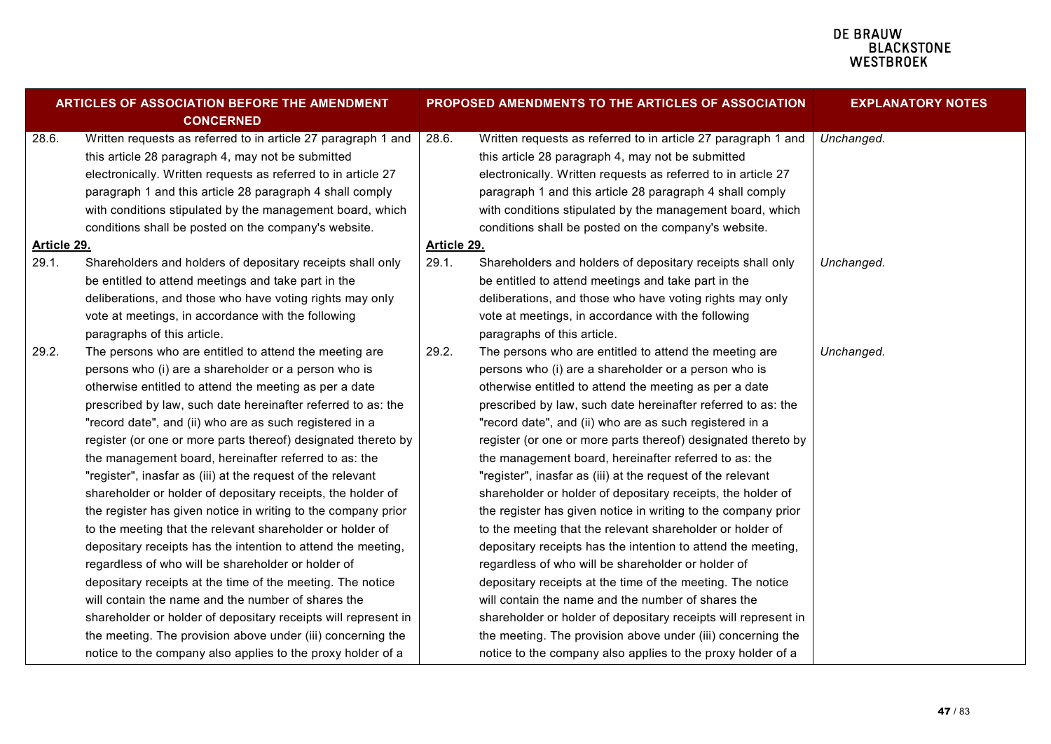| ARTICLES OF ASSOCIATION BEFORE THE AMENDMENT CONCERNED | PROPOSED AMENDMENTS TO THE ARTICLES OF ASSOCIATION | EXPLANATORY NOTES |
|---|---|---|
| 28.6. Written requests as referred to in article 27 paragraph 1 and this article 28 paragraph 4, may not be submitted electronically. Written requests as referred to in article 27 paragraph 1 and this article 28 paragraph 4 shall comply with conditions stipulated by the management board, which conditions shall be posted on the company's website. | 28.6. Written requests as referred to in article 27 paragraph 1 and this article 28 paragraph 4, may not be submitted electronically. Written requests as referred to in article 27 paragraph 1 and this article 28 paragraph 4 shall comply with conditions stipulated by the management board, which conditions shall be posted on the company's website. | *Unchanged.* |
| **Article 29.** | **Article 29.** | |
| 29.1. Shareholders and holders of depositary receipts shall only be entitled to attend meetings and take part in the deliberations, and those who have voting rights may only vote at meetings, in accordance with the following paragraphs of this article. | 29.1. Shareholders and holders of depositary receipts shall only be entitled to attend meetings and take part in the deliberations, and those who have voting rights may only vote at meetings, in accordance with the following paragraphs of this article. | *Unchanged.* |
| 29.2. The persons who are entitled to attend the meeting are persons who (i) are a shareholder or a person who is otherwise entitled to attend the meeting as per a date prescribed by law, such date hereinafter referred to as: the "record date", and (ii) who are as such registered in a register (or one or more parts thereof) designated thereto by the management board, hereinafter referred to as: the "register", inasfar as (iii) at the request of the relevant shareholder or holder of depositary receipts, the holder of the register has given notice in writing to the company prior to the meeting that the relevant shareholder or holder of depositary receipts has the intention to attend the meeting, regardless of who will be shareholder or holder of depositary receipts at the time of the meeting. The notice will contain the name and the number of shares the shareholder or holder of depositary receipts will represent in the meeting. The provision above under (iii) concerning the notice to the company also applies to the proxy holder of a | 29.2. The persons who are entitled to attend the meeting are persons who (i) are a shareholder or a person who is otherwise entitled to attend the meeting as per a date prescribed by law, such date hereinafter referred to as: the "record date", and (ii) who are as such registered in a register (or one or more parts thereof) designated thereto by the management board, hereinafter referred to as: the "register", inasfar as (iii) at the request of the relevant shareholder or holder of depositary receipts, the holder of the register has given notice in writing to the company prior to the meeting that the relevant shareholder or holder of depositary receipts has the intention to attend the meeting, regardless of who will be shareholder or holder of depositary receipts at the time of the meeting. The notice will contain the name and the number of shares the shareholder or holder of depositary receipts will represent in the meeting. The provision above under (iii) concerning the notice to the company also applies to the proxy holder of a | *Unchanged.* |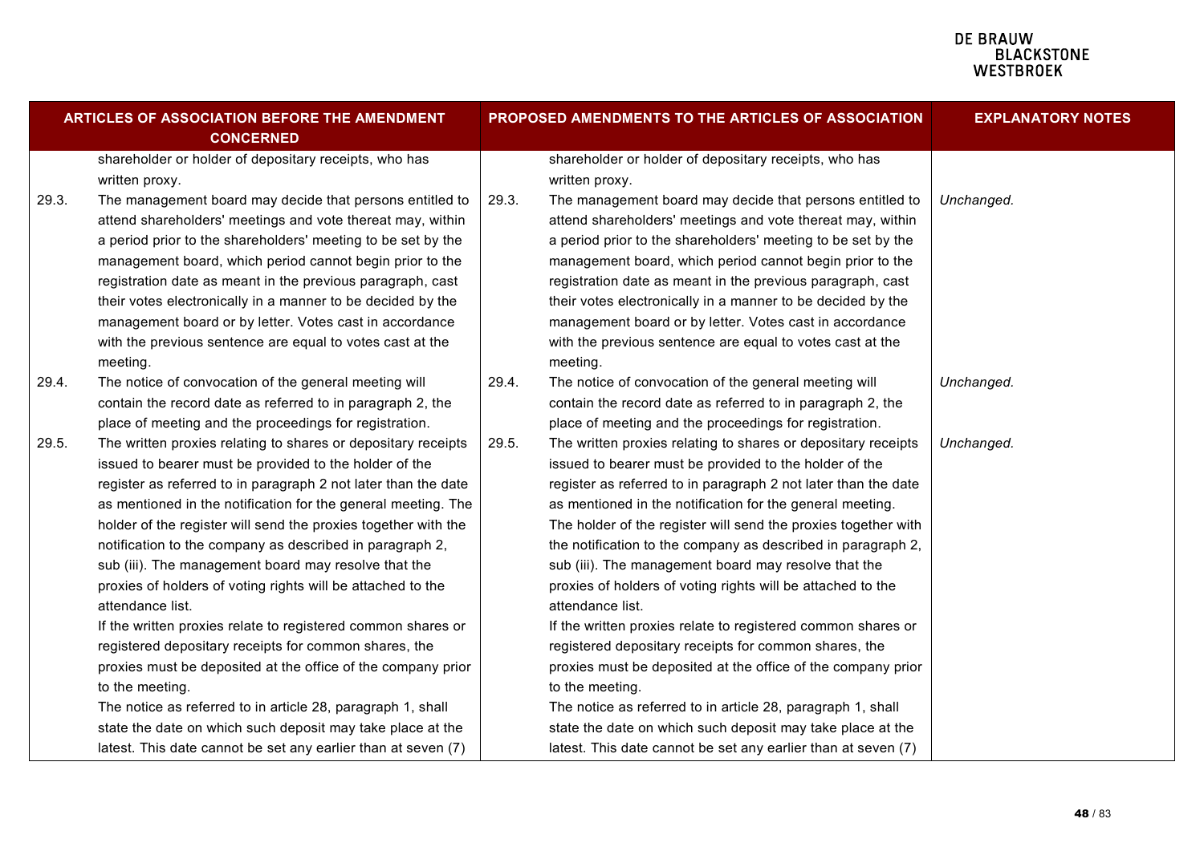| ARTICLES OF ASSOCIATION BEFORE THE AMENDMENT CONCERNED | PROPOSED AMENDMENTS TO THE ARTICLES OF ASSOCIATION | EXPLANATORY NOTES |
|---|---|---|
| shareholder or holder of depositary receipts, who has written proxy. | shareholder or holder of depositary receipts, who has written proxy. | |
| 29.3. The management board may decide that persons entitled to attend shareholders' meetings and vote thereat may, within a period prior to the shareholders' meeting to be set by the management board, which period cannot begin prior to the registration date as meant in the previous paragraph, cast their votes electronically in a manner to be decided by the management board or by letter. Votes cast in accordance with the previous sentence are equal to votes cast at the meeting. | 29.3. The management board may decide that persons entitled to attend shareholders' meetings and vote thereat may, within a period prior to the shareholders' meeting to be set by the management board, which period cannot begin prior to the registration date as meant in the previous paragraph, cast their votes electronically in a manner to be decided by the management board or by letter. Votes cast in accordance with the previous sentence are equal to votes cast at the meeting. | *Unchanged.* |
| 29.4. The notice of convocation of the general meeting will contain the record date as referred to in paragraph 2, the place of meeting and the proceedings for registration. | 29.4. The notice of convocation of the general meeting will contain the record date as referred to in paragraph 2, the place of meeting and the proceedings for registration. | *Unchanged.* |
| 29.5. The written proxies relating to shares or depositary receipts issued to bearer must be provided to the holder of the register as referred to in paragraph 2 not later than the date as mentioned in the notification for the general meeting. The holder of the register will send the proxies together with the notification to the company as described in paragraph 2, sub (iii). The management board may resolve that the proxies of holders of voting rights will be attached to the attendance list.<br>If the written proxies relate to registered common shares or registered depositary receipts for common shares, the proxies must be deposited at the office of the company prior to the meeting.<br>The notice as referred to in article 28, paragraph 1, shall state the date on which such deposit may take place at the latest. This date cannot be set any earlier than at seven (7) | 29.5. The written proxies relating to shares or depositary receipts issued to bearer must be provided to the holder of the register as referred to in paragraph 2 not later than the date as mentioned in the notification for the general meeting. The holder of the register will send the proxies together with the notification to the company as described in paragraph 2, sub (iii). The management board may resolve that the proxies of holders of voting rights will be attached to the attendance list.<br>If the written proxies relate to registered common shares or registered depositary receipts for common shares, the proxies must be deposited at the office of the company prior to the meeting.<br>The notice as referred to in article 28, paragraph 1, shall state the date on which such deposit may take place at the latest. This date cannot be set any earlier than at seven (7) | *Unchanged.* |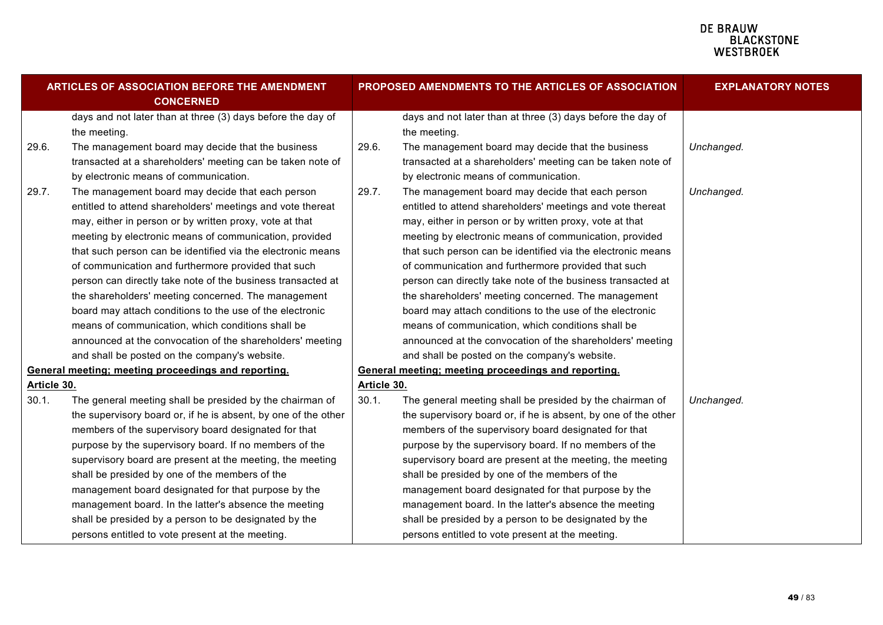| ARTICLES OF ASSOCIATION BEFORE THE AMENDMENT CONCERNED | PROPOSED AMENDMENTS TO THE ARTICLES OF ASSOCIATION | EXPLANATORY NOTES |
|---|---|---|
| days and not later than at three (3) days before the day of the meeting. | days and not later than at three (3) days before the day of the meeting. | |
| 29.6. The management board may decide that the business transacted at a shareholders' meeting can be taken note of by electronic means of communication. | 29.6. The management board may decide that the business transacted at a shareholders' meeting can be taken note of by electronic means of communication. | *Unchanged.* |
| 29.7. The management board may decide that each person entitled to attend shareholders' meetings and vote thereat may, either in person or by written proxy, vote at that meeting by electronic means of communication, provided that such person can be identified via the electronic means of communication and furthermore provided that such person can directly take note of the business transacted at the shareholders' meeting concerned. The management board may attach conditions to the use of the electronic means of communication, which conditions shall be announced at the convocation of the shareholders' meeting and shall be posted on the company's website. | 29.7. The management board may decide that each person entitled to attend shareholders' meetings and vote thereat may, either in person or by written proxy, vote at that meeting by electronic means of communication, provided that such person can be identified via the electronic means of communication and furthermore provided that such person can directly take note of the business transacted at the shareholders' meeting concerned. The management board may attach conditions to the use of the electronic means of communication, which conditions shall be announced at the convocation of the shareholders' meeting and shall be posted on the company's website. | *Unchanged.* |
| **General meeting; meeting proceedings and reporting.** | **General meeting; meeting proceedings and reporting.** | |
| **Article 30.** | **Article 30.** | |
| 30.1. The general meeting shall be presided by the chairman of the supervisory board or, if he is absent, by one of the other members of the supervisory board designated for that purpose by the supervisory board. If no members of the supervisory board are present at the meeting, the meeting shall be presided by one of the members of the management board designated for that purpose by the management board. In the latter's absence the meeting shall be presided by a person to be designated by the persons entitled to vote present at the meeting. | 30.1. The general meeting shall be presided by the chairman of the supervisory board or, if he is absent, by one of the other members of the supervisory board designated for that purpose by the supervisory board. If no members of the supervisory board are present at the meeting, the meeting shall be presided by one of the members of the management board designated for that purpose by the management board. In the latter's absence the meeting shall be presided by a person to be designated by the persons entitled to vote present at the meeting. | *Unchanged.* |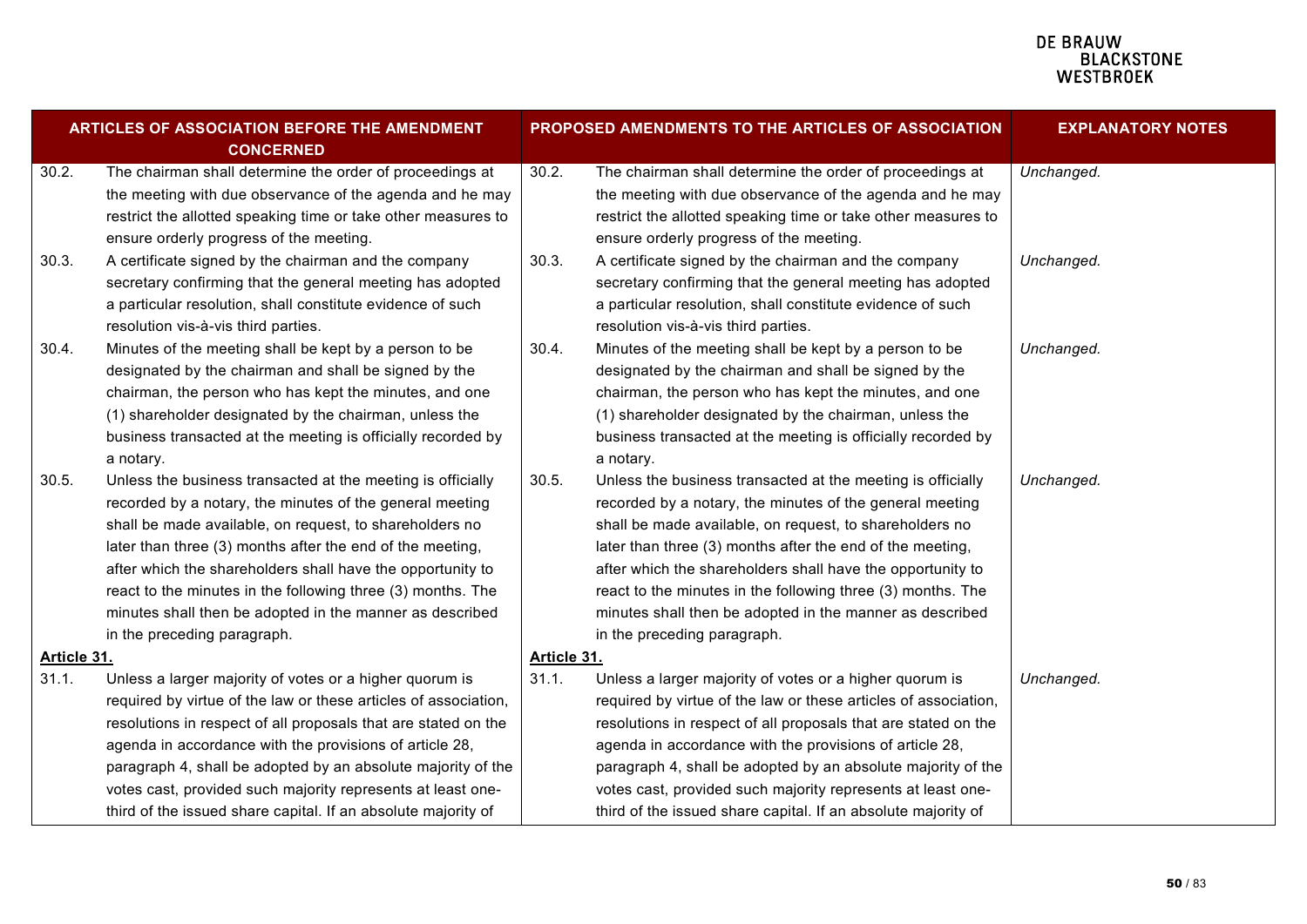| ARTICLES OF ASSOCIATION BEFORE THE AMENDMENT CONCERNED | | PROPOSED AMENDMENTS TO THE ARTICLES OF ASSOCIATION | | EXPLANATORY NOTES |
|---|---|---|---|---|
| 30.2. | The chairman shall determine the order of proceedings at the meeting with due observance of the agenda and he may restrict the allotted speaking time or take other measures to ensure orderly progress of the meeting. | 30.2. | The chairman shall determine the order of proceedings at the meeting with due observance of the agenda and he may restrict the allotted speaking time or take other measures to ensure orderly progress of the meeting. | *Unchanged.* |
| 30.3. | A certificate signed by the chairman and the company secretary confirming that the general meeting has adopted a particular resolution, shall constitute evidence of such resolution vis-à-vis third parties. | 30.3. | A certificate signed by the chairman and the company secretary confirming that the general meeting has adopted a particular resolution, shall constitute evidence of such resolution vis-à-vis third parties. | *Unchanged.* |
| 30.4. | Minutes of the meeting shall be kept by a person to be designated by the chairman and shall be signed by the chairman, the person who has kept the minutes, and one (1) shareholder designated by the chairman, unless the business transacted at the meeting is officially recorded by a notary. | 30.4. | Minutes of the meeting shall be kept by a person to be designated by the chairman and shall be signed by the chairman, the person who has kept the minutes, and one (1) shareholder designated by the chairman, unless the business transacted at the meeting is officially recorded by a notary. | *Unchanged.* |
| 30.5. | Unless the business transacted at the meeting is officially recorded by a notary, the minutes of the general meeting shall be made available, on request, to shareholders no later than three (3) months after the end of the meeting, after which the shareholders shall have the opportunity to react to the minutes in the following three (3) months. The minutes shall then be adopted in the manner as described in the preceding paragraph. | 30.5. | Unless the business transacted at the meeting is officially recorded by a notary, the minutes of the general meeting shall be made available, on request, to shareholders no later than three (3) months after the end of the meeting, after which the shareholders shall have the opportunity to react to the minutes in the following three (3) months. The minutes shall then be adopted in the manner as described in the preceding paragraph. | *Unchanged.* |
| **Article 31.** | | **Article 31.** | | |
| 31.1. | Unless a larger majority of votes or a higher quorum is required by virtue of the law or these articles of association, resolutions in respect of all proposals that are stated on the agenda in accordance with the provisions of article 28, paragraph 4, shall be adopted by an absolute majority of the votes cast, provided such majority represents at least one-third of the issued share capital. If an absolute majority of | 31.1. | Unless a larger majority of votes or a higher quorum is required by virtue of the law or these articles of association, resolutions in respect of all proposals that are stated on the agenda in accordance with the provisions of article 28, paragraph 4, shall be adopted by an absolute majority of the votes cast, provided such majority represents at least one-third of the issued share capital. If an absolute majority of | *Unchanged.* |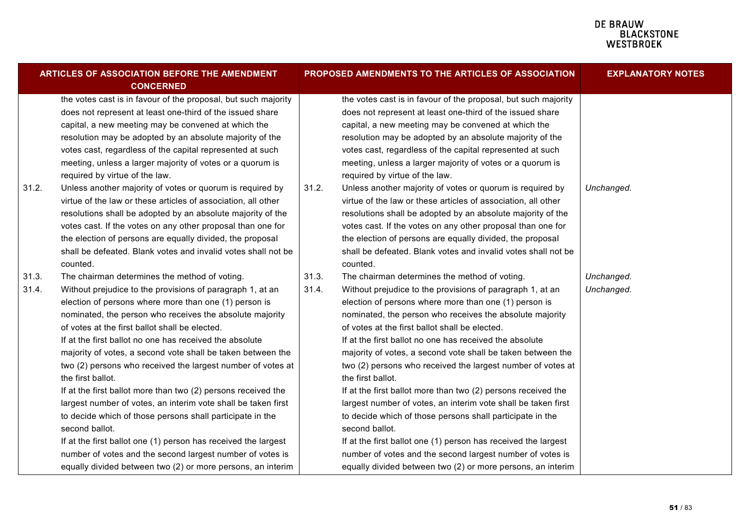| ARTICLES OF ASSOCIATION BEFORE THE AMENDMENT CONCERNED | PROPOSED AMENDMENTS TO THE ARTICLES OF ASSOCIATION | EXPLANATORY NOTES |
|---|---|---|
| the votes cast is in favour of the proposal, but such majority does not represent at least one-third of the issued share capital, a new meeting may be convened at which the resolution may be adopted by an absolute majority of the votes cast, regardless of the capital represented at such meeting, unless a larger majority of votes or a quorum is required by virtue of the law. | the votes cast is in favour of the proposal, but such majority does not represent at least one-third of the issued share capital, a new meeting may be convened at which the resolution may be adopted by an absolute majority of the votes cast, regardless of the capital represented at such meeting, unless a larger majority of votes or a quorum is required by virtue of the law. | |
| 31.2. Unless another majority of votes or quorum is required by virtue of the law or these articles of association, all other resolutions shall be adopted by an absolute majority of the votes cast. If the votes on any other proposal than one for the election of persons are equally divided, the proposal shall be defeated. Blank votes and invalid votes shall not be counted. | 31.2. Unless another majority of votes or quorum is required by virtue of the law or these articles of association, all other resolutions shall be adopted by an absolute majority of the votes cast. If the votes on any other proposal than one for the election of persons are equally divided, the proposal shall be defeated. Blank votes and invalid votes shall not be counted. | *Unchanged.* |
| 31.3. The chairman determines the method of voting. | 31.3. The chairman determines the method of voting. | *Unchanged.* |
| 31.4. Without prejudice to the provisions of paragraph 1, at an election of persons where more than one (1) person is nominated, the person who receives the absolute majority of votes at the first ballot shall be elected.<br>If at the first ballot no one has received the absolute majority of votes, a second vote shall be taken between the two (2) persons who received the largest number of votes at the first ballot.<br>If at the first ballot more than two (2) persons received the largest number of votes, an interim vote shall be taken first to decide which of those persons shall participate in the second ballot.<br>If at the first ballot one (1) person has received the largest number of votes and the second largest number of votes is equally divided between two (2) or more persons, an interim | 31.4. Without prejudice to the provisions of paragraph 1, at an election of persons where more than one (1) person is nominated, the person who receives the absolute majority of votes at the first ballot shall be elected.<br>If at the first ballot no one has received the absolute majority of votes, a second vote shall be taken between the two (2) persons who received the largest number of votes at the first ballot.<br>If at the first ballot more than two (2) persons received the largest number of votes, an interim vote shall be taken first to decide which of those persons shall participate in the second ballot.<br>If at the first ballot one (1) person has received the largest number of votes and the second largest number of votes is equally divided between two (2) or more persons, an interim | *Unchanged.* |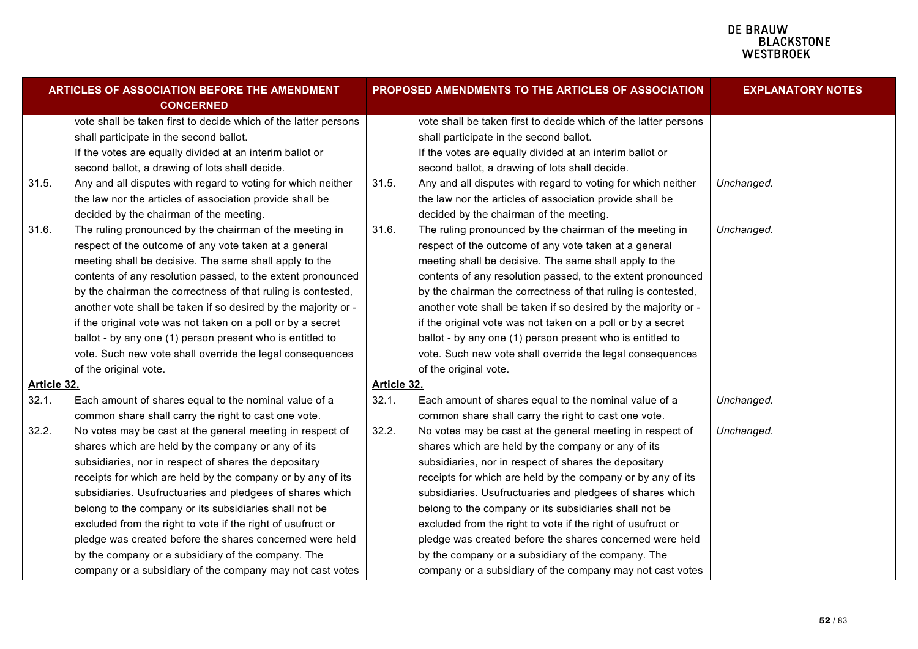| ARTICLES OF ASSOCIATION BEFORE THE AMENDMENT CONCERNED | PROPOSED AMENDMENTS TO THE ARTICLES OF ASSOCIATION | EXPLANATORY NOTES |
|---|---|---|
| vote shall be taken first to decide which of the latter persons shall participate in the second ballot. If the votes are equally divided at an interim ballot or second ballot, a drawing of lots shall decide. | vote shall be taken first to decide which of the latter persons shall participate in the second ballot. If the votes are equally divided at an interim ballot or second ballot, a drawing of lots shall decide. | |
| 31.5. Any and all disputes with regard to voting for which neither the law nor the articles of association provide shall be decided by the chairman of the meeting. | 31.5. Any and all disputes with regard to voting for which neither the law nor the articles of association provide shall be decided by the chairman of the meeting. | *Unchanged.* |
| 31.6. The ruling pronounced by the chairman of the meeting in respect of the outcome of any vote taken at a general meeting shall be decisive. The same shall apply to the contents of any resolution passed, to the extent pronounced by the chairman the correctness of that ruling is contested, another vote shall be taken if so desired by the majority or - if the original vote was not taken on a poll or by a secret ballot - by any one (1) person present who is entitled to vote. Such new vote shall override the legal consequences of the original vote. | 31.6. The ruling pronounced by the chairman of the meeting in respect of the outcome of any vote taken at a general meeting shall be decisive. The same shall apply to the contents of any resolution passed, to the extent pronounced by the chairman the correctness of that ruling is contested, another vote shall be taken if so desired by the majority or - if the original vote was not taken on a poll or by a secret ballot - by any one (1) person present who is entitled to vote. Such new vote shall override the legal consequences of the original vote. | *Unchanged.* |
| <u>**Article 32.**</u> | <u>**Article 32.**</u> | |
| 32.1. Each amount of shares equal to the nominal value of a common share shall carry the right to cast one vote. | 32.1. Each amount of shares equal to the nominal value of a common share shall carry the right to cast one vote. | *Unchanged.* |
| 32.2. No votes may be cast at the general meeting in respect of shares which are held by the company or any of its subsidiaries, nor in respect of shares the depositary receipts for which are held by the company or by any of its subsidiaries. Usufructuaries and pledgees of shares which belong to the company or its subsidiaries shall not be excluded from the right to vote if the right of usufruct or pledge was created before the shares concerned were held by the company or a subsidiary of the company. The company or a subsidiary of the company may not cast votes | 32.2. No votes may be cast at the general meeting in respect of shares which are held by the company or any of its subsidiaries, nor in respect of shares the depositary receipts for which are held by the company or by any of its subsidiaries. Usufructuaries and pledgees of shares which belong to the company or its subsidiaries shall not be excluded from the right to vote if the right of usufruct or pledge was created before the shares concerned were held by the company or a subsidiary of the company. The company or a subsidiary of the company may not cast votes | *Unchanged.* |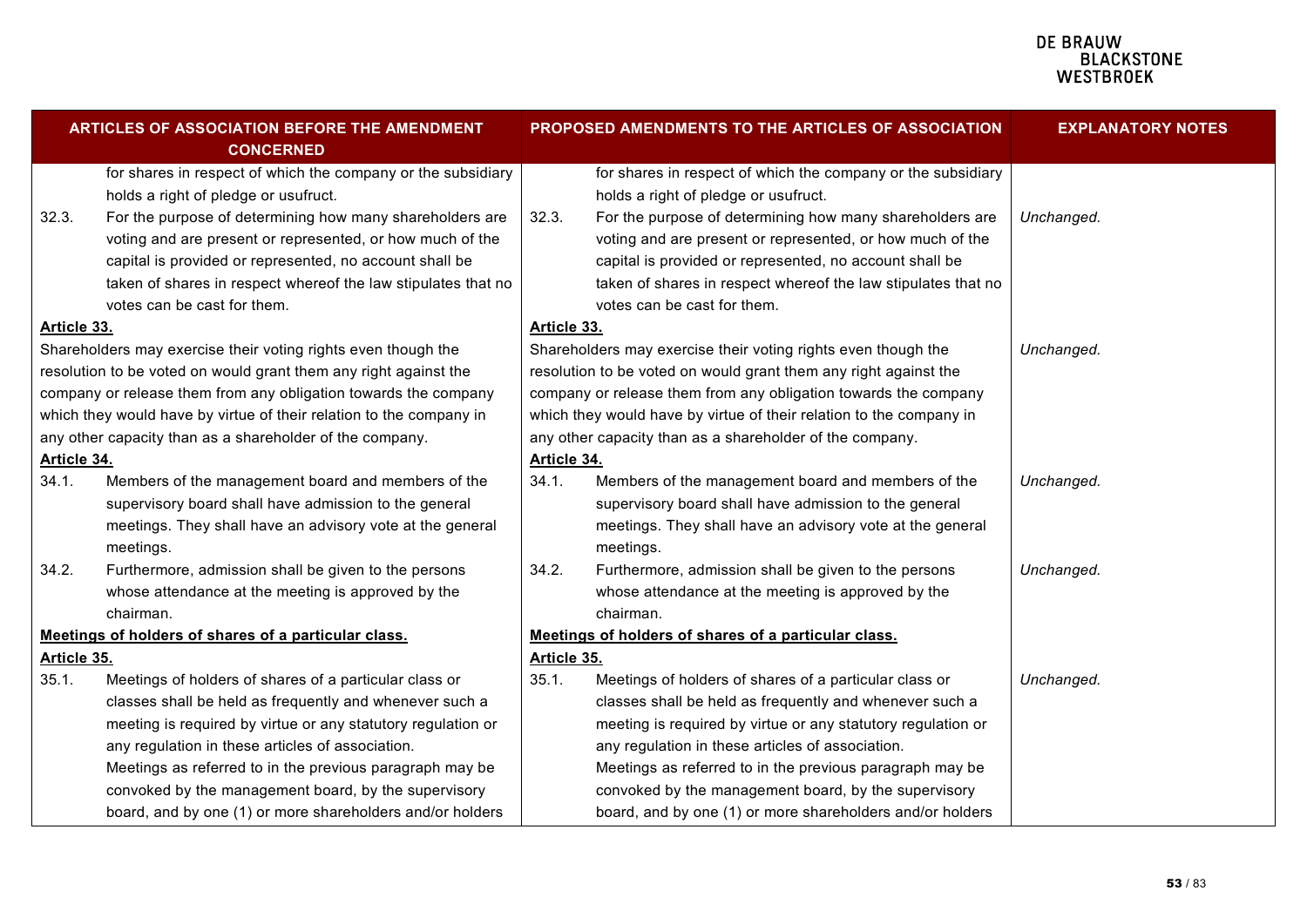| ARTICLES OF ASSOCIATION BEFORE THE AMENDMENT CONCERNED | PROPOSED AMENDMENTS TO THE ARTICLES OF ASSOCIATION | EXPLANATORY NOTES |
|---|---|---|
| for shares in respect of which the company or the subsidiary holds a right of pledge or usufruct. | for shares in respect of which the company or the subsidiary holds a right of pledge or usufruct. | |
| 32.3. For the purpose of determining how many shareholders are voting and are present or represented, or how much of the capital is provided or represented, no account shall be taken of shares in respect whereof the law stipulates that no votes can be cast for them. | 32.3. For the purpose of determining how many shareholders are voting and are present or represented, or how much of the capital is provided or represented, no account shall be taken of shares in respect whereof the law stipulates that no votes can be cast for them. | *Unchanged.* |
| **Article 33.** | **Article 33.** | |
| Shareholders may exercise their voting rights even though the resolution to be voted on would grant them any right against the company or release them from any obligation towards the company which they would have by virtue of their relation to the company in any other capacity than as a shareholder of the company. | Shareholders may exercise their voting rights even though the resolution to be voted on would grant them any right against the company or release them from any obligation towards the company which they would have by virtue of their relation to the company in any other capacity than as a shareholder of the company. | *Unchanged.* |
| **Article 34.** | **Article 34.** | |
| 34.1. Members of the management board and members of the supervisory board shall have admission to the general meetings. They shall have an advisory vote at the general meetings. | 34.1. Members of the management board and members of the supervisory board shall have admission to the general meetings. They shall have an advisory vote at the general meetings. | *Unchanged.* |
| 34.2. Furthermore, admission shall be given to the persons whose attendance at the meeting is approved by the chairman. | 34.2. Furthermore, admission shall be given to the persons whose attendance at the meeting is approved by the chairman. | *Unchanged.* |
| **Meetings of holders of shares of a particular class.** | **Meetings of holders of shares of a particular class.** | |
| **Article 35.** | **Article 35.** | |
| 35.1. Meetings of holders of shares of a particular class or classes shall be held as frequently and whenever such a meeting is required by virtue or any statutory regulation or any regulation in these articles of association. Meetings as referred to in the previous paragraph may be convoked by the management board, by the supervisory board, and by one (1) or more shareholders and/or holders | 35.1. Meetings of holders of shares of a particular class or classes shall be held as frequently and whenever such a meeting is required by virtue or any statutory regulation or any regulation in these articles of association. Meetings as referred to in the previous paragraph may be convoked by the management board, by the supervisory board, and by one (1) or more shareholders and/or holders | *Unchanged.* |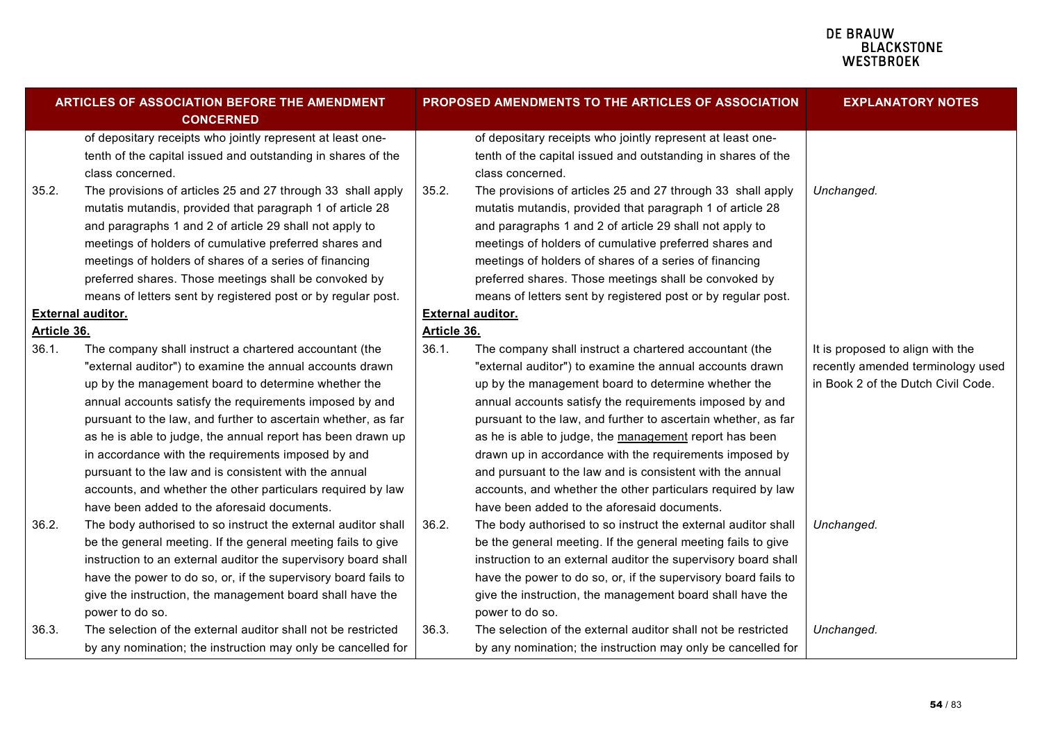| ARTICLES OF ASSOCIATION BEFORE THE AMENDMENT CONCERNED | PROPOSED AMENDMENTS TO THE ARTICLES OF ASSOCIATION | EXPLANATORY NOTES |
| --- | --- | --- |
| of depositary receipts who jointly represent at least one-tenth of the capital issued and outstanding in shares of the class concerned. | of depositary receipts who jointly represent at least one-tenth of the capital issued and outstanding in shares of the class concerned. | |
| 35.2. The provisions of articles 25 and 27 through 33 shall apply mutatis mutandis, provided that paragraph 1 of article 28 and paragraphs 1 and 2 of article 29 shall not apply to meetings of holders of cumulative preferred shares and meetings of holders of shares of a series of financing preferred shares. Those meetings shall be convoked by means of letters sent by registered post or by regular post. | 35.2. The provisions of articles 25 and 27 through 33 shall apply mutatis mutandis, provided that paragraph 1 of article 28 and paragraphs 1 and 2 of article 29 shall not apply to meetings of holders of cumulative preferred shares and meetings of holders of shares of a series of financing preferred shares. Those meetings shall be convoked by means of letters sent by registered post or by regular post. | *Unchanged.* |
| **External auditor.** | **External auditor.** | |
| **Article 36.** | **Article 36.** | |
| 36.1. The company shall instruct a chartered accountant (the "external auditor") to examine the annual accounts drawn up by the management board to determine whether the annual accounts satisfy the requirements imposed by and pursuant to the law, and further to ascertain whether, as far as he is able to judge, the annual report has been drawn up in accordance with the requirements imposed by and pursuant to the law and is consistent with the annual accounts, and whether the other particulars required by law have been added to the aforesaid documents. | 36.1. The company shall instruct a chartered accountant (the "external auditor") to examine the annual accounts drawn up by the management board to determine whether the annual accounts satisfy the requirements imposed by and pursuant to the law, and further to ascertain whether, as far as he is able to judge, the management report has been drawn up in accordance with the requirements imposed by and pursuant to the law and is consistent with the annual accounts, and whether the other particulars required by law have been added to the aforesaid documents. | It is proposed to align with the recently amended terminology used in Book 2 of the Dutch Civil Code. |
| 36.2. The body authorised to so instruct the external auditor shall be the general meeting. If the general meeting fails to give instruction to an external auditor the supervisory board shall have the power to do so, or, if the supervisory board fails to give the instruction, the management board shall have the power to do so. | 36.2. The body authorised to so instruct the external auditor shall be the general meeting. If the general meeting fails to give instruction to an external auditor the supervisory board shall have the power to do so, or, if the supervisory board fails to give the instruction, the management board shall have the power to do so. | *Unchanged.* |
| 36.3. The selection of the external auditor shall not be restricted by any nomination; the instruction may only be cancelled for | 36.3. The selection of the external auditor shall not be restricted by any nomination; the instruction may only be cancelled for | *Unchanged.* |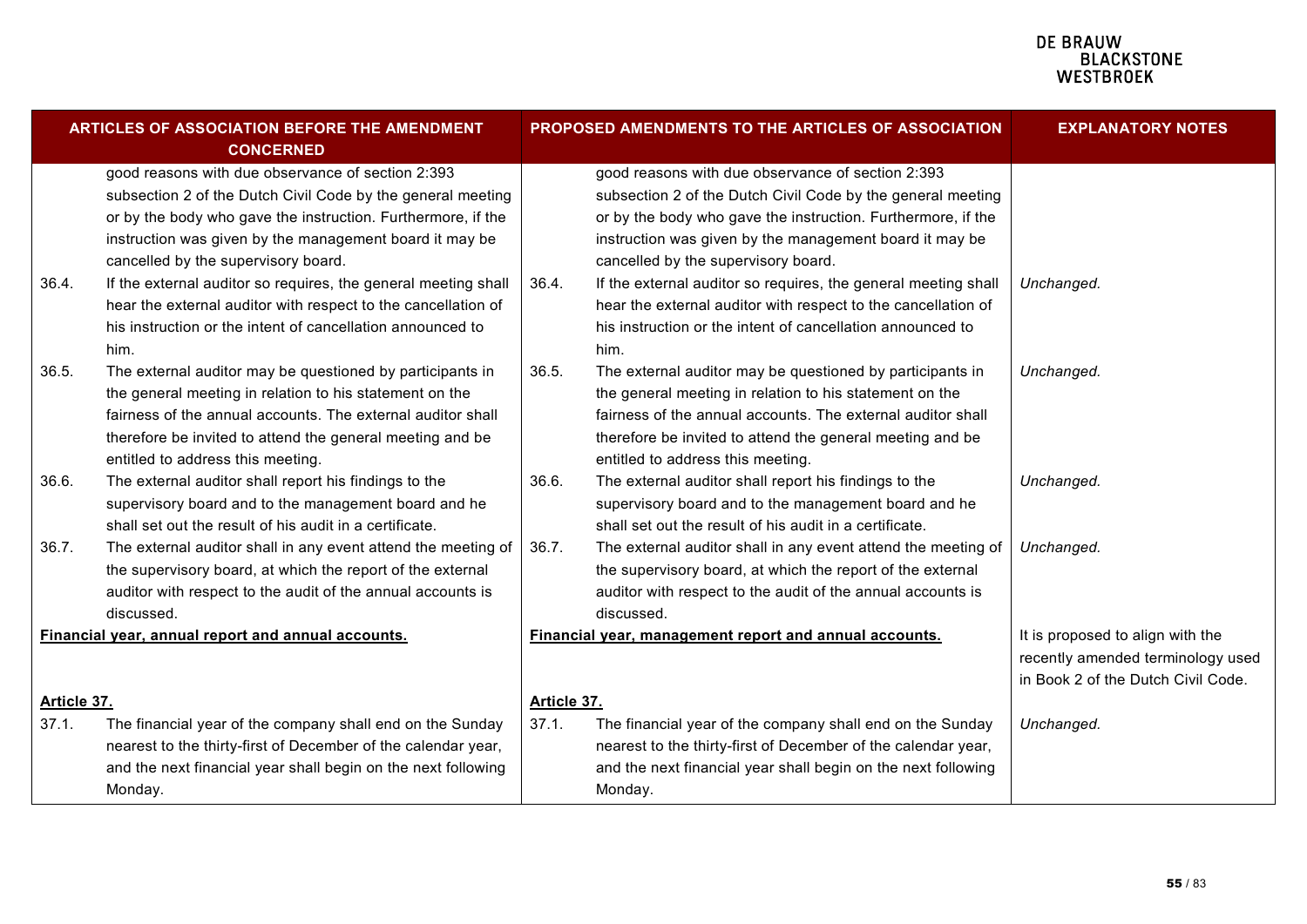| ARTICLES OF ASSOCIATION BEFORE THE AMENDMENT CONCERNED | PROPOSED AMENDMENTS TO THE ARTICLES OF ASSOCIATION | EXPLANATORY NOTES |
|---|---|---|
| good reasons with due observance of section 2:393 subsection 2 of the Dutch Civil Code by the general meeting or by the body who gave the instruction. Furthermore, if the instruction was given by the management board it may be cancelled by the supervisory board. | good reasons with due observance of section 2:393 subsection 2 of the Dutch Civil Code by the general meeting or by the body who gave the instruction. Furthermore, if the instruction was given by the management board it may be cancelled by the supervisory board. | |
| 36.4. If the external auditor so requires, the general meeting shall hear the external auditor with respect to the cancellation of his instruction or the intent of cancellation announced to him. | 36.4. If the external auditor so requires, the general meeting shall hear the external auditor with respect to the cancellation of his instruction or the intent of cancellation announced to him. | *Unchanged.* |
| 36.5. The external auditor may be questioned by participants in the general meeting in relation to his statement on the fairness of the annual accounts. The external auditor shall therefore be invited to attend the general meeting and be entitled to address this meeting. | 36.5. The external auditor may be questioned by participants in the general meeting in relation to his statement on the fairness of the annual accounts. The external auditor shall therefore be invited to attend the general meeting and be entitled to address this meeting. | *Unchanged.* |
| 36.6. The external auditor shall report his findings to the supervisory board and to the management board and he shall set out the result of his audit in a certificate. | 36.6. The external auditor shall report his findings to the supervisory board and to the management board and he shall set out the result of his audit in a certificate. | *Unchanged.* |
| 36.7. The external auditor shall in any event attend the meeting of the supervisory board, at which the report of the external auditor with respect to the audit of the annual accounts is discussed. | 36.7. The external auditor shall in any event attend the meeting of the supervisory board, at which the report of the external auditor with respect to the audit of the annual accounts is discussed. | *Unchanged.* |
| **Financial year, annual report and annual accounts.** | **Financial year, management report and annual accounts.** | It is proposed to align with the recently amended terminology used in Book 2 of the Dutch Civil Code. |
| **Article 37.** | **Article 37.** | |
| 37.1. The financial year of the company shall end on the Sunday nearest to the thirty-first of December of the calendar year, and the next financial year shall begin on the next following Monday. | 37.1. The financial year of the company shall end on the Sunday nearest to the thirty-first of December of the calendar year, and the next financial year shall begin on the next following Monday. | *Unchanged.* |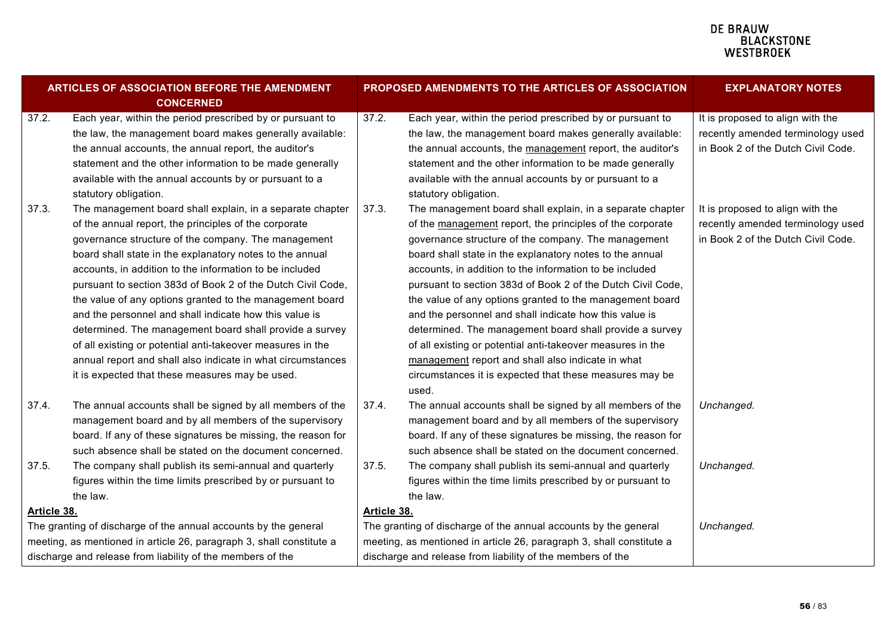| ARTICLES OF ASSOCIATION BEFORE THE AMENDMENT CONCERNED | PROPOSED AMENDMENTS TO THE ARTICLES OF ASSOCIATION | EXPLANATORY NOTES |
|---|---|---|
| 37.2. Each year, within the period prescribed by or pursuant to the law, the management board makes generally available: the annual accounts, the annual report, the auditor's statement and the other information to be made generally available with the annual accounts by or pursuant to a statutory obligation. | 37.2. Each year, within the period prescribed by or pursuant to the law, the management board makes generally available: the annual accounts, the <u>management</u> report, the auditor's statement and the other information to be made generally available with the annual accounts by or pursuant to a statutory obligation. | It is proposed to align with the recently amended terminology used in Book 2 of the Dutch Civil Code. |
| 37.3. The management board shall explain, in a separate chapter of the annual report, the principles of the corporate governance structure of the company. The management board shall state in the explanatory notes to the annual accounts, in addition to the information to be included pursuant to section 383d of Book 2 of the Dutch Civil Code, the value of any options granted to the management board and the personnel and shall indicate how this value is determined. The management board shall provide a survey of all existing or potential anti-takeover measures in the annual report and shall also indicate in what circumstances it is expected that these measures may be used. | 37.3. The management board shall explain, in a separate chapter of the <u>management</u> report, the principles of the corporate governance structure of the company. The management board shall state in the explanatory notes to the annual accounts, in addition to the information to be included pursuant to section 383d of Book 2 of the Dutch Civil Code, the value of any options granted to the management board and the personnel and shall indicate how this value is determined. The management board shall provide a survey of all existing or potential anti-takeover measures in the <u>management</u> report and shall also indicate in what circumstances it is expected that these measures may be used. | It is proposed to align with the recently amended terminology used in Book 2 of the Dutch Civil Code. |
| 37.4. The annual accounts shall be signed by all members of the management board and by all members of the supervisory board. If any of these signatures be missing, the reason for such absence shall be stated on the document concerned. | 37.4. The annual accounts shall be signed by all members of the management board and by all members of the supervisory board. If any of these signatures be missing, the reason for such absence shall be stated on the document concerned. | *Unchanged.* |
| 37.5. The company shall publish its semi-annual and quarterly figures within the time limits prescribed by or pursuant to the law. | 37.5. The company shall publish its semi-annual and quarterly figures within the time limits prescribed by or pursuant to the law. | *Unchanged.* |
| **<u>Article 38.</u>** | **<u>Article 38.</u>** | |
| The granting of discharge of the annual accounts by the general meeting, as mentioned in article 26, paragraph 3, shall constitute a discharge and release from liability of the members of the | The granting of discharge of the annual accounts by the general meeting, as mentioned in article 26, paragraph 3, shall constitute a discharge and release from liability of the members of the | *Unchanged.* |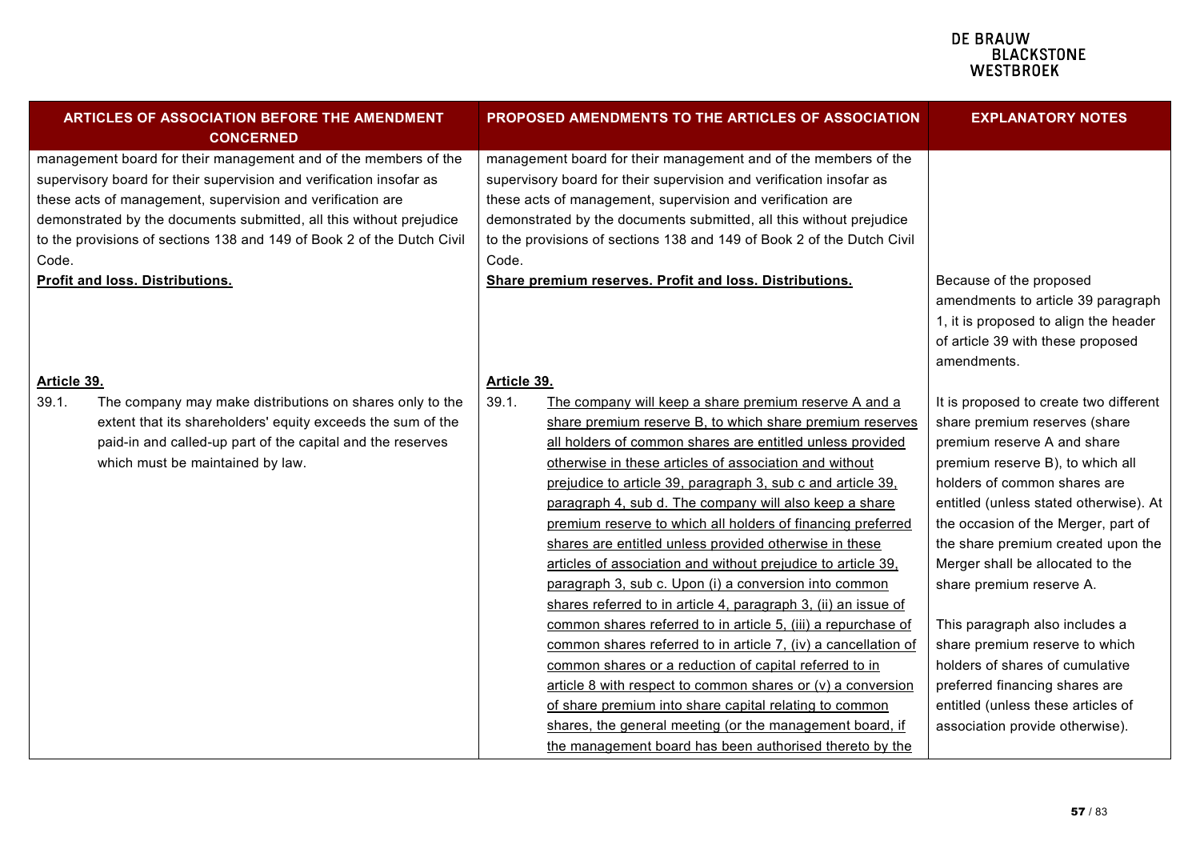| ARTICLES OF ASSOCIATION BEFORE THE AMENDMENT CONCERNED | PROPOSED AMENDMENTS TO THE ARTICLES OF ASSOCIATION | EXPLANATORY NOTES |
|---|---|---|
| management board for their management and of the members of the supervisory board for their supervision and verification insofar as these acts of management, supervision and verification are demonstrated by the documents submitted, all this without prejudice to the provisions of sections 138 and 149 of Book 2 of the Dutch Civil Code. | management board for their management and of the members of the supervisory board for their supervision and verification insofar as these acts of management, supervision and verification are demonstrated by the documents submitted, all this without prejudice to the provisions of sections 138 and 149 of Book 2 of the Dutch Civil Code. | |
| **Profit and loss. Distributions.** | **Share premium reserves. Profit and loss. Distributions.** | Because of the proposed amendments to article 39 paragraph 1, it is proposed to align the header of article 39 with these proposed amendments. |
| **Article 39.** | **Article 39.** | |
| 39.1. The company may make distributions on shares only to the extent that its shareholders' equity exceeds the sum of the paid-in and called-up part of the capital and the reserves which must be maintained by law. | 39.1. The company will keep a share premium reserve A and a share premium reserve B, to which share premium reserves all holders of common shares are entitled unless provided otherwise in these articles of association and without prejudice to article 39, paragraph 3, sub c and article 39, paragraph 4, sub d. The company will also keep a share premium reserve to which all holders of financing preferred shares are entitled unless provided otherwise in these articles of association and without prejudice to article 39, paragraph 3, sub c. Upon (i) a conversion into common shares referred to in article 4, paragraph 3, (ii) an issue of common shares referred to in article 5, (iii) a repurchase of common shares referred to in article 7, (iv) a cancellation of common shares or a reduction of capital referred to in article 8 with respect to common shares or (v) a conversion of share premium into share capital relating to common shares, the general meeting (or the management board, if the management board has been authorised thereto by the | It is proposed to create two different share premium reserves (share premium reserve A and share premium reserve B), to which all holders of common shares are entitled (unless stated otherwise). At the occasion of the Merger, part of the share premium created upon the Merger shall be allocated to the share premium reserve A.<br><br>This paragraph also includes a share premium reserve to which holders of shares of cumulative preferred financing shares are entitled (unless these articles of association provide otherwise). |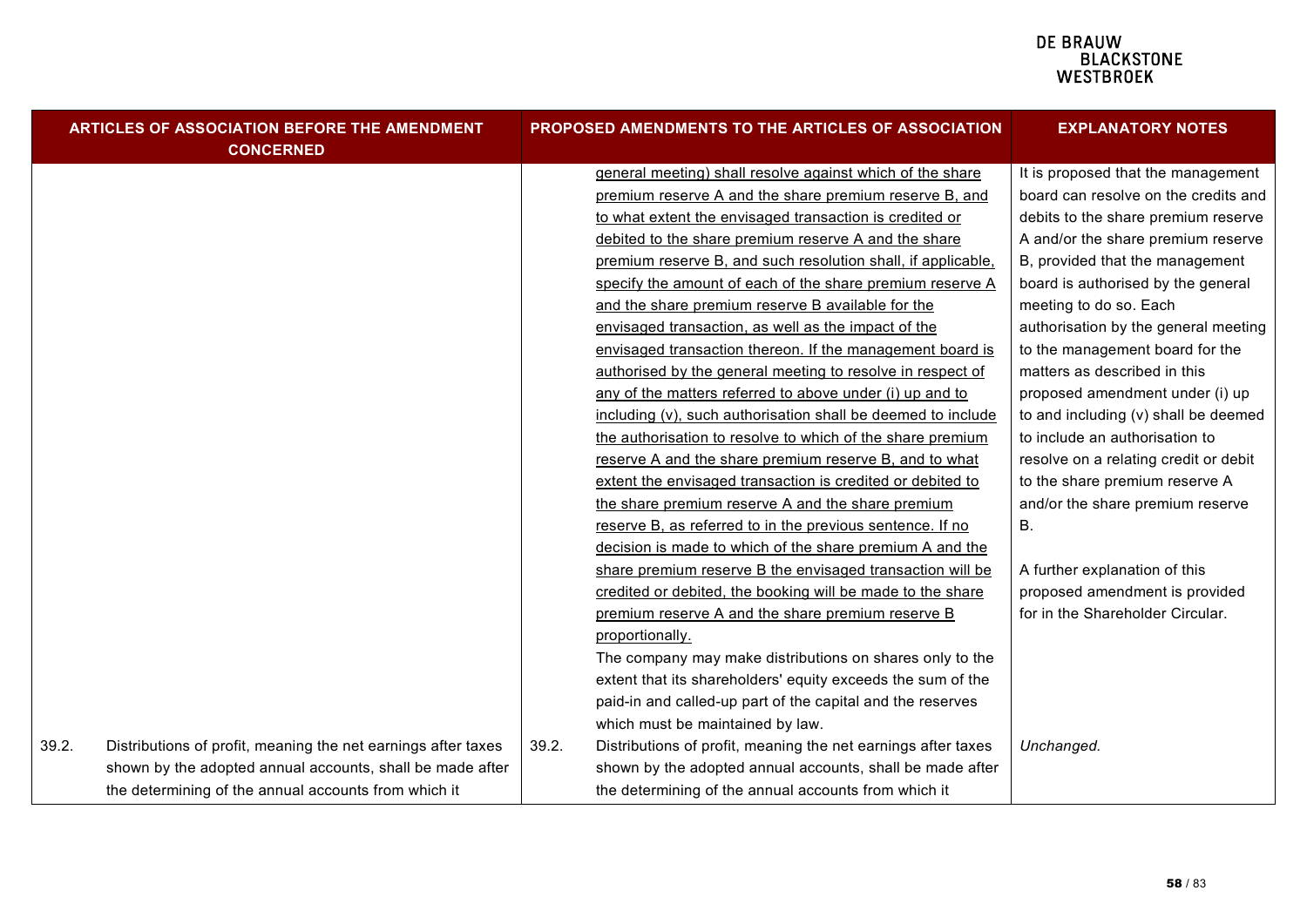| ARTICLES OF ASSOCIATION BEFORE THE AMENDMENT CONCERNED | PROPOSED AMENDMENTS TO THE ARTICLES OF ASSOCIATION | EXPLANATORY NOTES |
|---|---|---|
| | general meeting) shall resolve against which of the share premium reserve A and the share premium reserve B, and to what extent the envisaged transaction is credited or debited to the share premium reserve A and the share premium reserve B, and such resolution shall, if applicable, specify the amount of each of the share premium reserve A and the share premium reserve B available for the envisaged transaction, as well as the impact of the envisaged transaction thereon. If the management board is authorised by the general meeting to resolve in respect of any of the matters referred to above under (i) up and to including (v), such authorisation shall be deemed to include the authorisation to resolve to which of the share premium reserve A and the share premium reserve B, and to what extent the envisaged transaction is credited or debited to the share premium reserve A and the share premium reserve B, as referred to in the previous sentence. If no decision is made to which of the share premium A and the share premium reserve B the envisaged transaction will be credited or debited, the booking will be made to the share premium reserve A and the share premium reserve B proportionally.<br>The company may make distributions on shares only to the extent that its shareholders' equity exceeds the sum of the paid-in and called-up part of the capital and the reserves which must be maintained by law. | It is proposed that the management board can resolve on the credits and debits to the share premium reserve A and/or the share premium reserve B, provided that the management board is authorised by the general meeting to do so. Each authorisation by the general meeting to the management board for the matters as described in this proposed amendment under (i) up to and including (v) shall be deemed to include an authorisation to resolve on a relating credit or debit to the share premium reserve A and/or the share premium reserve B.<br><br>A further explanation of this proposed amendment is provided for in the Shareholder Circular. |
| 39.2. Distributions of profit, meaning the net earnings after taxes shown by the adopted annual accounts, shall be made after the determining of the annual accounts from which it | 39.2. Distributions of profit, meaning the net earnings after taxes shown by the adopted annual accounts, shall be made after the determining of the annual accounts from which it | *Unchanged.* |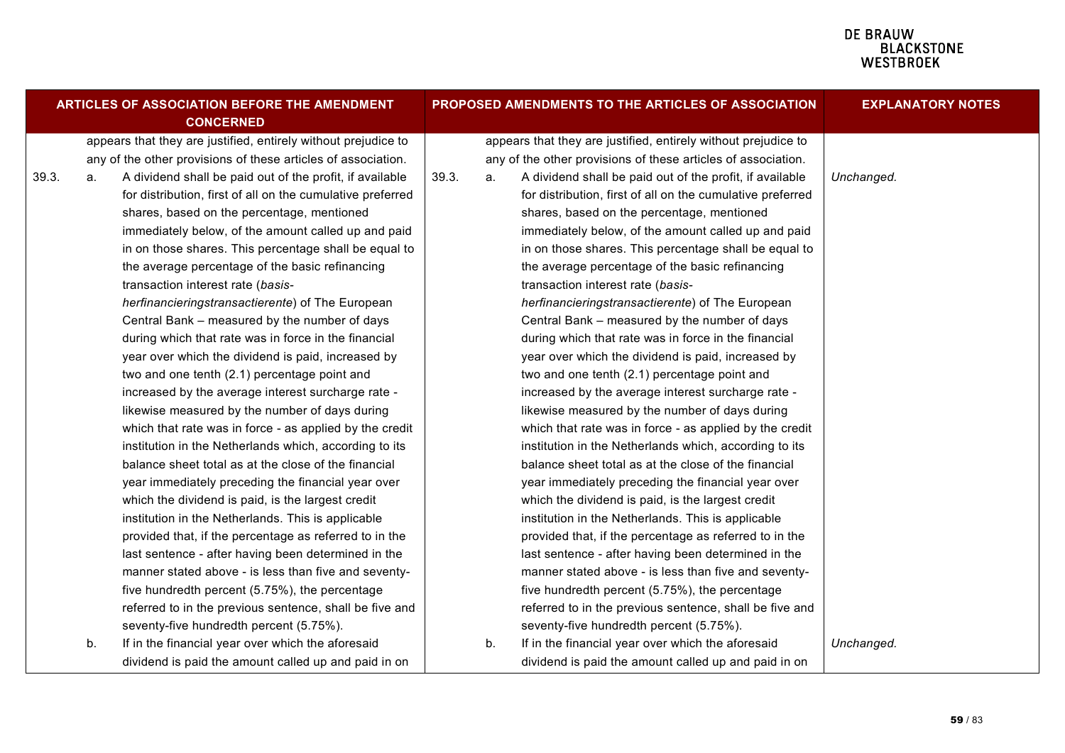| ARTICLES OF ASSOCIATION BEFORE THE AMENDMENT CONCERNED | PROPOSED AMENDMENTS TO THE ARTICLES OF ASSOCIATION | EXPLANATORY NOTES |
|---|---|---|
| appears that they are justified, entirely without prejudice to any of the other provisions of these articles of association. | appears that they are justified, entirely without prejudice to any of the other provisions of these articles of association. | |
| 39.3. a. A dividend shall be paid out of the profit, if available for distribution, first of all on the cumulative preferred shares, based on the percentage, mentioned immediately below, of the amount called up and paid in on those shares. This percentage shall be equal to the average percentage of the basic refinancing transaction interest rate (*basis-herfinancieringstransactierente*) of The European Central Bank – measured by the number of days during which that rate was in force in the financial year over which the dividend is paid, increased by two and one tenth (2.1) percentage point and increased by the average interest surcharge rate - likewise measured by the number of days during which that rate was in force - as applied by the credit institution in the Netherlands which, according to its balance sheet total as at the close of the financial year immediately preceding the financial year over which the dividend is paid, is the largest credit institution in the Netherlands. This is applicable provided that, if the percentage as referred to in the last sentence - after having been determined in the manner stated above - is less than five and seventy-five hundredth percent (5.75%), the percentage referred to in the previous sentence, shall be five and seventy-five hundredth percent (5.75%). | 39.3. a. A dividend shall be paid out of the profit, if available for distribution, first of all on the cumulative preferred shares, based on the percentage, mentioned immediately below, of the amount called up and paid in on those shares. This percentage shall be equal to the average percentage of the basic refinancing transaction interest rate (*basis-herfinancieringstransactierente*) of The European Central Bank – measured by the number of days during which that rate was in force in the financial year over which the dividend is paid, increased by two and one tenth (2.1) percentage point and increased by the average interest surcharge rate - likewise measured by the number of days during which that rate was in force - as applied by the credit institution in the Netherlands which, according to its balance sheet total as at the close of the financial year immediately preceding the financial year over which the dividend is paid, is the largest credit institution in the Netherlands. This is applicable provided that, if the percentage as referred to in the last sentence - after having been determined in the manner stated above - is less than five and seventy-five hundredth percent (5.75%), the percentage referred to in the previous sentence, shall be five and seventy-five hundredth percent (5.75%). | *Unchanged.* |
| b. If in the financial year over which the aforesaid dividend is paid the amount called up and paid in on | b. If in the financial year over which the aforesaid dividend is paid the amount called up and paid in on | *Unchanged.* |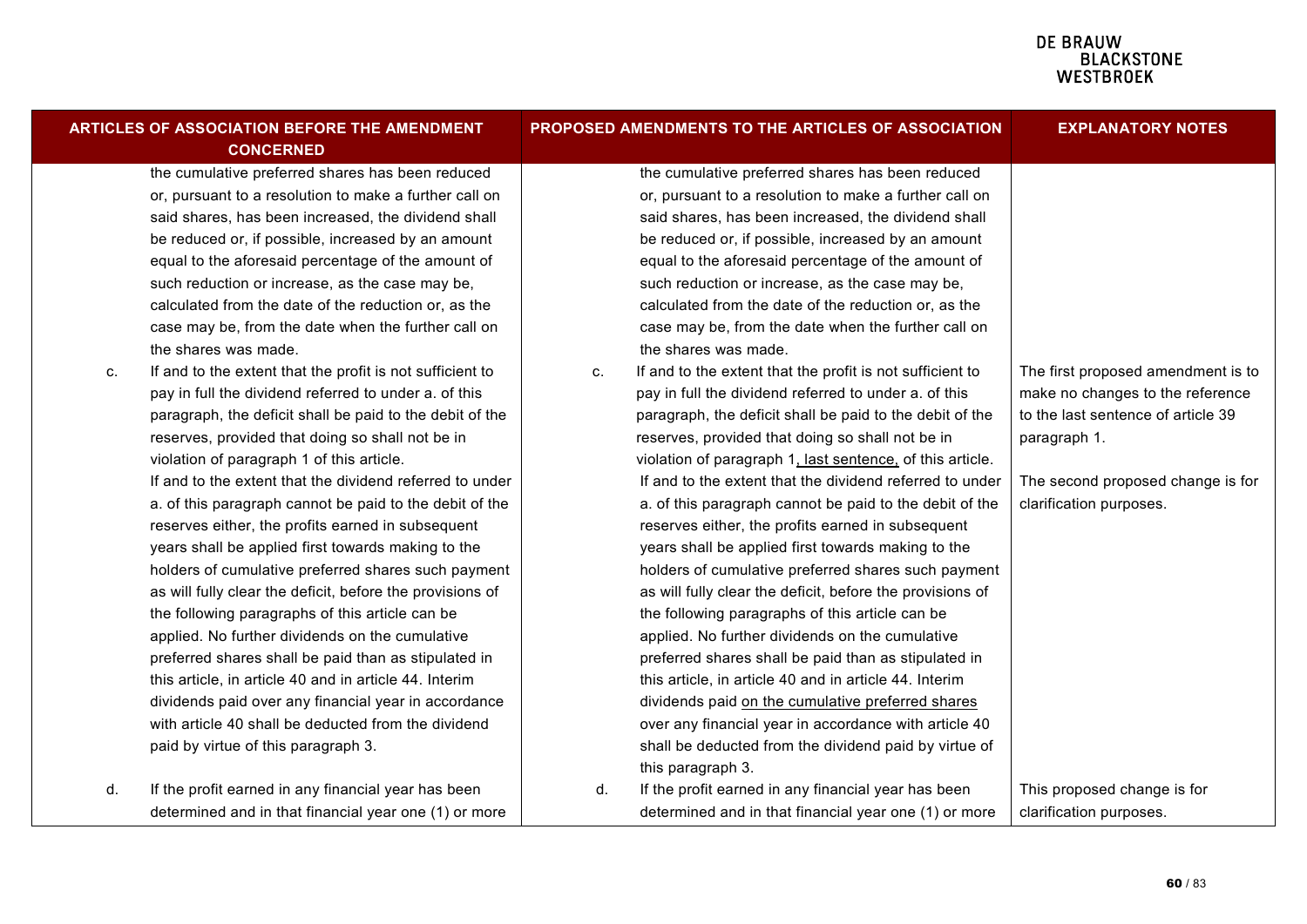| ARTICLES OF ASSOCIATION BEFORE THE AMENDMENT CONCERNED | PROPOSED AMENDMENTS TO THE ARTICLES OF ASSOCIATION | EXPLANATORY NOTES |
|---|---|---|
| the cumulative preferred shares has been reduced or, pursuant to a resolution to make a further call on said shares, has been increased, the dividend shall be reduced or, if possible, increased by an amount equal to the aforesaid percentage of the amount of such reduction or increase, as the case may be, calculated from the date of the reduction or, as the case may be, from the date when the further call on the shares was made. | the cumulative preferred shares has been reduced or, pursuant to a resolution to make a further call on said shares, has been increased, the dividend shall be reduced or, if possible, increased by an amount equal to the aforesaid percentage of the amount of such reduction or increase, as the case may be, calculated from the date of the reduction or, as the case may be, from the date when the further call on the shares was made. | |
| c. If and to the extent that the profit is not sufficient to pay in full the dividend referred to under a. of this paragraph, the deficit shall be paid to the debit of the reserves, provided that doing so shall not be in violation of paragraph 1 of this article.<br>If and to the extent that the dividend referred to under a. of this paragraph cannot be paid to the debit of the reserves either, the profits earned in subsequent years shall be applied first towards making to the holders of cumulative preferred shares such payment as will fully clear the deficit, before the provisions of the following paragraphs of this article can be applied. No further dividends on the cumulative preferred shares shall be paid than as stipulated in this article, in article 40 and in article 44. Interim dividends paid over any financial year in accordance with article 40 shall be deducted from the dividend paid by virtue of this paragraph 3. | c. If and to the extent that the profit is not sufficient to pay in full the dividend referred to under a. of this paragraph, the deficit shall be paid to the debit of the reserves, provided that doing so shall not be in violation of paragraph 1<u>, last sentence,</u> of this article.<br>If and to the extent that the dividend referred to under a. of this paragraph cannot be paid to the debit of the reserves either, the profits earned in subsequent years shall be applied first towards making to the holders of cumulative preferred shares such payment as will fully clear the deficit, before the provisions of the following paragraphs of this article can be applied. No further dividends on the cumulative preferred shares shall be paid than as stipulated in this article, in article 40 and in article 44. Interim dividends paid <u>on the cumulative preferred shares</u> over any financial year in accordance with article 40 shall be deducted from the dividend paid by virtue of this paragraph 3. | The first proposed amendment is to make no changes to the reference to the last sentence of article 39 paragraph 1.<br><br>The second proposed change is for clarification purposes. |
| d. If the profit earned in any financial year has been determined and in that financial year one (1) or more | d. If the profit earned in any financial year has been determined and in that financial year one (1) or more | This proposed change is for clarification purposes. |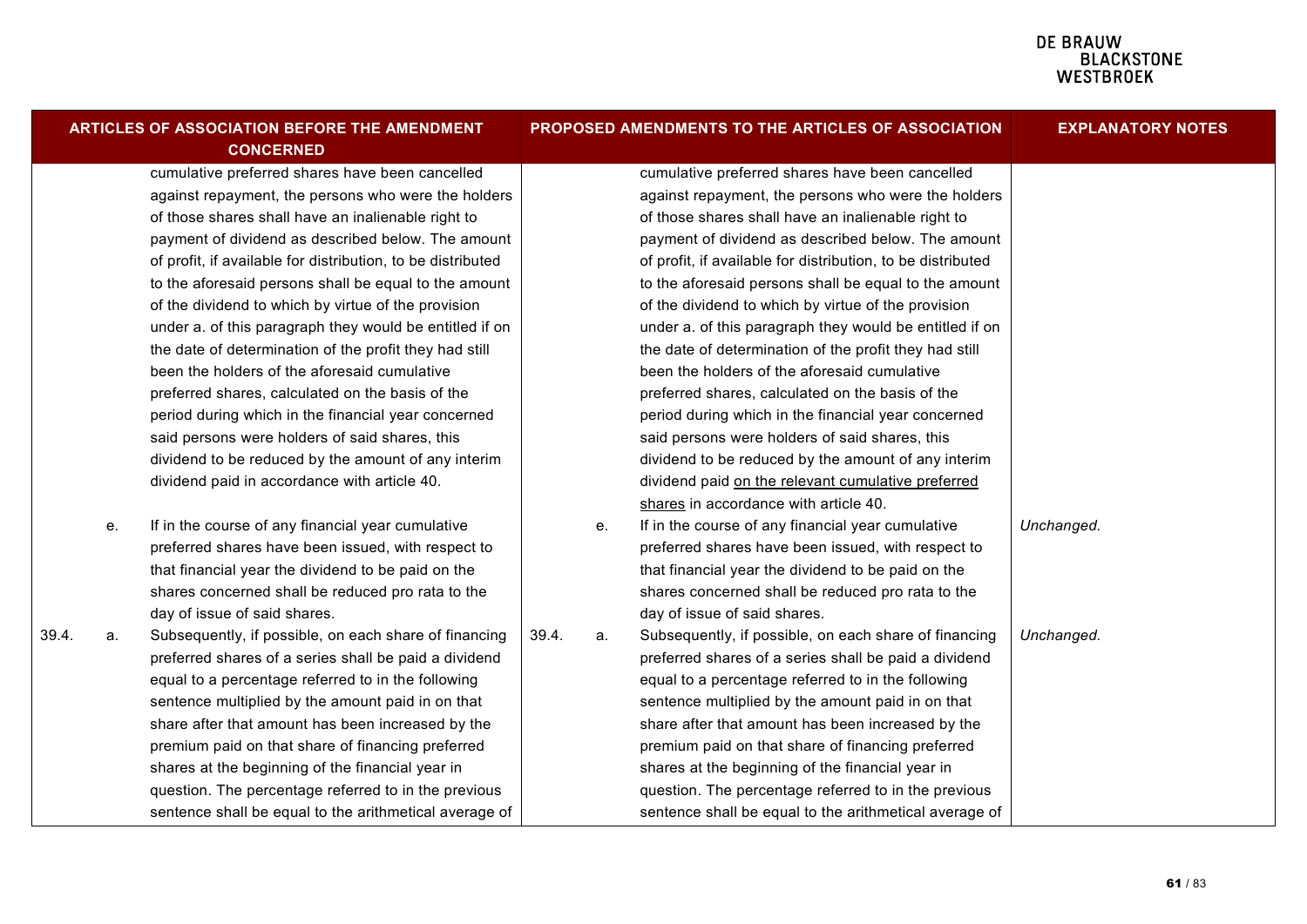| ARTICLES OF ASSOCIATION BEFORE THE AMENDMENT CONCERNED | PROPOSED AMENDMENTS TO THE ARTICLES OF ASSOCIATION | EXPLANATORY NOTES |
|---|---|---|
| cumulative preferred shares have been cancelled against repayment, the persons who were the holders of those shares shall have an inalienable right to payment of dividend as described below. The amount of profit, if available for distribution, to be distributed to the aforesaid persons shall be equal to the amount of the dividend to which by virtue of the provision under a. of this paragraph they would be entitled if on the date of determination of the profit they had still been the holders of the aforesaid cumulative preferred shares, calculated on the basis of the period during which in the financial year concerned said persons were holders of said shares, this dividend to be reduced by the amount of any interim dividend paid in accordance with article 40. | cumulative preferred shares have been cancelled against repayment, the persons who were the holders of those shares shall have an inalienable right to payment of dividend as described below. The amount of profit, if available for distribution, to be distributed to the aforesaid persons shall be equal to the amount of the dividend to which by virtue of the provision under a. of this paragraph they would be entitled if on the date of determination of the profit they had still been the holders of the aforesaid cumulative preferred shares, calculated on the basis of the period during which in the financial year concerned said persons were holders of said shares, this dividend to be reduced by the amount of any interim dividend paid <u>on the relevant cumulative preferred shares</u> in accordance with article 40. | |
| e. If in the course of any financial year cumulative preferred shares have been issued, with respect to that financial year the dividend to be paid on the shares concerned shall be reduced pro rata to the day of issue of said shares. | e. If in the course of any financial year cumulative preferred shares have been issued, with respect to that financial year the dividend to be paid on the shares concerned shall be reduced pro rata to the day of issue of said shares. | *Unchanged.* |
| 39.4. a. Subsequently, if possible, on each share of financing preferred shares of a series shall be paid a dividend equal to a percentage referred to in the following sentence multiplied by the amount paid in on that share after that amount has been increased by the premium paid on that share of financing preferred shares at the beginning of the financial year in question. The percentage referred to in the previous sentence shall be equal to the arithmetical average of | 39.4. a. Subsequently, if possible, on each share of financing preferred shares of a series shall be paid a dividend equal to a percentage referred to in the following sentence multiplied by the amount paid in on that share after that amount has been increased by the premium paid on that share of financing preferred shares at the beginning of the financial year in question. The percentage referred to in the previous sentence shall be equal to the arithmetical average of | *Unchanged.* |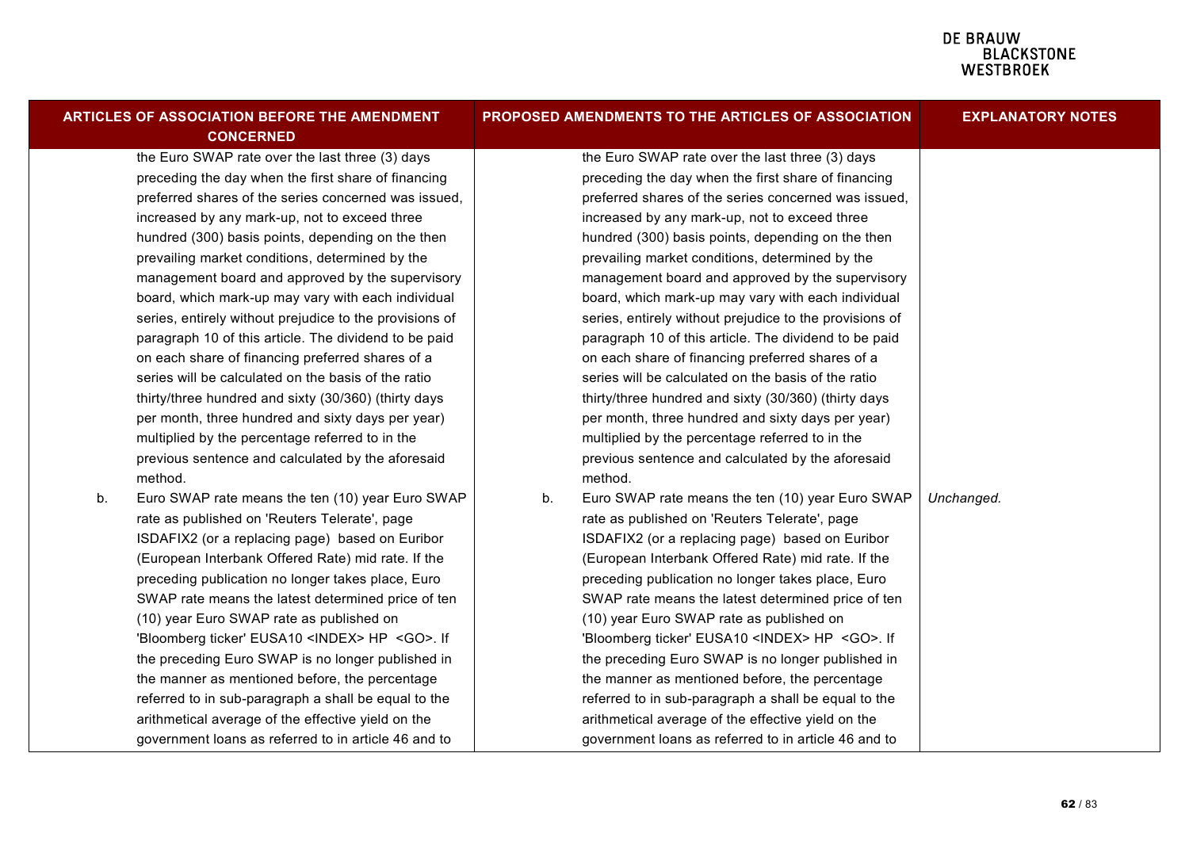| ARTICLES OF ASSOCIATION BEFORE THE AMENDMENT CONCERNED | PROPOSED AMENDMENTS TO THE ARTICLES OF ASSOCIATION | EXPLANATORY NOTES |
|---|---|---|
| the Euro SWAP rate over the last three (3) days preceding the day when the first share of financing preferred shares of the series concerned was issued, increased by any mark-up, not to exceed three hundred (300) basis points, depending on the then prevailing market conditions, determined by the management board and approved by the supervisory board, which mark-up may vary with each individual series, entirely without prejudice to the provisions of paragraph 10 of this article. The dividend to be paid on each share of financing preferred shares of a series will be calculated on the basis of the ratio thirty/three hundred and sixty (30/360) (thirty days per month, three hundred and sixty days per year) multiplied by the percentage referred to in the previous sentence and calculated by the aforesaid method. | the Euro SWAP rate over the last three (3) days preceding the day when the first share of financing preferred shares of the series concerned was issued, increased by any mark-up, not to exceed three hundred (300) basis points, depending on the then prevailing market conditions, determined by the management board and approved by the supervisory board, which mark-up may vary with each individual series, entirely without prejudice to the provisions of paragraph 10 of this article. The dividend to be paid on each share of financing preferred shares of a series will be calculated on the basis of the ratio thirty/three hundred and sixty (30/360) (thirty days per month, three hundred and sixty days per year) multiplied by the percentage referred to in the previous sentence and calculated by the aforesaid method. | |
| b. Euro SWAP rate means the ten (10) year Euro SWAP rate as published on 'Reuters Telerate', page ISDAFIX2 (or a replacing page) based on Euribor (European Interbank Offered Rate) mid rate. If the preceding publication no longer takes place, Euro SWAP rate means the latest determined price of ten (10) year Euro SWAP rate as published on 'Bloomberg ticker' EUSA10 <INDEX> HP <GO>. If the preceding Euro SWAP is no longer published in the manner as mentioned before, the percentage referred to in sub-paragraph a shall be equal to the arithmetical average of the effective yield on the government loans as referred to in article 46 and to | b. Euro SWAP rate means the ten (10) year Euro SWAP rate as published on 'Reuters Telerate', page ISDAFIX2 (or a replacing page) based on Euribor (European Interbank Offered Rate) mid rate. If the preceding publication no longer takes place, Euro SWAP rate means the latest determined price of ten (10) year Euro SWAP rate as published on 'Bloomberg ticker' EUSA10 <INDEX> HP <GO>. If the preceding Euro SWAP is no longer published in the manner as mentioned before, the percentage referred to in sub-paragraph a shall be equal to the arithmetical average of the effective yield on the government loans as referred to in article 46 and to | *Unchanged.* |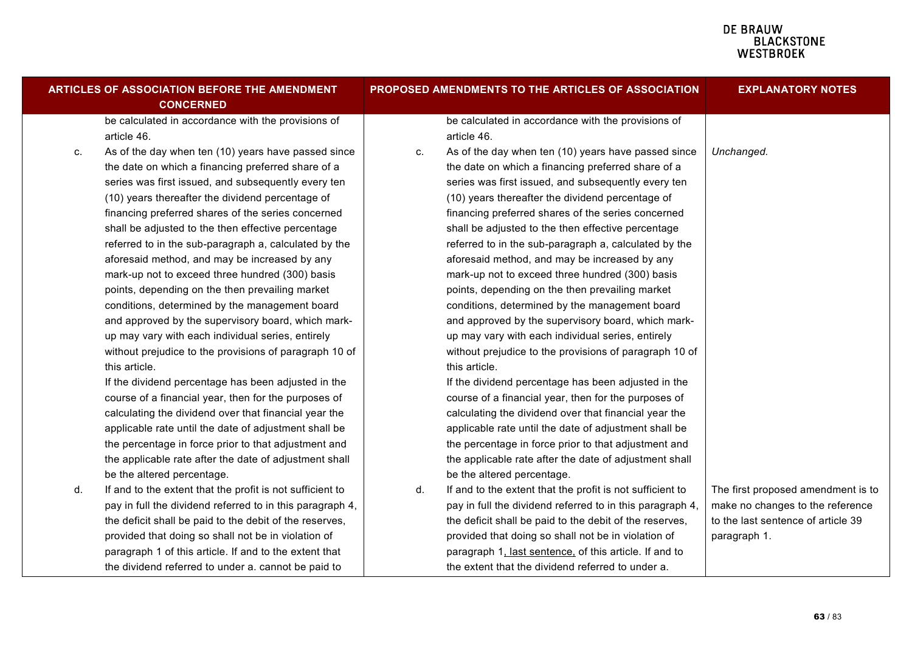| ARTICLES OF ASSOCIATION BEFORE THE AMENDMENT CONCERNED | PROPOSED AMENDMENTS TO THE ARTICLES OF ASSOCIATION | EXPLANATORY NOTES |
|---|---|---|
| be calculated in accordance with the provisions of article 46. | be calculated in accordance with the provisions of article 46. | |
| c. As of the day when ten (10) years have passed since the date on which a financing preferred share of a series was first issued, and subsequently every ten (10) years thereafter the dividend percentage of financing preferred shares of the series concerned shall be adjusted to the then effective percentage referred to in the sub-paragraph a, calculated by the aforesaid method, and may be increased by any mark-up not to exceed three hundred (300) basis points, depending on the then prevailing market conditions, determined by the management board and approved by the supervisory board, which mark-up may vary with each individual series, entirely without prejudice to the provisions of paragraph 10 of this article.<br>If the dividend percentage has been adjusted in the course of a financial year, then for the purposes of calculating the dividend over that financial year the applicable rate until the date of adjustment shall be the percentage in force prior to that adjustment and the applicable rate after the date of adjustment shall be the altered percentage. | c. As of the day when ten (10) years have passed since the date on which a financing preferred share of a series was first issued, and subsequently every ten (10) years thereafter the dividend percentage of financing preferred shares of the series concerned shall be adjusted to the then effective percentage referred to in the sub-paragraph a, calculated by the aforesaid method, and may be increased by any mark-up not to exceed three hundred (300) basis points, depending on the then prevailing market conditions, determined by the management board and approved by the supervisory board, which mark-up may vary with each individual series, entirely without prejudice to the provisions of paragraph 10 of this article.<br>If the dividend percentage has been adjusted in the course of a financial year, then for the purposes of calculating the dividend over that financial year the applicable rate until the date of adjustment shall be the percentage in force prior to that adjustment and the applicable rate after the date of adjustment shall be the altered percentage. | *Unchanged.* |
| d. If and to the extent that the profit is not sufficient to pay in full the dividend referred to in this paragraph 4, the deficit shall be paid to the debit of the reserves, provided that doing so shall not be in violation of paragraph 1 of this article. If and to the extent that the dividend referred to under a. cannot be paid to | d. If and to the extent that the profit is not sufficient to pay in full the dividend referred to in this paragraph 4, the deficit shall be paid to the debit of the reserves, provided that doing so shall not be in violation of paragraph 1<u>, last sentence,</u> of this article. If and to the extent that the dividend referred to under a. | The first proposed amendment is to make no changes to the reference to the last sentence of article 39 paragraph 1. |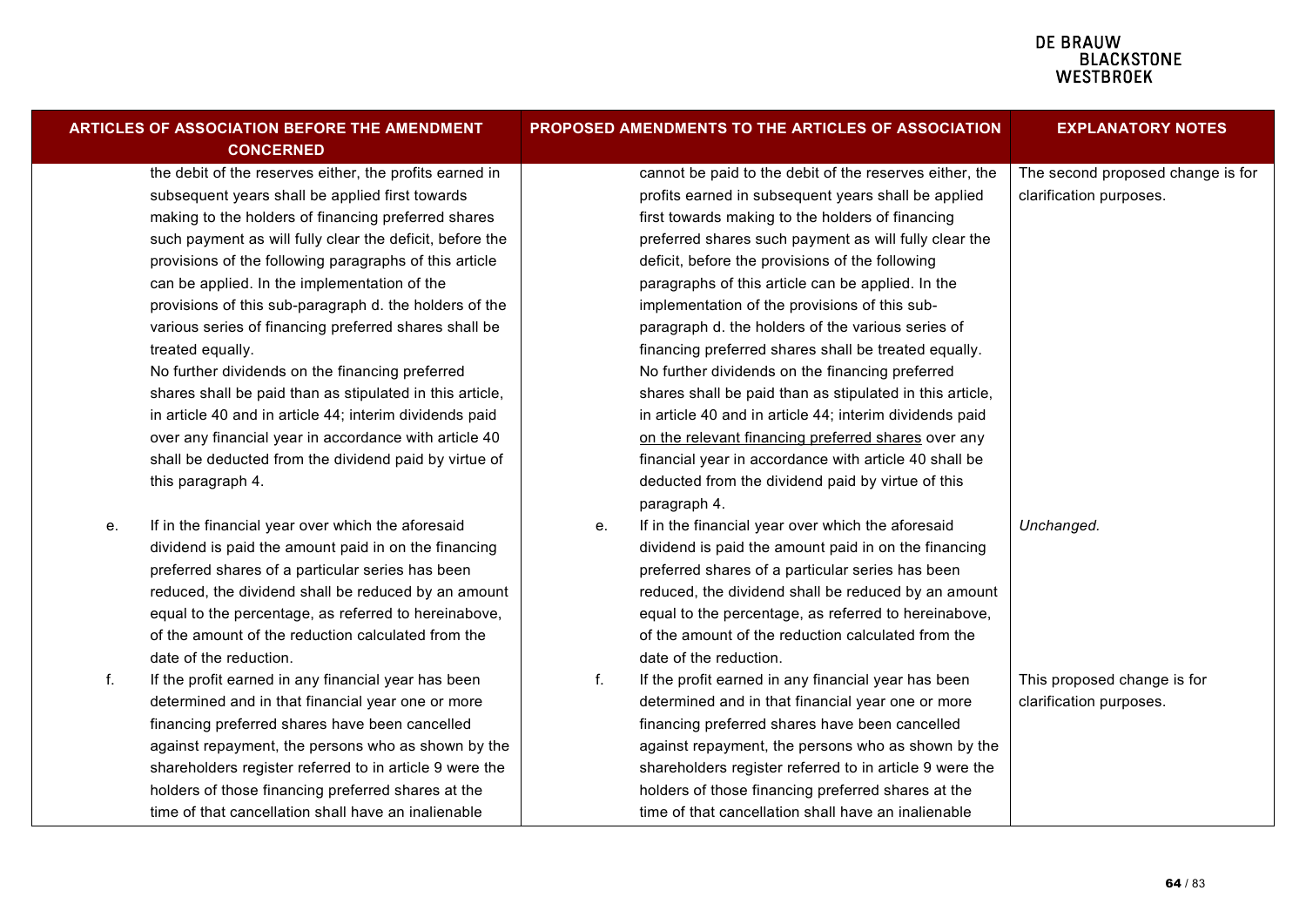| ARTICLES OF ASSOCIATION BEFORE THE AMENDMENT CONCERNED | PROPOSED AMENDMENTS TO THE ARTICLES OF ASSOCIATION | EXPLANATORY NOTES |
|---|---|---|
| the debit of the reserves either, the profits earned in subsequent years shall be applied first towards making to the holders of financing preferred shares such payment as will fully clear the deficit, before the provisions of the following paragraphs of this article can be applied. In the implementation of the provisions of this sub-paragraph d. the holders of the various series of financing preferred shares shall be treated equally.<br>No further dividends on the financing preferred shares shall be paid than as stipulated in this article, in article 40 and in article 44; interim dividends paid over any financial year in accordance with article 40 shall be deducted from the dividend paid by virtue of this paragraph 4. | cannot be paid to the debit of the reserves either, the profits earned in subsequent years shall be applied first towards making to the holders of financing preferred shares such payment as will fully clear the deficit, before the provisions of the following paragraphs of this article can be applied. In the implementation of the provisions of this sub-paragraph d. the holders of the various series of financing preferred shares shall be treated equally.<br>No further dividends on the financing preferred shares shall be paid than as stipulated in this article, in article 40 and in article 44; interim dividends paid <u>on the relevant financing preferred shares</u> over any financial year in accordance with article 40 shall be deducted from the dividend paid by virtue of this paragraph 4. | The second proposed change is for clarification purposes. |
| e. If in the financial year over which the aforesaid dividend is paid the amount paid in on the financing preferred shares of a particular series has been reduced, the dividend shall be reduced by an amount equal to the percentage, as referred to hereinabove, of the amount of the reduction calculated from the date of the reduction. | e. If in the financial year over which the aforesaid dividend is paid the amount paid in on the financing preferred shares of a particular series has been reduced, the dividend shall be reduced by an amount equal to the percentage, as referred to hereinabove, of the amount of the reduction calculated from the date of the reduction. | *Unchanged.* |
| f. If the profit earned in any financial year has been determined and in that financial year one or more financing preferred shares have been cancelled against repayment, the persons who as shown by the shareholders register referred to in article 9 were the holders of those financing preferred shares at the time of that cancellation shall have an inalienable | f. If the profit earned in any financial year has been determined and in that financial year one or more financing preferred shares have been cancelled against repayment, the persons who as shown by the shareholders register referred to in article 9 were the holders of those financing preferred shares at the time of that cancellation shall have an inalienable | This proposed change is for clarification purposes. |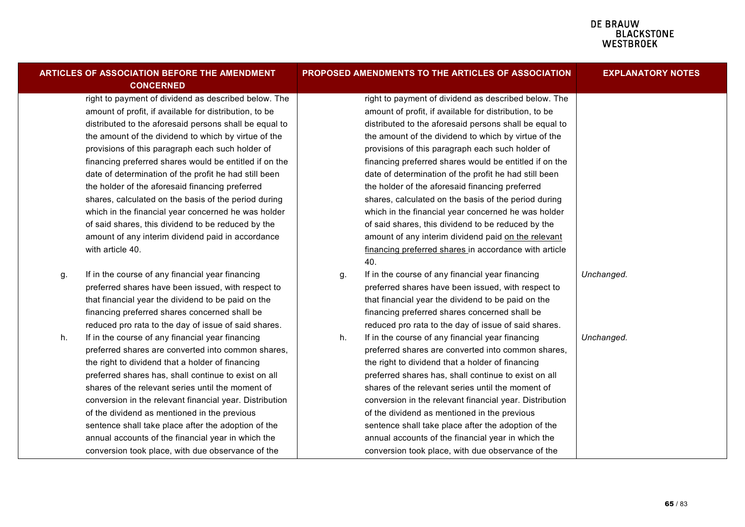| ARTICLES OF ASSOCIATION BEFORE THE AMENDMENT CONCERNED | PROPOSED AMENDMENTS TO THE ARTICLES OF ASSOCIATION | EXPLANATORY NOTES |
|---|---|---|
| right to payment of dividend as described below. The amount of profit, if available for distribution, to be distributed to the aforesaid persons shall be equal to the amount of the dividend to which by virtue of the provisions of this paragraph each such holder of financing preferred shares would be entitled if on the date of determination of the profit he had still been the holder of the aforesaid financing preferred shares, calculated on the basis of the period during which in the financial year concerned he was holder of said shares, this dividend to be reduced by the amount of any interim dividend paid in accordance with article 40. | right to payment of dividend as described below. The amount of profit, if available for distribution, to be distributed to the aforesaid persons shall be equal to the amount of the dividend to which by virtue of the provisions of this paragraph each such holder of financing preferred shares would be entitled if on the date of determination of the profit he had still been the holder of the aforesaid financing preferred shares, calculated on the basis of the period during which in the financial year concerned he was holder of said shares, this dividend to be reduced by the amount of any interim dividend paid <u>on the relevant financing preferred shares</u> in accordance with article 40. | |
| g. If in the course of any financial year financing preferred shares have been issued, with respect to that financial year the dividend to be paid on the financing preferred shares concerned shall be reduced pro rata to the day of issue of said shares. | g. If in the course of any financial year financing preferred shares have been issued, with respect to that financial year the dividend to be paid on the financing preferred shares concerned shall be reduced pro rata to the day of issue of said shares. | *Unchanged.* |
| h. If in the course of any financial year financing preferred shares are converted into common shares, the right to dividend that a holder of financing preferred shares has, shall continue to exist on all shares of the relevant series until the moment of conversion in the relevant financial year. Distribution of the dividend as mentioned in the previous sentence shall take place after the adoption of the annual accounts of the financial year in which the conversion took place, with due observance of the | h. If in the course of any financial year financing preferred shares are converted into common shares, the right to dividend that a holder of financing preferred shares has, shall continue to exist on all shares of the relevant series until the moment of conversion in the relevant financial year. Distribution of the dividend as mentioned in the previous sentence shall take place after the adoption of the annual accounts of the financial year in which the conversion took place, with due observance of the | *Unchanged.* |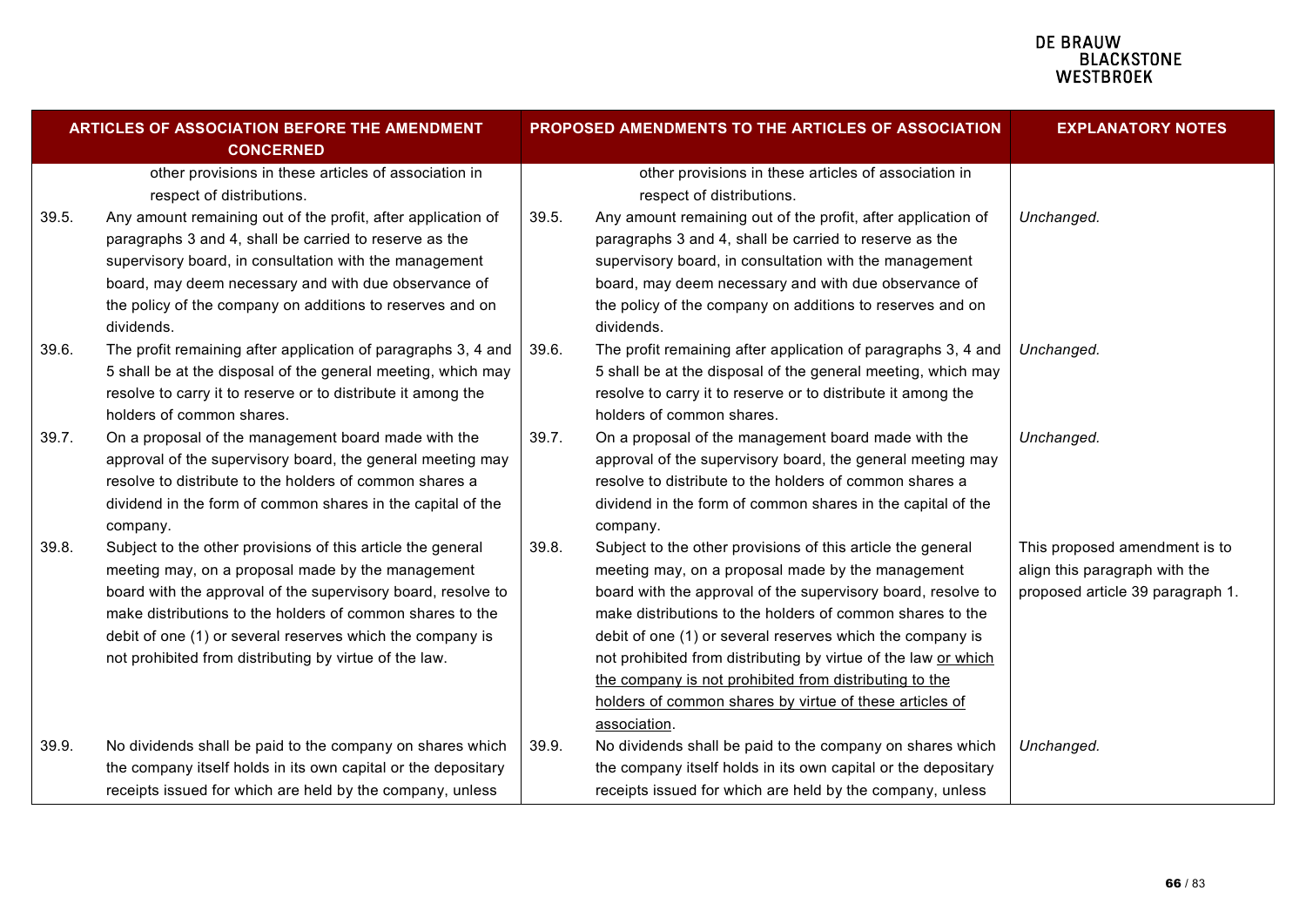| ARTICLES OF ASSOCIATION BEFORE THE AMENDMENT CONCERNED | PROPOSED AMENDMENTS TO THE ARTICLES OF ASSOCIATION | EXPLANATORY NOTES |
|---|---|---|
| other provisions in these articles of association in respect of distributions. | other provisions in these articles of association in respect of distributions. | |
| 39.5. Any amount remaining out of the profit, after application of paragraphs 3 and 4, shall be carried to reserve as the supervisory board, in consultation with the management board, may deem necessary and with due observance of the policy of the company on additions to reserves and on dividends. | 39.5. Any amount remaining out of the profit, after application of paragraphs 3 and 4, shall be carried to reserve as the supervisory board, in consultation with the management board, may deem necessary and with due observance of the policy of the company on additions to reserves and on dividends. | *Unchanged.* |
| 39.6. The profit remaining after application of paragraphs 3, 4 and 5 shall be at the disposal of the general meeting, which may resolve to carry it to reserve or to distribute it among the holders of common shares. | 39.6. The profit remaining after application of paragraphs 3, 4 and 5 shall be at the disposal of the general meeting, which may resolve to carry it to reserve or to distribute it among the holders of common shares. | *Unchanged.* |
| 39.7. On a proposal of the management board made with the approval of the supervisory board, the general meeting may resolve to distribute to the holders of common shares a dividend in the form of common shares in the capital of the company. | 39.7. On a proposal of the management board made with the approval of the supervisory board, the general meeting may resolve to distribute to the holders of common shares a dividend in the form of common shares in the capital of the company. | *Unchanged.* |
| 39.8. Subject to the other provisions of this article the general meeting may, on a proposal made by the management board with the approval of the supervisory board, resolve to make distributions to the holders of common shares to the debit of one (1) or several reserves which the company is not prohibited from distributing by virtue of the law. | 39.8. Subject to the other provisions of this article the general meeting may, on a proposal made by the management board with the approval of the supervisory board, resolve to make distributions to the holders of common shares to the debit of one (1) or several reserves which the company is not prohibited from distributing by virtue of the law <u>or which the company is not prohibited from distributing to the holders of common shares by virtue of these articles of association</u>. | This proposed amendment is to align this paragraph with the proposed article 39 paragraph 1. |
| 39.9. No dividends shall be paid to the company on shares which the company itself holds in its own capital or the depositary receipts issued for which are held by the company, unless | 39.9. No dividends shall be paid to the company on shares which the company itself holds in its own capital or the depositary receipts issued for which are held by the company, unless | *Unchanged.* |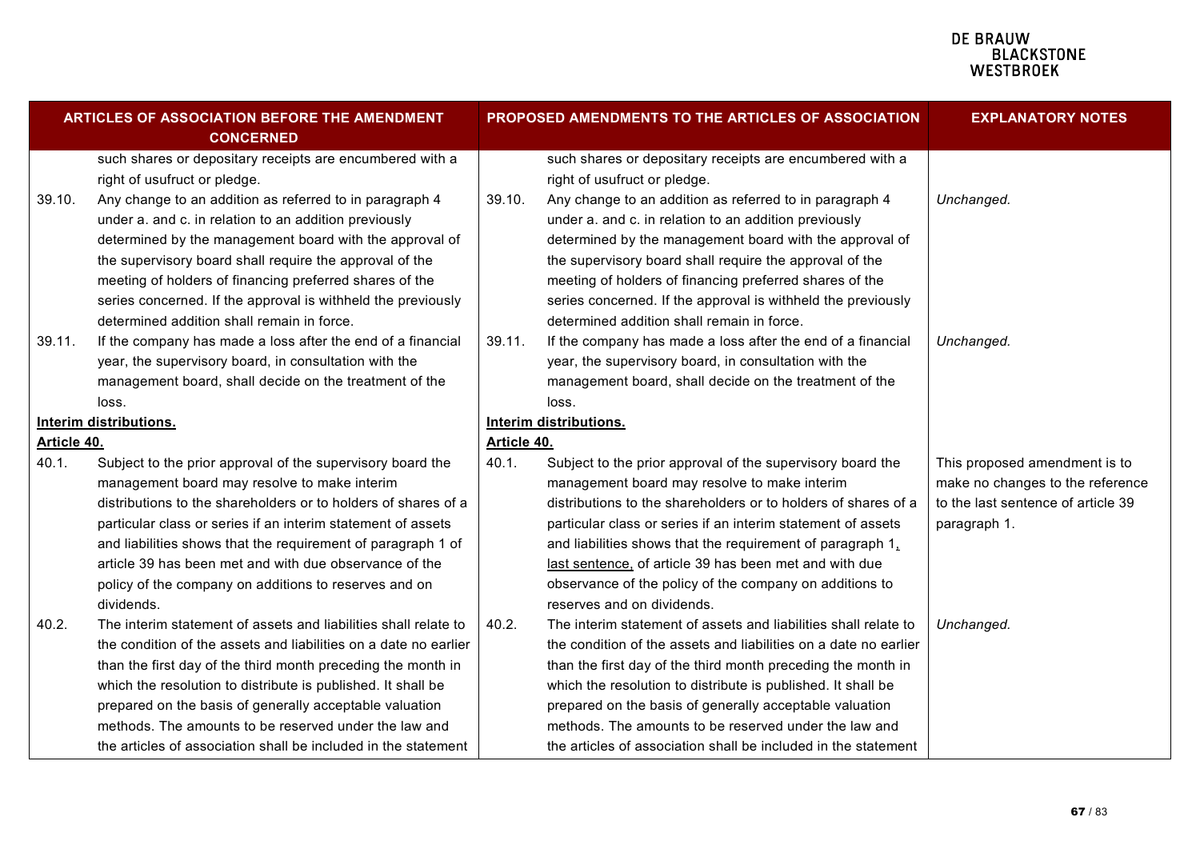| ARTICLES OF ASSOCIATION BEFORE THE AMENDMENT CONCERNED | PROPOSED AMENDMENTS TO THE ARTICLES OF ASSOCIATION | EXPLANATORY NOTES |
|---|---|---|
| such shares or depositary receipts are encumbered with a right of usufruct or pledge. | such shares or depositary receipts are encumbered with a right of usufruct or pledge. | |
| 39.10. Any change to an addition as referred to in paragraph 4 under a. and c. in relation to an addition previously determined by the management board with the approval of the supervisory board shall require the approval of the meeting of holders of financing preferred shares of the series concerned. If the approval is withheld the previously determined addition shall remain in force. | 39.10. Any change to an addition as referred to in paragraph 4 under a. and c. in relation to an addition previously determined by the management board with the approval of the supervisory board shall require the approval of the meeting of holders of financing preferred shares of the series concerned. If the approval is withheld the previously determined addition shall remain in force. | *Unchanged.* |
| 39.11. If the company has made a loss after the end of a financial year, the supervisory board, in consultation with the management board, shall decide on the treatment of the loss. | 39.11. If the company has made a loss after the end of a financial year, the supervisory board, in consultation with the management board, shall decide on the treatment of the loss. | *Unchanged.* |
| **Interim distributions.** | **Interim distributions.** | |
| **Article 40.** | **Article 40.** | |
| 40.1. Subject to the prior approval of the supervisory board the management board may resolve to make interim distributions to the shareholders or to holders of shares of a particular class or series if an interim statement of assets and liabilities shows that the requirement of paragraph 1 of article 39 has been met and with due observance of the policy of the company on additions to reserves and on dividends. | 40.1. Subject to the prior approval of the supervisory board the management board may resolve to make interim distributions to the shareholders or to holders of shares of a particular class or series if an interim statement of assets and liabilities shows that the requirement of paragraph 1, last sentence, of article 39 has been met and with due observance of the policy of the company on additions to reserves and on dividends. | This proposed amendment is to make no changes to the reference to the last sentence of article 39 paragraph 1. |
| 40.2. The interim statement of assets and liabilities shall relate to the condition of the assets and liabilities on a date no earlier than the first day of the third month preceding the month in which the resolution to distribute is published. It shall be prepared on the basis of generally acceptable valuation methods. The amounts to be reserved under the law and the articles of association shall be included in the statement | 40.2. The interim statement of assets and liabilities shall relate to the condition of the assets and liabilities on a date no earlier than the first day of the third month preceding the month in which the resolution to distribute is published. It shall be prepared on the basis of generally acceptable valuation methods. The amounts to be reserved under the law and the articles of association shall be included in the statement | *Unchanged.* |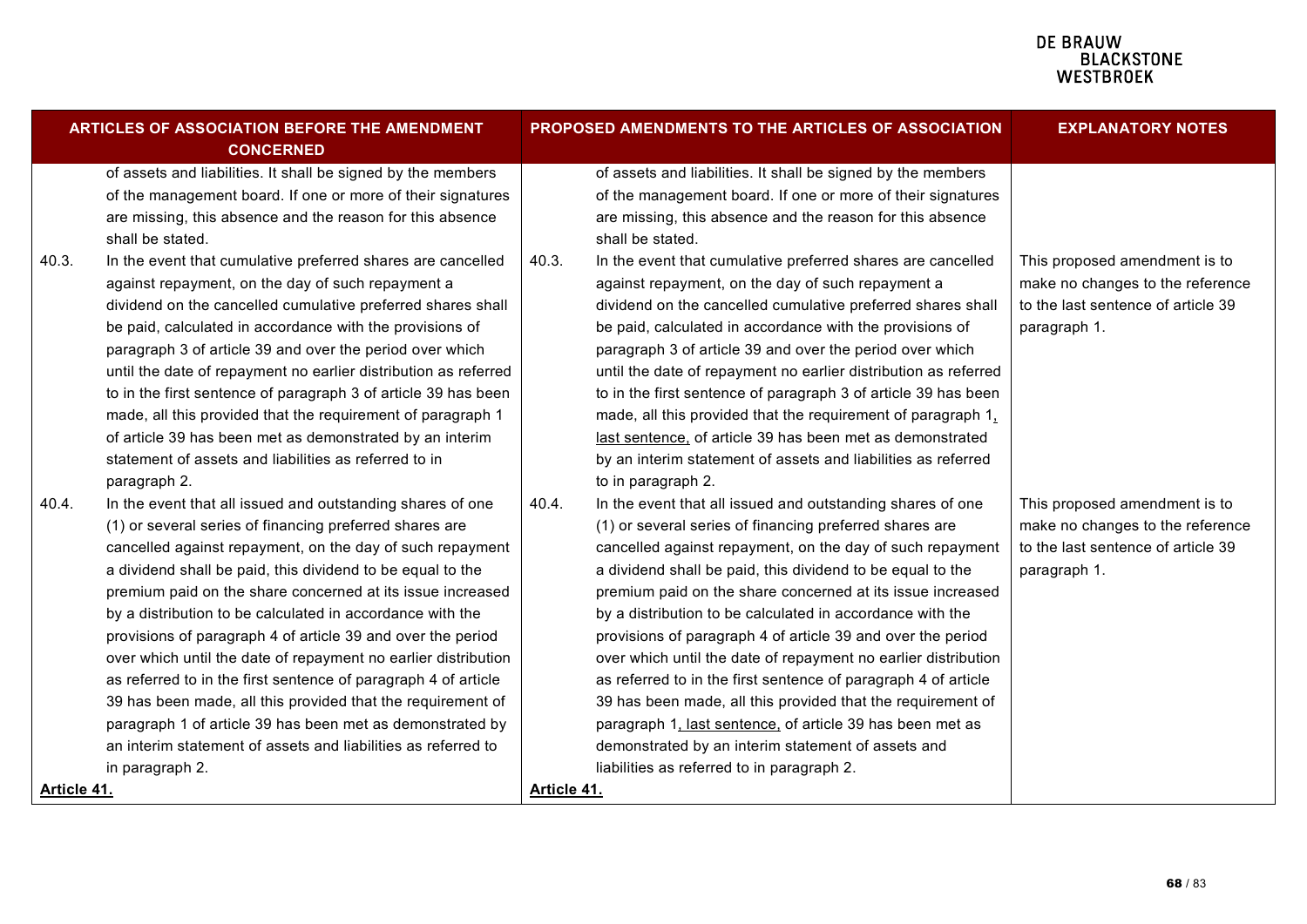| ARTICLES OF ASSOCIATION BEFORE THE AMENDMENT CONCERNED | PROPOSED AMENDMENTS TO THE ARTICLES OF ASSOCIATION | EXPLANATORY NOTES |
|---|---|---|
| of assets and liabilities. It shall be signed by the members of the management board. If one or more of their signatures are missing, this absence and the reason for this absence shall be stated. | of assets and liabilities. It shall be signed by the members of the management board. If one or more of their signatures are missing, this absence and the reason for this absence shall be stated. | |
| 40.3. In the event that cumulative preferred shares are cancelled against repayment, on the day of such repayment a dividend on the cancelled cumulative preferred shares shall be paid, calculated in accordance with the provisions of paragraph 3 of article 39 and over the period over which until the date of repayment no earlier distribution as referred to in the first sentence of paragraph 3 of article 39 has been made, all this provided that the requirement of paragraph 1 of article 39 has been met as demonstrated by an interim statement of assets and liabilities as referred to in paragraph 2. | 40.3. In the event that cumulative preferred shares are cancelled against repayment, on the day of such repayment a dividend on the cancelled cumulative preferred shares shall be paid, calculated in accordance with the provisions of paragraph 3 of article 39 and over the period over which until the date of repayment no earlier distribution as referred to in the first sentence of paragraph 3 of article 39 has been made, all this provided that the requirement of paragraph 1, last sentence, of article 39 has been met as demonstrated by an interim statement of assets and liabilities as referred to in paragraph 2. | This proposed amendment is to make no changes to the reference to the last sentence of article 39 paragraph 1. |
| 40.4. In the event that all issued and outstanding shares of one (1) or several series of financing preferred shares are cancelled against repayment, on the day of such repayment a dividend shall be paid, this dividend to be equal to the premium paid on the share concerned at its issue increased by a distribution to be calculated in accordance with the provisions of paragraph 4 of article 39 and over the period over which until the date of repayment no earlier distribution as referred to in the first sentence of paragraph 4 of article 39 has been made, all this provided that the requirement of paragraph 1 of article 39 has been met as demonstrated by an interim statement of assets and liabilities as referred to in paragraph 2. | 40.4. In the event that all issued and outstanding shares of one (1) or several series of financing preferred shares are cancelled against repayment, on the day of such repayment a dividend shall be paid, this dividend to be equal to the premium paid on the share concerned at its issue increased by a distribution to be calculated in accordance with the provisions of paragraph 4 of article 39 and over the period over which until the date of repayment no earlier distribution as referred to in the first sentence of paragraph 4 of article 39 has been made, all this provided that the requirement of paragraph 1, last sentence, of article 39 has been met as demonstrated by an interim statement of assets and liabilities as referred to in paragraph 2. | This proposed amendment is to make no changes to the reference to the last sentence of article 39 paragraph 1. |
| **Article 41.** | **Article 41.** | |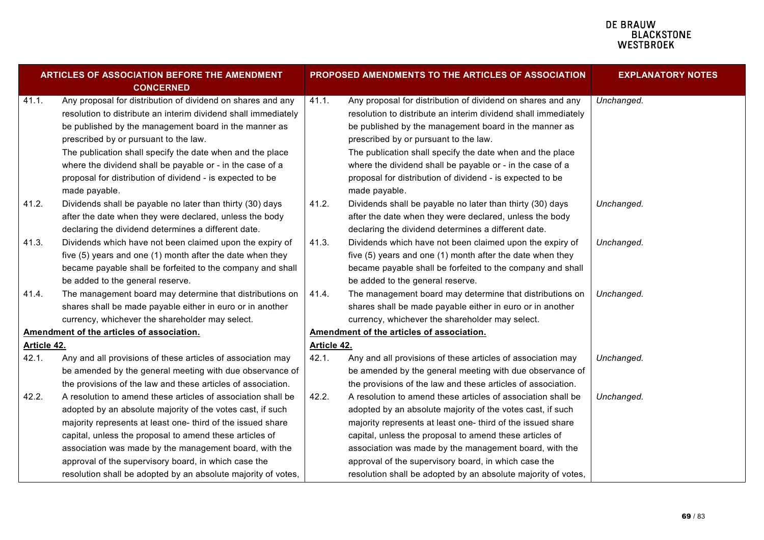| ARTICLES OF ASSOCIATION BEFORE THE AMENDMENT CONCERNED | PROPOSED AMENDMENTS TO THE ARTICLES OF ASSOCIATION | EXPLANATORY NOTES |
|---|---|---|
| 41.1. Any proposal for distribution of dividend on shares and any resolution to distribute an interim dividend shall immediately be published by the management board in the manner as prescribed by or pursuant to the law. The publication shall specify the date when and the place where the dividend shall be payable or - in the case of a proposal for distribution of dividend - is expected to be made payable. | 41.1. Any proposal for distribution of dividend on shares and any resolution to distribute an interim dividend shall immediately be published by the management board in the manner as prescribed by or pursuant to the law. The publication shall specify the date when and the place where the dividend shall be payable or - in the case of a proposal for distribution of dividend - is expected to be made payable. | *Unchanged.* |
| 41.2. Dividends shall be payable no later than thirty (30) days after the date when they were declared, unless the body declaring the dividend determines a different date. | 41.2. Dividends shall be payable no later than thirty (30) days after the date when they were declared, unless the body declaring the dividend determines a different date. | *Unchanged.* |
| 41.3. Dividends which have not been claimed upon the expiry of five (5) years and one (1) month after the date when they became payable shall be forfeited to the company and shall be added to the general reserve. | 41.3. Dividends which have not been claimed upon the expiry of five (5) years and one (1) month after the date when they became payable shall be forfeited to the company and shall be added to the general reserve. | *Unchanged.* |
| 41.4. The management board may determine that distributions on shares shall be made payable either in euro or in another currency, whichever the shareholder may select. | 41.4. The management board may determine that distributions on shares shall be made payable either in euro or in another currency, whichever the shareholder may select. | *Unchanged.* |
| **Amendment of the articles of association.** | **Amendment of the articles of association.** | |
| **Article 42.** | **Article 42.** | |
| 42.1. Any and all provisions of these articles of association may be amended by the general meeting with due observance of the provisions of the law and these articles of association. | 42.1. Any and all provisions of these articles of association may be amended by the general meeting with due observance of the provisions of the law and these articles of association. | *Unchanged.* |
| 42.2. A resolution to amend these articles of association shall be adopted by an absolute majority of the votes cast, if such majority represents at least one- third of the issued share capital, unless the proposal to amend these articles of association was made by the management board, with the approval of the supervisory board, in which case the resolution shall be adopted by an absolute majority of votes, | 42.2. A resolution to amend these articles of association shall be adopted by an absolute majority of the votes cast, if such majority represents at least one- third of the issued share capital, unless the proposal to amend these articles of association was made by the management board, with the approval of the supervisory board, in which case the resolution shall be adopted by an absolute majority of votes, | *Unchanged.* |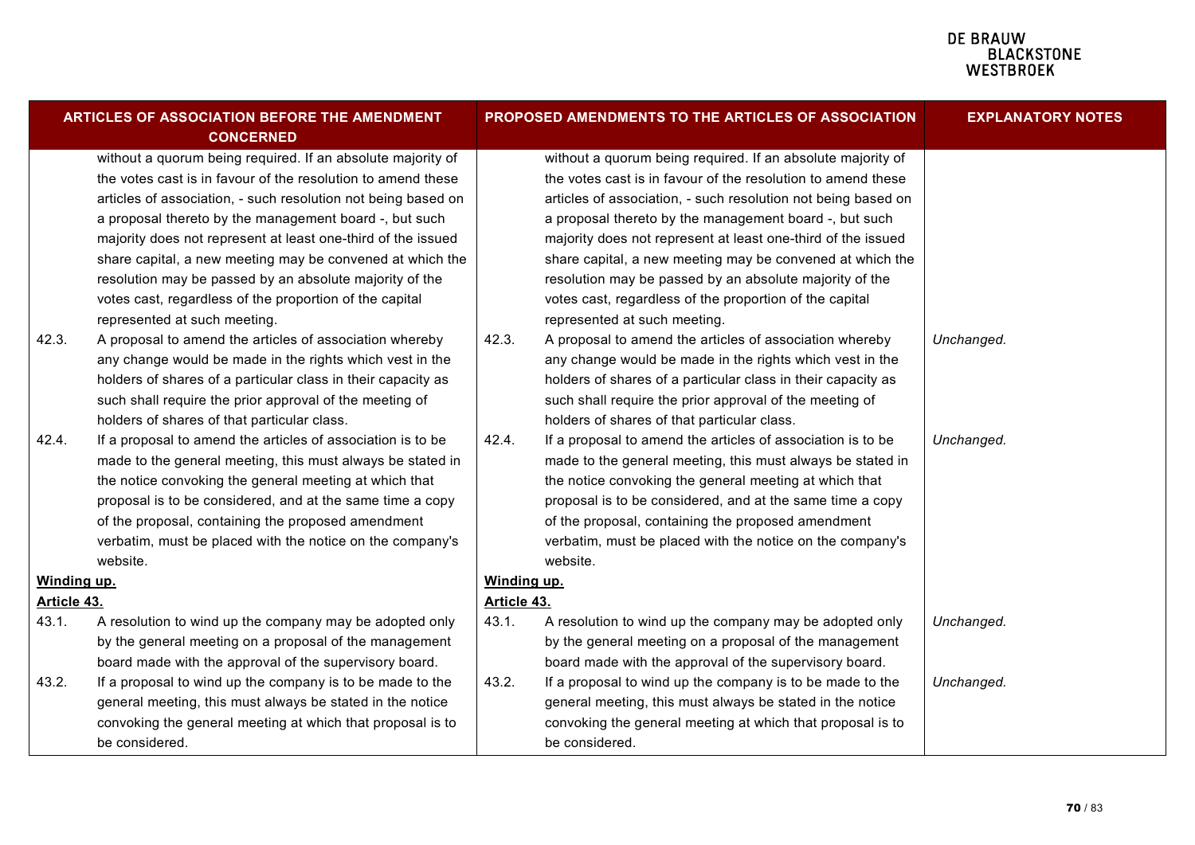| ARTICLES OF ASSOCIATION BEFORE THE AMENDMENT CONCERNED | PROPOSED AMENDMENTS TO THE ARTICLES OF ASSOCIATION | EXPLANATORY NOTES |
|---|---|---|
| without a quorum being required. If an absolute majority of the votes cast is in favour of the resolution to amend these articles of association, - such resolution not being based on a proposal thereto by the management board -, but such majority does not represent at least one-third of the issued share capital, a new meeting may be convened at which the resolution may be passed by an absolute majority of the votes cast, regardless of the proportion of the capital represented at such meeting. | without a quorum being required. If an absolute majority of the votes cast is in favour of the resolution to amend these articles of association, - such resolution not being based on a proposal thereto by the management board -, but such majority does not represent at least one-third of the issued share capital, a new meeting may be convened at which the resolution may be passed by an absolute majority of the votes cast, regardless of the proportion of the capital represented at such meeting. | |
| 42.3. A proposal to amend the articles of association whereby any change would be made in the rights which vest in the holders of shares of a particular class in their capacity as such shall require the prior approval of the meeting of holders of shares of that particular class. | 42.3. A proposal to amend the articles of association whereby any change would be made in the rights which vest in the holders of shares of a particular class in their capacity as such shall require the prior approval of the meeting of holders of shares of that particular class. | *Unchanged.* |
| 42.4. If a proposal to amend the articles of association is to be made to the general meeting, this must always be stated in the notice convoking the general meeting at which that proposal is to be considered, and at the same time a copy of the proposal, containing the proposed amendment verbatim, must be placed with the notice on the company's website. | 42.4. If a proposal to amend the articles of association is to be made to the general meeting, this must always be stated in the notice convoking the general meeting at which that proposal is to be considered, and at the same time a copy of the proposal, containing the proposed amendment verbatim, must be placed with the notice on the company's website. | *Unchanged.* |
| **Winding up.** | **Winding up.** | |
| **Article 43.** | **Article 43.** | |
| 43.1. A resolution to wind up the company may be adopted only by the general meeting on a proposal of the management board made with the approval of the supervisory board. | 43.1. A resolution to wind up the company may be adopted only by the general meeting on a proposal of the management board made with the approval of the supervisory board. | *Unchanged.* |
| 43.2. If a proposal to wind up the company is to be made to the general meeting, this must always be stated in the notice convoking the general meeting at which that proposal is to be considered. | 43.2. If a proposal to wind up the company is to be made to the general meeting, this must always be stated in the notice convoking the general meeting at which that proposal is to be considered. | *Unchanged.* |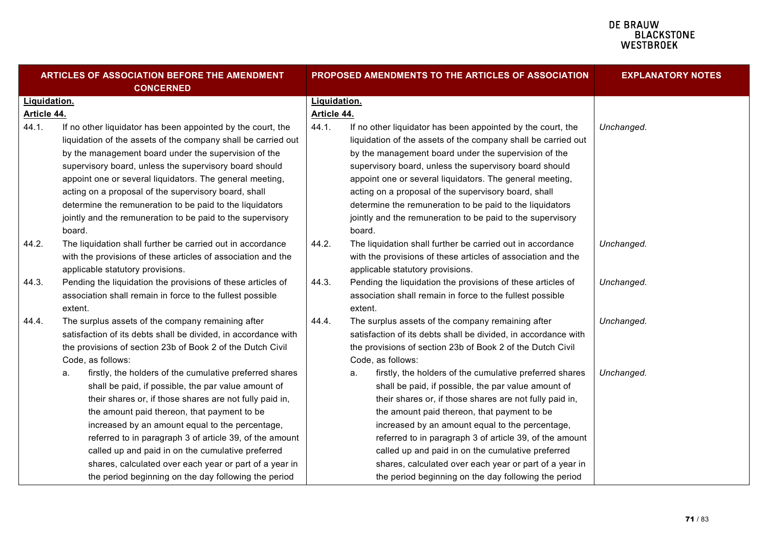| ARTICLES OF ASSOCIATION BEFORE THE AMENDMENT CONCERNED | PROPOSED AMENDMENTS TO THE ARTICLES OF ASSOCIATION | EXPLANATORY NOTES |
|---|---|---|
| **Liquidation.** **Article 44.** | **Liquidation.** **Article 44.** | |
| 44.1. If no other liquidator has been appointed by the court, the liquidation of the assets of the company shall be carried out by the management board under the supervision of the supervisory board, unless the supervisory board should appoint one or several liquidators. The general meeting, acting on a proposal of the supervisory board, shall determine the remuneration to be paid to the liquidators jointly and the remuneration to be paid to the supervisory board. | 44.1. If no other liquidator has been appointed by the court, the liquidation of the assets of the company shall be carried out by the management board under the supervision of the supervisory board, unless the supervisory board should appoint one or several liquidators. The general meeting, acting on a proposal of the supervisory board, shall determine the remuneration to be paid to the liquidators jointly and the remuneration to be paid to the supervisory board. | *Unchanged.* |
| 44.2. The liquidation shall further be carried out in accordance with the provisions of these articles of association and the applicable statutory provisions. | 44.2. The liquidation shall further be carried out in accordance with the provisions of these articles of association and the applicable statutory provisions. | *Unchanged.* |
| 44.3. Pending the liquidation the provisions of these articles of association shall remain in force to the fullest possible extent. | 44.3. Pending the liquidation the provisions of these articles of association shall remain in force to the fullest possible extent. | *Unchanged.* |
| 44.4. The surplus assets of the company remaining after satisfaction of its debts shall be divided, in accordance with the provisions of section 23b of Book 2 of the Dutch Civil Code, as follows: | 44.4. The surplus assets of the company remaining after satisfaction of its debts shall be divided, in accordance with the provisions of section 23b of Book 2 of the Dutch Civil Code, as follows: | *Unchanged.* |
| a. firstly, the holders of the cumulative preferred shares shall be paid, if possible, the par value amount of their shares or, if those shares are not fully paid in, the amount paid thereon, that payment to be increased by an amount equal to the percentage, referred to in paragraph 3 of article 39, of the amount called up and paid in on the cumulative preferred shares, calculated over each year or part of a year in the period beginning on the day following the period | a. firstly, the holders of the cumulative preferred shares shall be paid, if possible, the par value amount of their shares or, if those shares are not fully paid in, the amount paid thereon, that payment to be increased by an amount equal to the percentage, referred to in paragraph 3 of article 39, of the amount called up and paid in on the cumulative preferred shares, calculated over each year or part of a year in the period beginning on the day following the period | *Unchanged.* |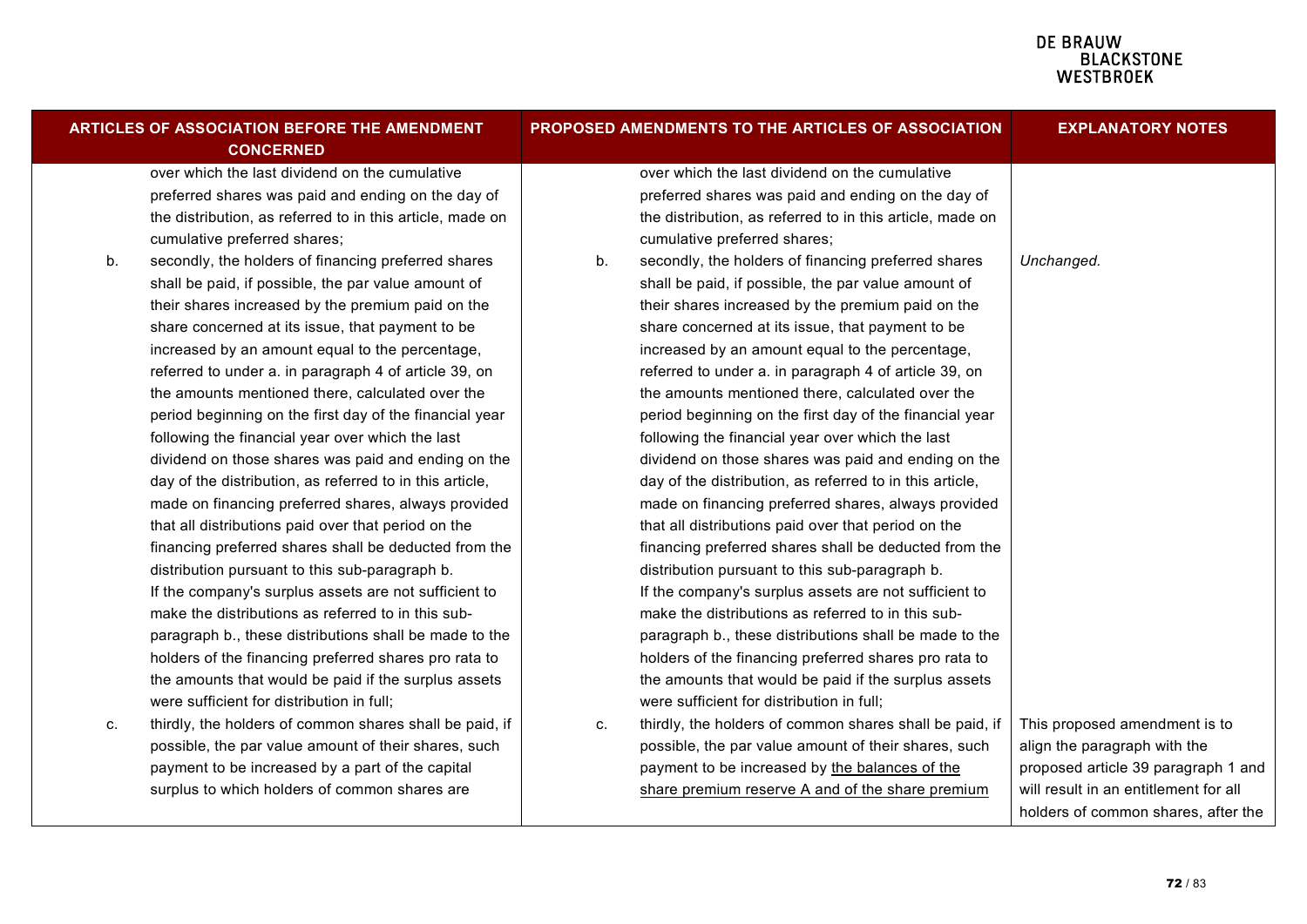| ARTICLES OF ASSOCIATION BEFORE THE AMENDMENT CONCERNED | PROPOSED AMENDMENTS TO THE ARTICLES OF ASSOCIATION | EXPLANATORY NOTES |
| --- | --- | --- |
| over which the last dividend on the cumulative preferred shares was paid and ending on the day of the distribution, as referred to in this article, made on cumulative preferred shares; | over which the last dividend on the cumulative preferred shares was paid and ending on the day of the distribution, as referred to in this article, made on cumulative preferred shares; | |
| b. secondly, the holders of financing preferred shares shall be paid, if possible, the par value amount of their shares increased by the premium paid on the share concerned at its issue, that payment to be increased by an amount equal to the percentage, referred to under a. in paragraph 4 of article 39, on the amounts mentioned there, calculated over the period beginning on the first day of the financial year following the financial year over which the last dividend on those shares was paid and ending on the day of the distribution, as referred to in this article, made on financing preferred shares, always provided that all distributions paid over that period on the financing preferred shares shall be deducted from the distribution pursuant to this sub-paragraph b. If the company's surplus assets are not sufficient to make the distributions as referred to in this sub-paragraph b., these distributions shall be made to the holders of the financing preferred shares pro rata to the amounts that would be paid if the surplus assets were sufficient for distribution in full; | b. secondly, the holders of financing preferred shares shall be paid, if possible, the par value amount of their shares increased by the premium paid on the share concerned at its issue, that payment to be increased by an amount equal to the percentage, referred to under a. in paragraph 4 of article 39, on the amounts mentioned there, calculated over the period beginning on the first day of the financial year following the financial year over which the last dividend on those shares was paid and ending on the day of the distribution, as referred to in this article, made on financing preferred shares, always provided that all distributions paid over that period on the financing preferred shares shall be deducted from the distribution pursuant to this sub-paragraph b. If the company's surplus assets are not sufficient to make the distributions as referred to in this sub-paragraph b., these distributions shall be made to the holders of the financing preferred shares pro rata to the amounts that would be paid if the surplus assets were sufficient for distribution in full; | *Unchanged.* |
| c. thirdly, the holders of common shares shall be paid, if possible, the par value amount of their shares, such payment to be increased by a part of the capital surplus to which holders of common shares are | c. thirdly, the holders of common shares shall be paid, if possible, the par value amount of their shares, such payment to be increased by <u>the balances of the share premium reserve A and of the share premium</u> | This proposed amendment is to align the paragraph with the proposed article 39 paragraph 1 and will result in an entitlement for all holders of common shares, after the |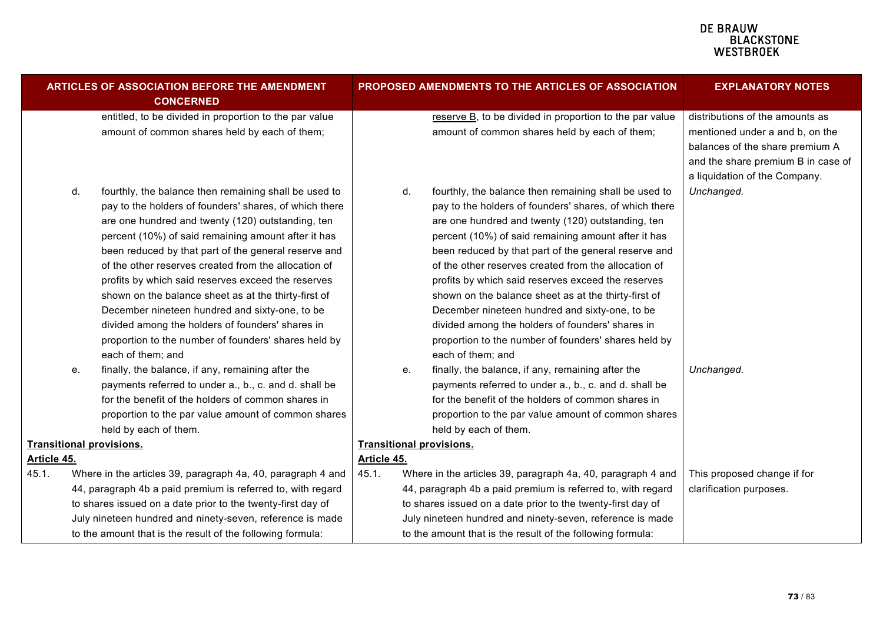| ARTICLES OF ASSOCIATION BEFORE THE AMENDMENT CONCERNED | PROPOSED AMENDMENTS TO THE ARTICLES OF ASSOCIATION | EXPLANATORY NOTES |
|---|---|---|
| entitled, to be divided in proportion to the par value amount of common shares held by each of them; | reserve B, to be divided in proportion to the par value amount of common shares held by each of them; | distributions of the amounts as mentioned under a and b, on the balances of the share premium A and the share premium B in case of a liquidation of the Company. |
| d. fourthly, the balance then remaining shall be used to pay to the holders of founders' shares, of which there are one hundred and twenty (120) outstanding, ten percent (10%) of said remaining amount after it has been reduced by that part of the general reserve and of the other reserves created from the allocation of profits by which said reserves exceed the reserves shown on the balance sheet as at the thirty-first of December nineteen hundred and sixty-one, to be divided among the holders of founders' shares in proportion to the number of founders' shares held by each of them; and | d. fourthly, the balance then remaining shall be used to pay to the holders of founders' shares, of which there are one hundred and twenty (120) outstanding, ten percent (10%) of said remaining amount after it has been reduced by that part of the general reserve and of the other reserves created from the allocation of profits by which said reserves exceed the reserves shown on the balance sheet as at the thirty-first of December nineteen hundred and sixty-one, to be divided among the holders of founders' shares in proportion to the number of founders' shares held by each of them; and | *Unchanged.* |
| e. finally, the balance, if any, remaining after the payments referred to under a., b., c. and d. shall be for the benefit of the holders of common shares in proportion to the par value amount of common shares held by each of them. | e. finally, the balance, if any, remaining after the payments referred to under a., b., c. and d. shall be for the benefit of the holders of common shares in proportion to the par value amount of common shares held by each of them. | *Unchanged.* |
| **Transitional provisions.** | **Transitional provisions.** | |
| **Article 45.** | **Article 45.** | |
| 45.1. Where in the articles 39, paragraph 4a, 40, paragraph 4 and 44, paragraph 4b a paid premium is referred to, with regard to shares issued on a date prior to the twenty-first day of July nineteen hundred and ninety-seven, reference is made to the amount that is the result of the following formula: | 45.1. Where in the articles 39, paragraph 4a, 40, paragraph 4 and 44, paragraph 4b a paid premium is referred to, with regard to shares issued on a date prior to the twenty-first day of July nineteen hundred and ninety-seven, reference is made to the amount that is the result of the following formula: | This proposed change if for clarification purposes. |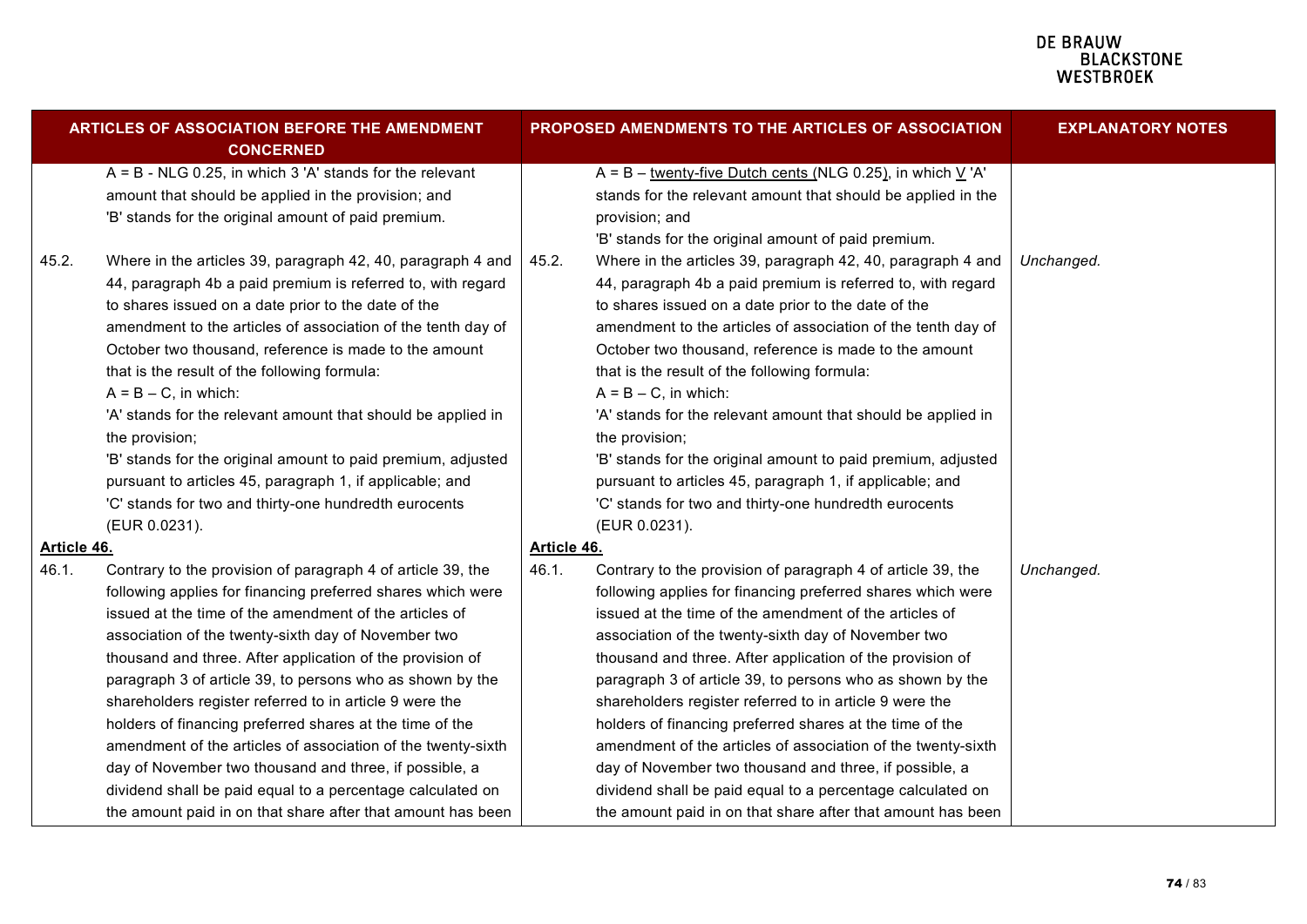| ARTICLES OF ASSOCIATION BEFORE THE AMENDMENT CONCERNED | PROPOSED AMENDMENTS TO THE ARTICLES OF ASSOCIATION | EXPLANATORY NOTES |
|---|---|---|
| A = B - NLG 0.25, in which 3 'A' stands for the relevant amount that should be applied in the provision; and 'B' stands for the original amount of paid premium. | A = B – twenty-five Dutch cents (NLG 0.25), in which V 'A' stands for the relevant amount that should be applied in the provision; and 'B' stands for the original amount of paid premium. | |
| 45.2. Where in the articles 39, paragraph 42, 40, paragraph 4 and 44, paragraph 4b a paid premium is referred to, with regard to shares issued on a date prior to the date of the amendment to the articles of association of the tenth day of October two thousand, reference is made to the amount that is the result of the following formula: A = B – C, in which: 'A' stands for the relevant amount that should be applied in the provision; 'B' stands for the original amount to paid premium, adjusted pursuant to articles 45, paragraph 1, if applicable; and 'C' stands for two and thirty-one hundredth eurocents (EUR 0.0231). | 45.2. Where in the articles 39, paragraph 42, 40, paragraph 4 and 44, paragraph 4b a paid premium is referred to, with regard to shares issued on a date prior to the date of the amendment to the articles of association of the tenth day of October two thousand, reference is made to the amount that is the result of the following formula: A = B – C, in which: 'A' stands for the relevant amount that should be applied in the provision; 'B' stands for the original amount to paid premium, adjusted pursuant to articles 45, paragraph 1, if applicable; and 'C' stands for two and thirty-one hundredth eurocents (EUR 0.0231). | *Unchanged.* |
| **Article 46.** | **Article 46.** | |
| 46.1. Contrary to the provision of paragraph 4 of article 39, the following applies for financing preferred shares which were issued at the time of the amendment of the articles of association of the twenty-sixth day of November two thousand and three. After application of the provision of paragraph 3 of article 39, to persons who as shown by the shareholders register referred to in article 9 were the holders of financing preferred shares at the time of the amendment of the articles of association of the twenty-sixth day of November two thousand and three, if possible, a dividend shall be paid equal to a percentage calculated on the amount paid in on that share after that amount has been | 46.1. Contrary to the provision of paragraph 4 of article 39, the following applies for financing preferred shares which were issued at the time of the amendment of the articles of association of the twenty-sixth day of November two thousand and three. After application of the provision of paragraph 3 of article 39, to persons who as shown by the shareholders register referred to in article 9 were the holders of financing preferred shares at the time of the amendment of the articles of association of the twenty-sixth day of November two thousand and three, if possible, a dividend shall be paid equal to a percentage calculated on the amount paid in on that share after that amount has been | *Unchanged.* |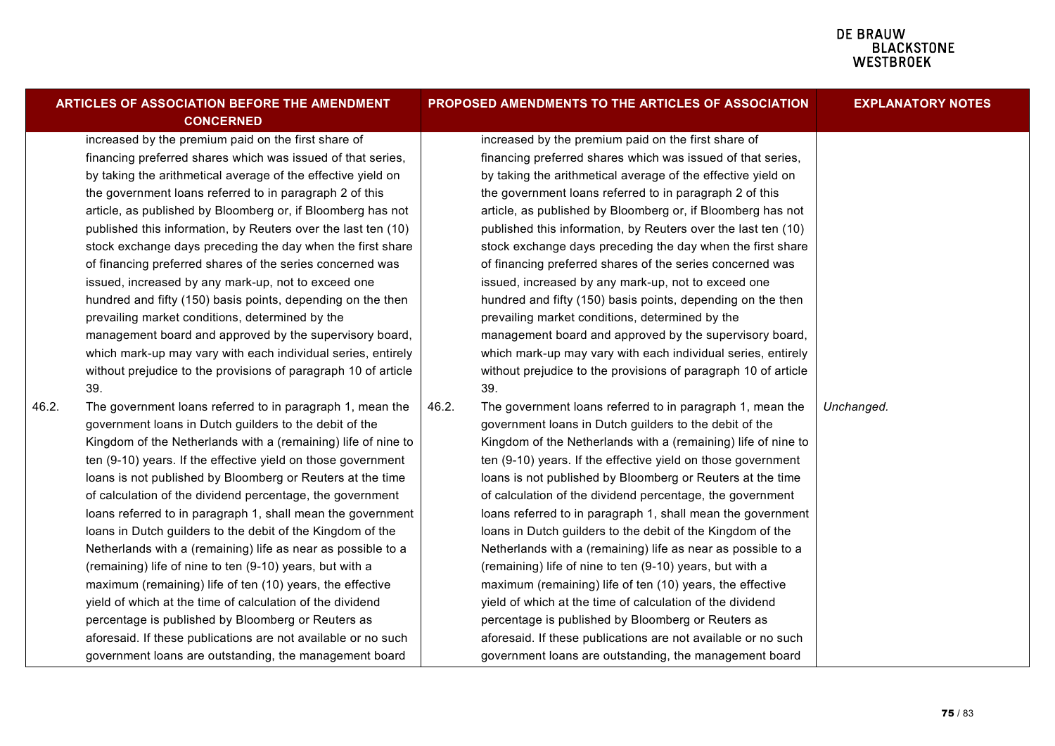| ARTICLES OF ASSOCIATION BEFORE THE AMENDMENT CONCERNED | PROPOSED AMENDMENTS TO THE ARTICLES OF ASSOCIATION | EXPLANATORY NOTES |
|---|---|---|
| increased by the premium paid on the first share of financing preferred shares which was issued of that series, by taking the arithmetical average of the effective yield on the government loans referred to in paragraph 2 of this article, as published by Bloomberg or, if Bloomberg has not published this information, by Reuters over the last ten (10) stock exchange days preceding the day when the first share of financing preferred shares of the series concerned was issued, increased by any mark-up, not to exceed one hundred and fifty (150) basis points, depending on the then prevailing market conditions, determined by the management board and approved by the supervisory board, which mark-up may vary with each individual series, entirely without prejudice to the provisions of paragraph 10 of article 39. | increased by the premium paid on the first share of financing preferred shares which was issued of that series, by taking the arithmetical average of the effective yield on the government loans referred to in paragraph 2 of this article, as published by Bloomberg or, if Bloomberg has not published this information, by Reuters over the last ten (10) stock exchange days preceding the day when the first share of financing preferred shares of the series concerned was issued, increased by any mark-up, not to exceed one hundred and fifty (150) basis points, depending on the then prevailing market conditions, determined by the management board and approved by the supervisory board, which mark-up may vary with each individual series, entirely without prejudice to the provisions of paragraph 10 of article 39. | |
| 46.2. The government loans referred to in paragraph 1, mean the government loans in Dutch guilders to the debit of the Kingdom of the Netherlands with a (remaining) life of nine to ten (9-10) years. If the effective yield on those government loans is not published by Bloomberg or Reuters at the time of calculation of the dividend percentage, the government loans referred to in paragraph 1, shall mean the government loans in Dutch guilders to the debit of the Kingdom of the Netherlands with a (remaining) life as near as possible to a (remaining) life of nine to ten (9-10) years, but with a maximum (remaining) life of ten (10) years, the effective yield of which at the time of calculation of the dividend percentage is published by Bloomberg or Reuters as aforesaid. If these publications are not available or no such government loans are outstanding, the management board | 46.2. The government loans referred to in paragraph 1, mean the government loans in Dutch guilders to the debit of the Kingdom of the Netherlands with a (remaining) life of nine to ten (9-10) years. If the effective yield on those government loans is not published by Bloomberg or Reuters at the time of calculation of the dividend percentage, the government loans referred to in paragraph 1, shall mean the government loans in Dutch guilders to the debit of the Kingdom of the Netherlands with a (remaining) life as near as possible to a (remaining) life of nine to ten (9-10) years, but with a maximum (remaining) life of ten (10) years, the effective yield of which at the time of calculation of the dividend percentage is published by Bloomberg or Reuters as aforesaid. If these publications are not available or no such government loans are outstanding, the management board | *Unchanged.* |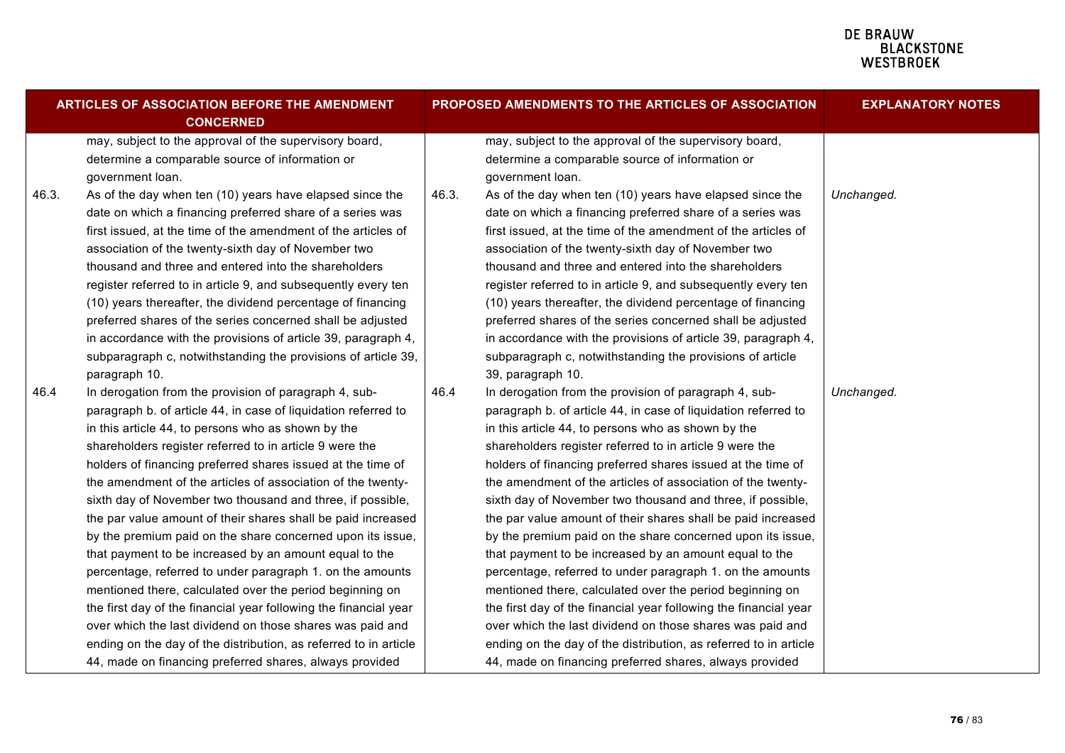| ARTICLES OF ASSOCIATION BEFORE THE AMENDMENT CONCERNED | PROPOSED AMENDMENTS TO THE ARTICLES OF ASSOCIATION | EXPLANATORY NOTES |
|---|---|---|
| may, subject to the approval of the supervisory board, determine a comparable source of information or government loan. | may, subject to the approval of the supervisory board, determine a comparable source of information or government loan. | |
| 46.3. As of the day when ten (10) years have elapsed since the date on which a financing preferred share of a series was first issued, at the time of the amendment of the articles of association of the twenty-sixth day of November two thousand and three and entered into the shareholders register referred to in article 9, and subsequently every ten (10) years thereafter, the dividend percentage of financing preferred shares of the series concerned shall be adjusted in accordance with the provisions of article 39, paragraph 4, subparagraph c, notwithstanding the provisions of article 39, paragraph 10. | 46.3. As of the day when ten (10) years have elapsed since the date on which a financing preferred share of a series was first issued, at the time of the amendment of the articles of association of the twenty-sixth day of November two thousand and three and entered into the shareholders register referred to in article 9, and subsequently every ten (10) years thereafter, the dividend percentage of financing preferred shares of the series concerned shall be adjusted in accordance with the provisions of article 39, paragraph 4, subparagraph c, notwithstanding the provisions of article 39, paragraph 10. | *Unchanged.* |
| 46.4 In derogation from the provision of paragraph 4, sub-paragraph b. of article 44, in case of liquidation referred to in this article 44, to persons who as shown by the shareholders register referred to in article 9 were the holders of financing preferred shares issued at the time of the amendment of the articles of association of the twenty-sixth day of November two thousand and three, if possible, the par value amount of their shares shall be paid increased by the premium paid on the share concerned upon its issue, that payment to be increased by an amount equal to the percentage, referred to under paragraph 1. on the amounts mentioned there, calculated over the period beginning on the first day of the financial year following the financial year over which the last dividend on those shares was paid and ending on the day of the distribution, as referred to in article 44, made on financing preferred shares, always provided | 46.4 In derogation from the provision of paragraph 4, sub-paragraph b. of article 44, in case of liquidation referred to in this article 44, to persons who as shown by the shareholders register referred to in article 9 were the holders of financing preferred shares issued at the time of the amendment of the articles of association of the twenty-sixth day of November two thousand and three, if possible, the par value amount of their shares shall be paid increased by the premium paid on the share concerned upon its issue, that payment to be increased by an amount equal to the percentage, referred to under paragraph 1. on the amounts mentioned there, calculated over the period beginning on the first day of the financial year following the financial year over which the last dividend on those shares was paid and ending on the day of the distribution, as referred to in article 44, made on financing preferred shares, always provided | *Unchanged.* |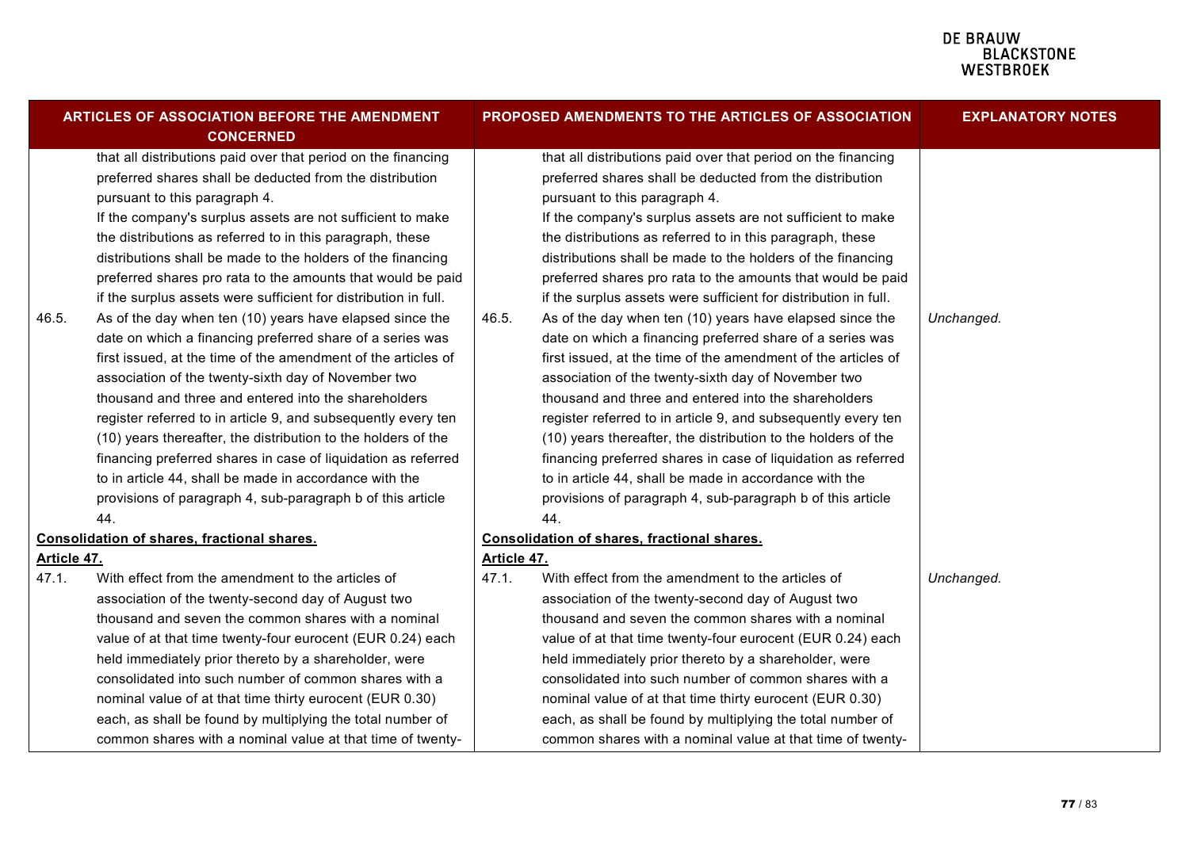| ARTICLES OF ASSOCIATION BEFORE THE AMENDMENT CONCERNED | PROPOSED AMENDMENTS TO THE ARTICLES OF ASSOCIATION | EXPLANATORY NOTES |
|---|---|---|
| that all distributions paid over that period on the financing preferred shares shall be deducted from the distribution pursuant to this paragraph 4.<br>If the company's surplus assets are not sufficient to make the distributions as referred to in this paragraph, these distributions shall be made to the holders of the financing preferred shares pro rata to the amounts that would be paid if the surplus assets were sufficient for distribution in full. | that all distributions paid over that period on the financing preferred shares shall be deducted from the distribution pursuant to this paragraph 4.<br>If the company's surplus assets are not sufficient to make the distributions as referred to in this paragraph, these distributions shall be made to the holders of the financing preferred shares pro rata to the amounts that would be paid if the surplus assets were sufficient for distribution in full. | |
| 46.5. As of the day when ten (10) years have elapsed since the date on which a financing preferred share of a series was first issued, at the time of the amendment of the articles of association of the twenty-sixth day of November two thousand and three and entered into the shareholders register referred to in article 9, and subsequently every ten (10) years thereafter, the distribution to the holders of the financing preferred shares in case of liquidation as referred to in article 44, shall be made in accordance with the provisions of paragraph 4, sub-paragraph b of this article 44. | 46.5. As of the day when ten (10) years have elapsed since the date on which a financing preferred share of a series was first issued, at the time of the amendment of the articles of association of the twenty-sixth day of November two thousand and three and entered into the shareholders register referred to in article 9, and subsequently every ten (10) years thereafter, the distribution to the holders of the financing preferred shares in case of liquidation as referred to in article 44, shall be made in accordance with the provisions of paragraph 4, sub-paragraph b of this article 44. | *Unchanged.* |
| **Consolidation of shares, fractional shares.**<br>**Article 47.** | **Consolidation of shares, fractional shares.**<br>**Article 47.** | |
| 47.1. With effect from the amendment to the articles of association of the twenty-second day of August two thousand and seven the common shares with a nominal value of at that time twenty-four eurocent (EUR 0.24) each held immediately prior thereto by a shareholder, were consolidated into such number of common shares with a nominal value of at that time thirty eurocent (EUR 0.30) each, as shall be found by multiplying the total number of common shares with a nominal value at that time of twenty- | 47.1. With effect from the amendment to the articles of association of the twenty-second day of August two thousand and seven the common shares with a nominal value of at that time twenty-four eurocent (EUR 0.24) each held immediately prior thereto by a shareholder, were consolidated into such number of common shares with a nominal value of at that time thirty eurocent (EUR 0.30) each, as shall be found by multiplying the total number of common shares with a nominal value at that time of twenty- | *Unchanged.* |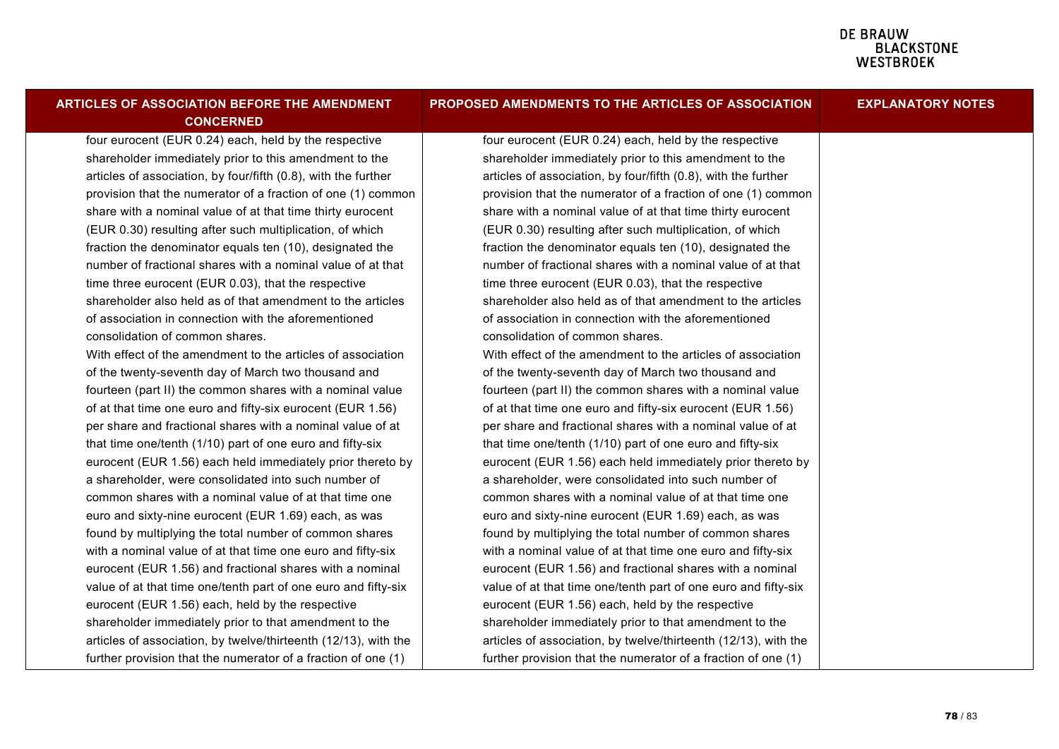| ARTICLES OF ASSOCIATION BEFORE THE AMENDMENT CONCERNED | PROPOSED AMENDMENTS TO THE ARTICLES OF ASSOCIATION | EXPLANATORY NOTES |
|---|---|---|
| four eurocent (EUR 0.24) each, held by the respective shareholder immediately prior to this amendment to the articles of association, by four/fifth (0.8), with the further provision that the numerator of a fraction of one (1) common share with a nominal value of at that time thirty eurocent (EUR 0.30) resulting after such multiplication, of which fraction the denominator equals ten (10), designated the number of fractional shares with a nominal value of at that time three eurocent (EUR 0.03), that the respective shareholder also held as of that amendment to the articles of association in connection with the aforementioned consolidation of common shares. With effect of the amendment to the articles of association of the twenty-seventh day of March two thousand and fourteen (part II) the common shares with a nominal value of at that time one euro and fifty-six eurocent (EUR 1.56) per share and fractional shares with a nominal value of at that time one/tenth (1/10) part of one euro and fifty-six eurocent (EUR 1.56) each held immediately prior thereto by a shareholder, were consolidated into such number of common shares with a nominal value of at that time one euro and sixty-nine eurocent (EUR 1.69) each, as was found by multiplying the total number of common shares with a nominal value of at that time one euro and fifty-six eurocent (EUR 1.56) and fractional shares with a nominal value of at that time one/tenth part of one euro and fifty-six eurocent (EUR 1.56) each, held by the respective shareholder immediately prior to that amendment to the articles of association, by twelve/thirteenth (12/13), with the further provision that the numerator of a fraction of one (1) | four eurocent (EUR 0.24) each, held by the respective shareholder immediately prior to this amendment to the articles of association, by four/fifth (0.8), with the further provision that the numerator of a fraction of one (1) common share with a nominal value of at that time thirty eurocent (EUR 0.30) resulting after such multiplication, of which fraction the denominator equals ten (10), designated the number of fractional shares with a nominal value of at that time three eurocent (EUR 0.03), that the respective shareholder also held as of that amendment to the articles of association in connection with the aforementioned consolidation of common shares. With effect of the amendment to the articles of association of the twenty-seventh day of March two thousand and fourteen (part II) the common shares with a nominal value of at that time one euro and fifty-six eurocent (EUR 1.56) per share and fractional shares with a nominal value of at that time one/tenth (1/10) part of one euro and fifty-six eurocent (EUR 1.56) each held immediately prior thereto by a shareholder, were consolidated into such number of common shares with a nominal value of at that time one euro and sixty-nine eurocent (EUR 1.69) each, as was found by multiplying the total number of common shares with a nominal value of at that time one euro and fifty-six eurocent (EUR 1.56) and fractional shares with a nominal value of at that time one/tenth part of one euro and fifty-six eurocent (EUR 1.56) each, held by the respective shareholder immediately prior to that amendment to the articles of association, by twelve/thirteenth (12/13), with the further provision that the numerator of a fraction of one (1) | |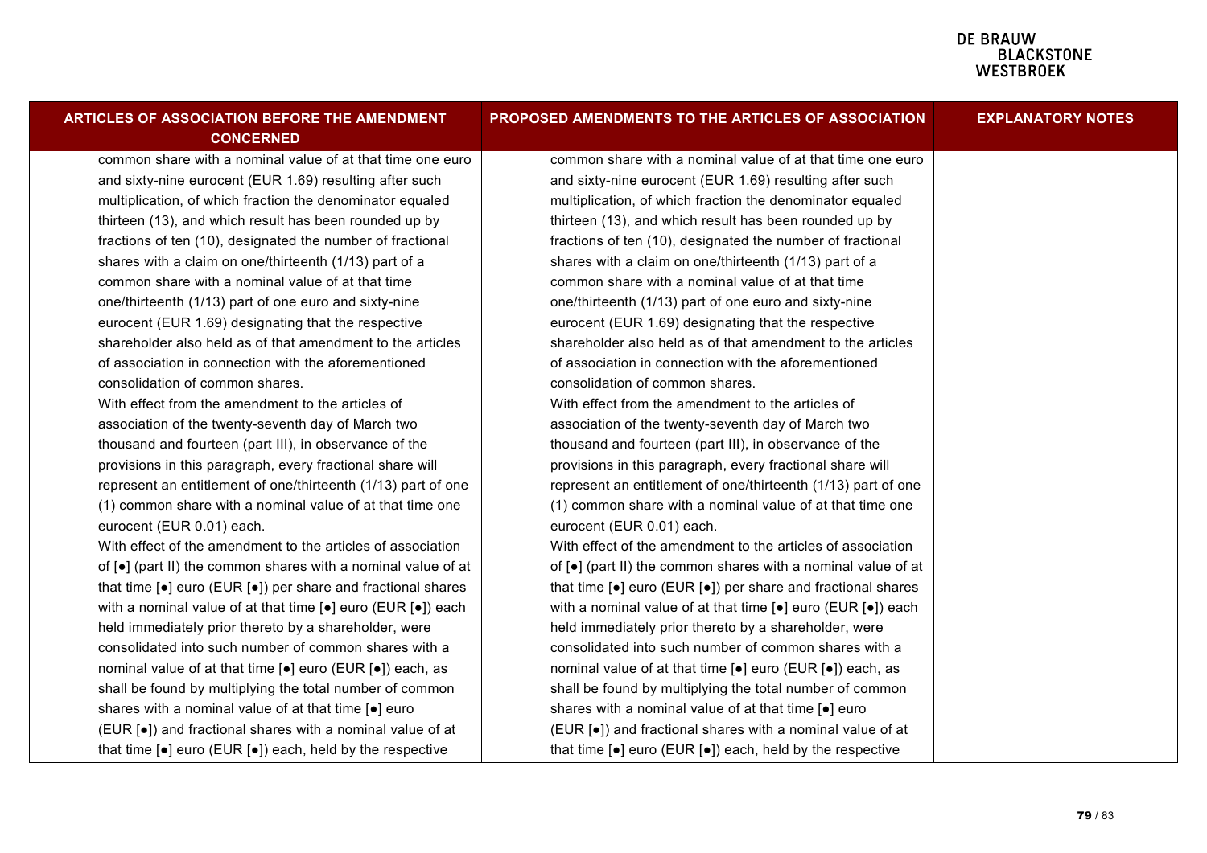| ARTICLES OF ASSOCIATION BEFORE THE AMENDMENT CONCERNED | PROPOSED AMENDMENTS TO THE ARTICLES OF ASSOCIATION | EXPLANATORY NOTES |
|---|---|---|
| common share with a nominal value of at that time one euro and sixty-nine eurocent (EUR 1.69) resulting after such multiplication, of which fraction the denominator equaled thirteen (13), and which result has been rounded up by fractions of ten (10), designated the number of fractional shares with a claim on one/thirteenth (1/13) part of a common share with a nominal value of at that time one/thirteenth (1/13) part of one euro and sixty-nine eurocent (EUR 1.69) designating that the respective shareholder also held as of that amendment to the articles of association in connection with the aforementioned consolidation of common shares.<br>With effect from the amendment to the articles of association of the twenty-seventh day of March two thousand and fourteen (part III), in observance of the provisions in this paragraph, every fractional share will represent an entitlement of one/thirteenth (1/13) part of one (1) common share with a nominal value of at that time one eurocent (EUR 0.01) each.<br>With effect of the amendment to the articles of association of [•] (part II) the common shares with a nominal value of at that time [•] euro (EUR [•]) per share and fractional shares with a nominal value of at that time [•] euro (EUR [•]) each held immediately prior thereto by a shareholder, were consolidated into such number of common shares with a nominal value of at that time [•] euro (EUR [•]) each, as shall be found by multiplying the total number of common shares with a nominal value of at that time [•] euro (EUR [•]) and fractional shares with a nominal value of at that time [•] euro (EUR [•]) each, held by the respective | common share with a nominal value of at that time one euro and sixty-nine eurocent (EUR 1.69) resulting after such multiplication, of which fraction the denominator equaled thirteen (13), and which result has been rounded up by fractions of ten (10), designated the number of fractional shares with a claim on one/thirteenth (1/13) part of a common share with a nominal value of at that time one/thirteenth (1/13) part of one euro and sixty-nine eurocent (EUR 1.69) designating that the respective shareholder also held as of that amendment to the articles of association in connection with the aforementioned consolidation of common shares.<br>With effect from the amendment to the articles of association of the twenty-seventh day of March two thousand and fourteen (part III), in observance of the provisions in this paragraph, every fractional share will represent an entitlement of one/thirteenth (1/13) part of one (1) common share with a nominal value of at that time one eurocent (EUR 0.01) each.<br>With effect of the amendment to the articles of association of [•] (part II) the common shares with a nominal value of at that time [•] euro (EUR [•]) per share and fractional shares with a nominal value of at that time [•] euro (EUR [•]) each held immediately prior thereto by a shareholder, were consolidated into such number of common shares with a nominal value of at that time [•] euro (EUR [•]) each, as shall be found by multiplying the total number of common shares with a nominal value of at that time [•] euro (EUR [•]) and fractional shares with a nominal value of at that time [•] euro (EUR [•]) each, held by the respective | |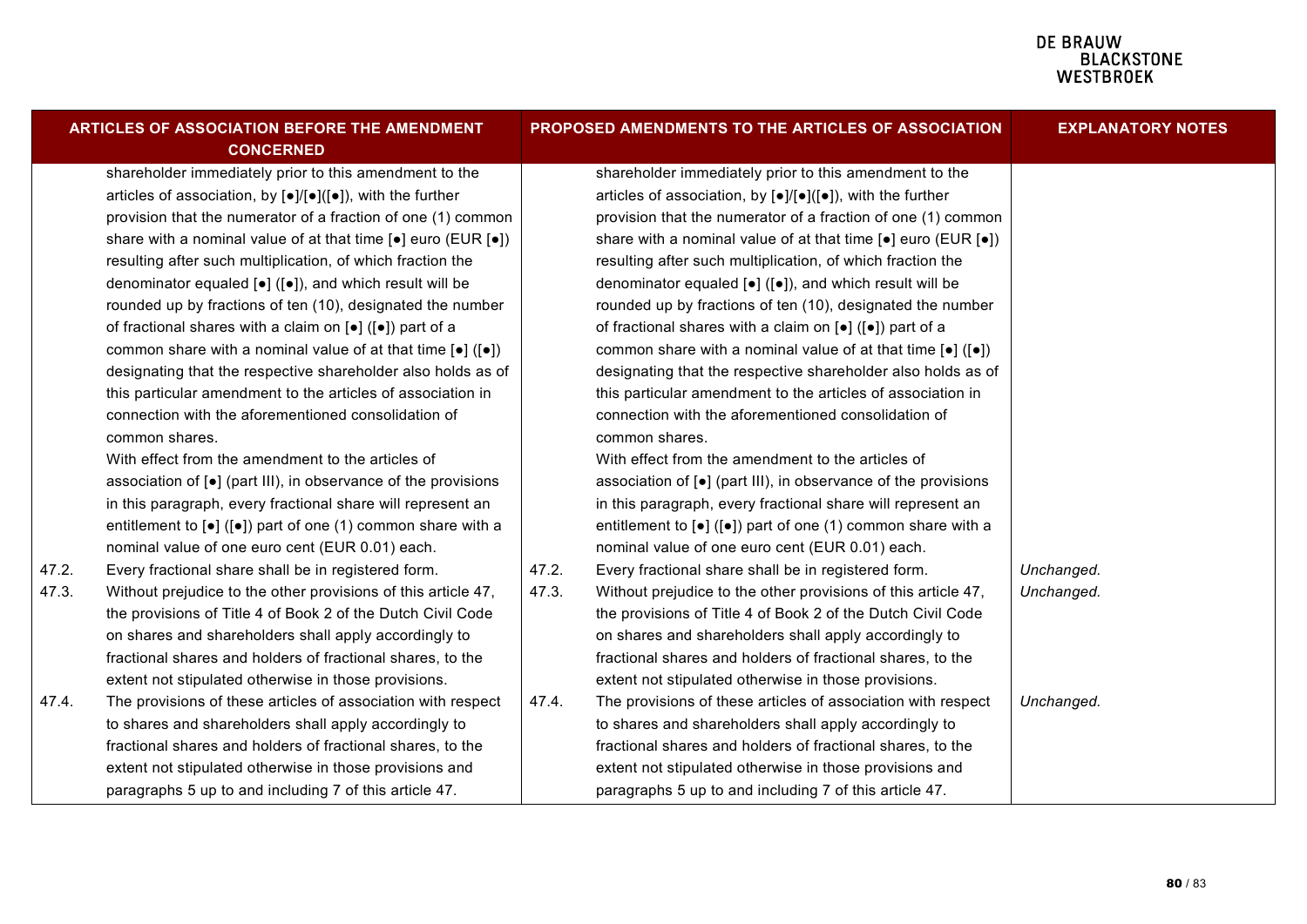| ARTICLES OF ASSOCIATION BEFORE THE AMENDMENT CONCERNED | PROPOSED AMENDMENTS TO THE ARTICLES OF ASSOCIATION | EXPLANATORY NOTES |
|---|---|---|
| shareholder immediately prior to this amendment to the articles of association, by [●]/[●]([●]), with the further provision that the numerator of a fraction of one (1) common share with a nominal value of at that time [●] euro (EUR [●]) resulting after such multiplication, of which fraction the denominator equaled [●] ([●]), and which result will be rounded up by fractions of ten (10), designated the number of fractional shares with a claim on [●] ([●]) part of a common share with a nominal value of at that time [●] ([●]) designating that the respective shareholder also holds as of this particular amendment to the articles of association in connection with the aforementioned consolidation of common shares.<br>With effect from the amendment to the articles of association of [●] (part III), in observance of the provisions in this paragraph, every fractional share will represent an entitlement to [●] ([●]) part of one (1) common share with a nominal value of one euro cent (EUR 0.01) each. | shareholder immediately prior to this amendment to the articles of association, by [●]/[●]([●]), with the further provision that the numerator of a fraction of one (1) common share with a nominal value of at that time [●] euro (EUR [●]) resulting after such multiplication, of which fraction the denominator equaled [●] ([●]), and which result will be rounded up by fractions of ten (10), designated the number of fractional shares with a claim on [●] ([●]) part of a common share with a nominal value of at that time [●] ([●]) designating that the respective shareholder also holds as of this particular amendment to the articles of association in connection with the aforementioned consolidation of common shares.<br>With effect from the amendment to the articles of association of [●] (part III), in observance of the provisions in this paragraph, every fractional share will represent an entitlement to [●] ([●]) part of one (1) common share with a nominal value of one euro cent (EUR 0.01) each. | |
| 47.2. Every fractional share shall be in registered form. | 47.2. Every fractional share shall be in registered form. | *Unchanged.* |
| 47.3. Without prejudice to the other provisions of this article 47, the provisions of Title 4 of Book 2 of the Dutch Civil Code on shares and shareholders shall apply accordingly to fractional shares and holders of fractional shares, to the extent not stipulated otherwise in those provisions. | 47.3. Without prejudice to the other provisions of this article 47, the provisions of Title 4 of Book 2 of the Dutch Civil Code on shares and shareholders shall apply accordingly to fractional shares and holders of fractional shares, to the extent not stipulated otherwise in those provisions. | *Unchanged.* |
| 47.4. The provisions of these articles of association with respect to shares and shareholders shall apply accordingly to fractional shares and holders of fractional shares, to the extent not stipulated otherwise in those provisions and paragraphs 5 up to and including 7 of this article 47. | 47.4. The provisions of these articles of association with respect to shares and shareholders shall apply accordingly to fractional shares and holders of fractional shares, to the extent not stipulated otherwise in those provisions and paragraphs 5 up to and including 7 of this article 47. | *Unchanged.* |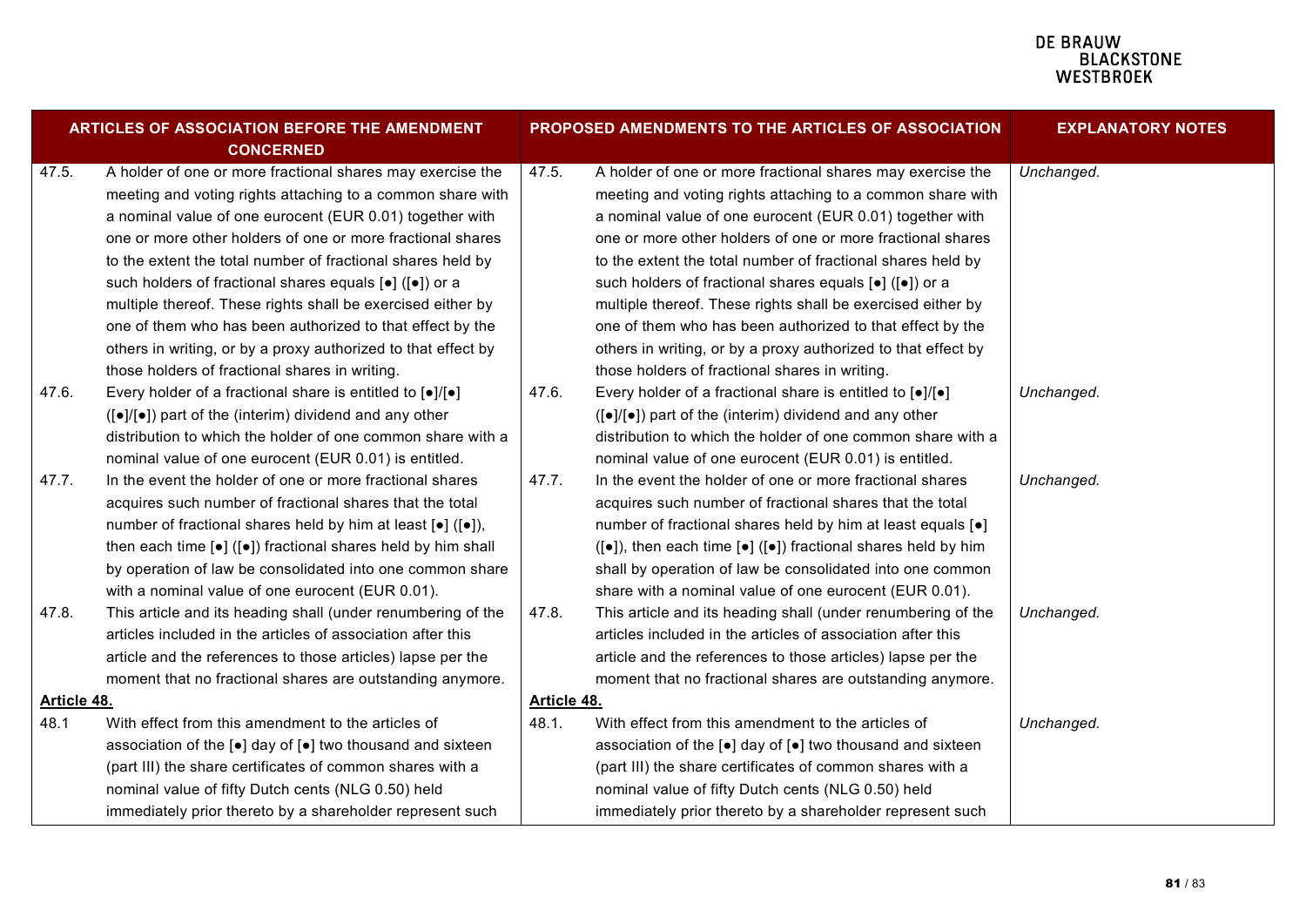| ARTICLES OF ASSOCIATION BEFORE THE AMENDMENT CONCERNED | | PROPOSED AMENDMENTS TO THE ARTICLES OF ASSOCIATION | | EXPLANATORY NOTES |
|---|---|---|---|---|
| 47.5. | A holder of one or more fractional shares may exercise the meeting and voting rights attaching to a common share with a nominal value of one eurocent (EUR 0.01) together with one or more other holders of one or more fractional shares to the extent the total number of fractional shares held by such holders of fractional shares equals [●] ([●]) or a multiple thereof. These rights shall be exercised either by one of them who has been authorized to that effect by the others in writing, or by a proxy authorized to that effect by those holders of fractional shares in writing. | 47.5. | A holder of one or more fractional shares may exercise the meeting and voting rights attaching to a common share with a nominal value of one eurocent (EUR 0.01) together with one or more other holders of one or more fractional shares to the extent the total number of fractional shares held by such holders of fractional shares equals [●] ([●]) or a multiple thereof. These rights shall be exercised either by one of them who has been authorized to that effect by the others in writing, or by a proxy authorized to that effect by those holders of fractional shares in writing. | *Unchanged.* |
| 47.6. | Every holder of a fractional share is entitled to [●]/[●] ([●]/[●]) part of the (interim) dividend and any other distribution to which the holder of one common share with a nominal value of one eurocent (EUR 0.01) is entitled. | 47.6. | Every holder of a fractional share is entitled to [●]/[●] ([●]/[●]) part of the (interim) dividend and any other distribution to which the holder of one common share with a nominal value of one eurocent (EUR 0.01) is entitled. | *Unchanged.* |
| 47.7. | In the event the holder of one or more fractional shares acquires such number of fractional shares that the total number of fractional shares held by him at least [●] ([●]), then each time [●] ([●]) fractional shares held by him shall by operation of law be consolidated into one common share with a nominal value of one eurocent (EUR 0.01). | 47.7. | In the event the holder of one or more fractional shares acquires such number of fractional shares that the total number of fractional shares held by him at least equals [●] ([●]), then each time [●] ([●]) fractional shares held by him shall by operation of law be consolidated into one common share with a nominal value of one eurocent (EUR 0.01). | *Unchanged.* |
| 47.8. | This article and its heading shall (under renumbering of the articles included in the articles of association after this article and the references to those articles) lapse per the moment that no fractional shares are outstanding anymore. | 47.8. | This article and its heading shall (under renumbering of the articles included in the articles of association after this article and the references to those articles) lapse per the moment that no fractional shares are outstanding anymore. | *Unchanged.* |
| **Article 48.** | | **Article 48.** | | |
| 48.1 | With effect from this amendment to the articles of association of the [●] day of [●] two thousand and sixteen (part III) the share certificates of common shares with a nominal value of fifty Dutch cents (NLG 0.50) held immediately prior thereto by a shareholder represent such | 48.1. | With effect from this amendment to the articles of association of the [●] day of [●] two thousand and sixteen (part III) the share certificates of common shares with a nominal value of fifty Dutch cents (NLG 0.50) held immediately prior thereto by a shareholder represent such | *Unchanged.* |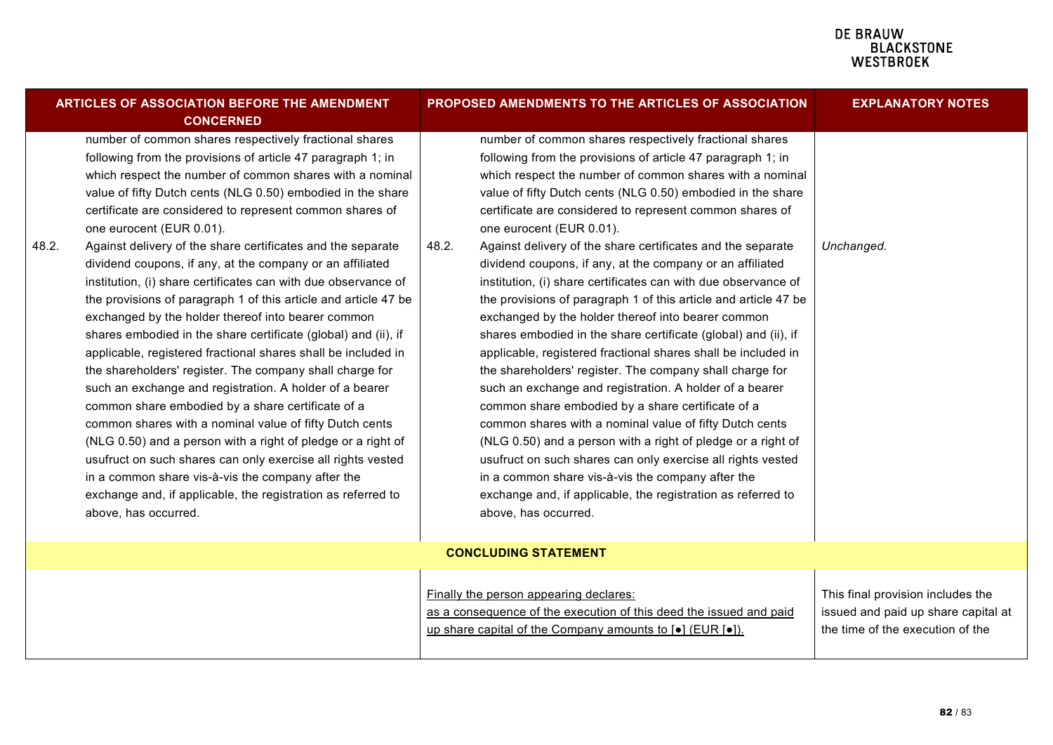| ARTICLES OF ASSOCIATION BEFORE THE AMENDMENT CONCERNED | PROPOSED AMENDMENTS TO THE ARTICLES OF ASSOCIATION | EXPLANATORY NOTES |
|---|---|---|
| number of common shares respectively fractional shares following from the provisions of article 47 paragraph 1; in which respect the number of common shares with a nominal value of fifty Dutch cents (NLG 0.50) embodied in the share certificate are considered to represent common shares of one eurocent (EUR 0.01). | number of common shares respectively fractional shares following from the provisions of article 47 paragraph 1; in which respect the number of common shares with a nominal value of fifty Dutch cents (NLG 0.50) embodied in the share certificate are considered to represent common shares of one eurocent (EUR 0.01). | |
| 48.2. Against delivery of the share certificates and the separate dividend coupons, if any, at the company or an affiliated institution, (i) share certificates can with due observance of the provisions of paragraph 1 of this article and article 47 be exchanged by the holder thereof into bearer common shares embodied in the share certificate (global) and (ii), if applicable, registered fractional shares shall be included in the shareholders' register. The company shall charge for such an exchange and registration. A holder of a bearer common share embodied by a share certificate of a common shares with a nominal value of fifty Dutch cents (NLG 0.50) and a person with a right of pledge or a right of usufruct on such shares can only exercise all rights vested in a common share vis-à-vis the company after the exchange and, if applicable, the registration as referred to above, has occurred. | 48.2. Against delivery of the share certificates and the separate dividend coupons, if any, at the company or an affiliated institution, (i) share certificates can with due observance of the provisions of paragraph 1 of this article and article 47 be exchanged by the holder thereof into bearer common shares embodied in the share certificate (global) and (ii), if applicable, registered fractional shares shall be included in the shareholders' register. The company shall charge for such an exchange and registration. A holder of a bearer common share embodied by a share certificate of a common shares with a nominal value of fifty Dutch cents (NLG 0.50) and a person with a right of pledge or a right of usufruct on such shares can only exercise all rights vested in a common share vis-à-vis the company after the exchange and, if applicable, the registration as referred to above, has occurred. | *Unchanged.* |
| **CONCLUDING STATEMENT** | | |
| | <u>Finally the person appearing declares:</u><br><u>as a consequence of the execution of this deed the issued and paid up share capital of the Company amounts to [●] (EUR [●]).</u> | This final provision includes the issued and paid up share capital at the time of the execution of the |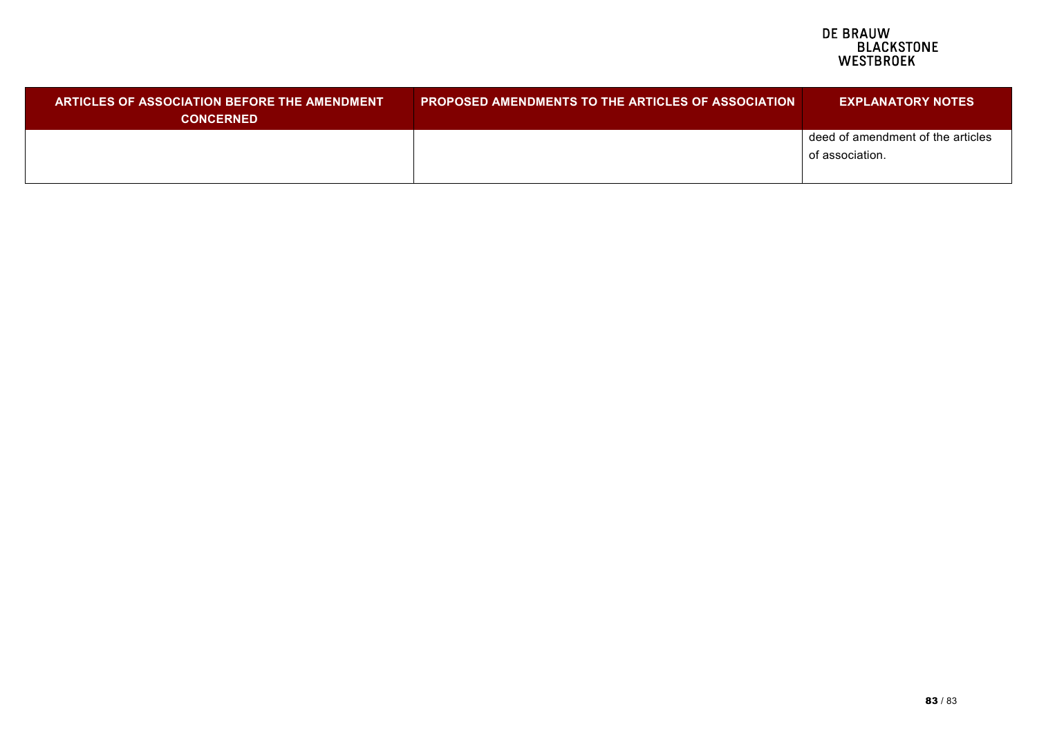| ARTICLES OF ASSOCIATION BEFORE THE AMENDMENT CONCERNED | PROPOSED AMENDMENTS TO THE ARTICLES OF ASSOCIATION | EXPLANATORY NOTES |
|---|---|---|
| | | deed of amendment of the articles of association. |